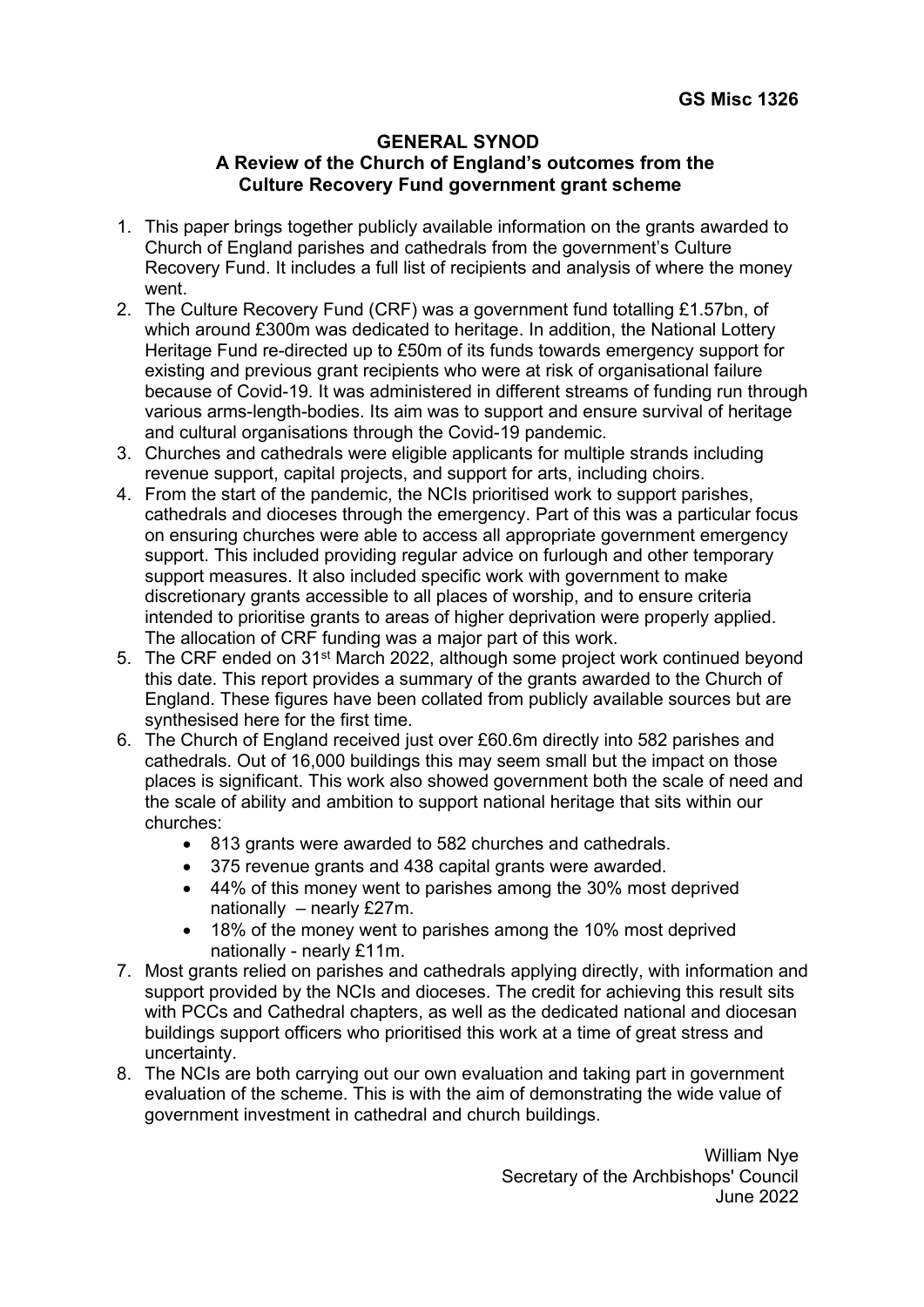**GS Misc 1326**

# GENERAL SYNOD

## A Review of the Church of England's outcomes from the Culture Recovery Fund government grant scheme

1. This paper brings together publicly available information on the grants awarded to Church of England parishes and cathedrals from the government's Culture Recovery Fund. It includes a full list of recipients and analysis of where the money went.
2. The Culture Recovery Fund (CRF) was a government fund totalling £1.57bn, of which around £300m was dedicated to heritage. In addition, the National Lottery Heritage Fund re-directed up to £50m of its funds towards emergency support for existing and previous grant recipients who were at risk of organisational failure because of Covid-19. It was administered in different streams of funding run through various arms-length-bodies. Its aim was to support and ensure survival of heritage and cultural organisations through the Covid-19 pandemic.
3. Churches and cathedrals were eligible applicants for multiple strands including revenue support, capital projects, and support for arts, including choirs.
4. From the start of the pandemic, the NCIs prioritised work to support parishes, cathedrals and dioceses through the emergency. Part of this was a particular focus on ensuring churches were able to access all appropriate government emergency support. This included providing regular advice on furlough and other temporary support measures. It also included specific work with government to make discretionary grants accessible to all places of worship, and to ensure criteria intended to prioritise grants to areas of higher deprivation were properly applied. The allocation of CRF funding was a major part of this work.
5. The CRF ended on 31st March 2022, although some project work continued beyond this date. This report provides a summary of the grants awarded to the Church of England. These figures have been collated from publicly available sources but are synthesised here for the first time.
6. The Church of England received just over £60.6m directly into 582 parishes and cathedrals. Out of 16,000 buildings this may seem small but the impact on those places is significant. This work also showed government both the scale of need and the scale of ability and ambition to support national heritage that sits within our churches:
   - 813 grants were awarded to 582 churches and cathedrals.
   - 375 revenue grants and 438 capital grants were awarded.
   - 44% of this money went to parishes among the 30% most deprived nationally – nearly £27m.
   - 18% of the money went to parishes among the 10% most deprived nationally - nearly £11m.
7. Most grants relied on parishes and cathedrals applying directly, with information and support provided by the NCIs and dioceses. The credit for achieving this result sits with PCCs and Cathedral chapters, as well as the dedicated national and diocesan buildings support officers who prioritised this work at a time of great stress and uncertainty.
8. The NCIs are both carrying out our own evaluation and taking part in government evaluation of the scheme. This is with the aim of demonstrating the wide value of government investment in cathedral and church buildings.

William Nye
Secretary of the Archbishops' Council
June 2022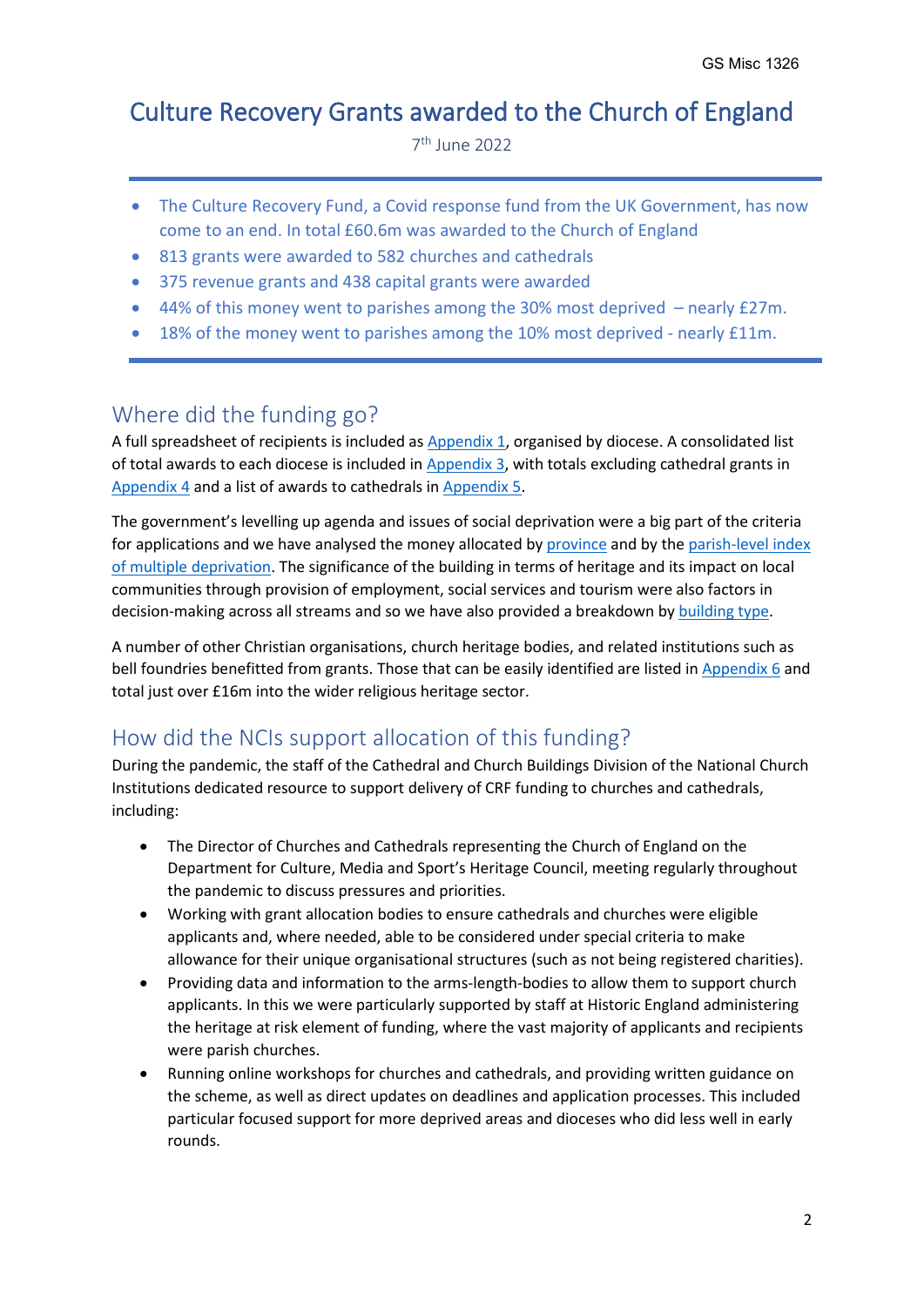GS Misc 1326

# Culture Recovery Grants awarded to the Church of England

7th June 2022

- The Culture Recovery Fund, a Covid response fund from the UK Government, has now come to an end. In total £60.6m was awarded to the Church of England
- 813 grants were awarded to 582 churches and cathedrals
- 375 revenue grants and 438 capital grants were awarded
- 44% of this money went to parishes among the 30% most deprived – nearly £27m.
- 18% of the money went to parishes among the 10% most deprived - nearly £11m.

## Where did the funding go?

A full spreadsheet of recipients is included as Appendix 1, organised by diocese. A consolidated list of total awards to each diocese is included in Appendix 3, with totals excluding cathedral grants in Appendix 4 and a list of awards to cathedrals in Appendix 5.

The government's levelling up agenda and issues of social deprivation were a big part of the criteria for applications and we have analysed the money allocated by province and by the parish-level index of multiple deprivation. The significance of the building in terms of heritage and its impact on local communities through provision of employment, social services and tourism were also factors in decision-making across all streams and so we have also provided a breakdown by building type.

A number of other Christian organisations, church heritage bodies, and related institutions such as bell foundries benefitted from grants. Those that can be easily identified are listed in Appendix 6 and total just over £16m into the wider religious heritage sector.

## How did the NCIs support allocation of this funding?

During the pandemic, the staff of the Cathedral and Church Buildings Division of the National Church Institutions dedicated resource to support delivery of CRF funding to churches and cathedrals, including:

- The Director of Churches and Cathedrals representing the Church of England on the Department for Culture, Media and Sport's Heritage Council, meeting regularly throughout the pandemic to discuss pressures and priorities.
- Working with grant allocation bodies to ensure cathedrals and churches were eligible applicants and, where needed, able to be considered under special criteria to make allowance for their unique organisational structures (such as not being registered charities).
- Providing data and information to the arms-length-bodies to allow them to support church applicants. In this we were particularly supported by staff at Historic England administering the heritage at risk element of funding, where the vast majority of applicants and recipients were parish churches.
- Running online workshops for churches and cathedrals, and providing written guidance on the scheme, as well as direct updates on deadlines and application processes. This included particular focused support for more deprived areas and dioceses who did less well in early rounds.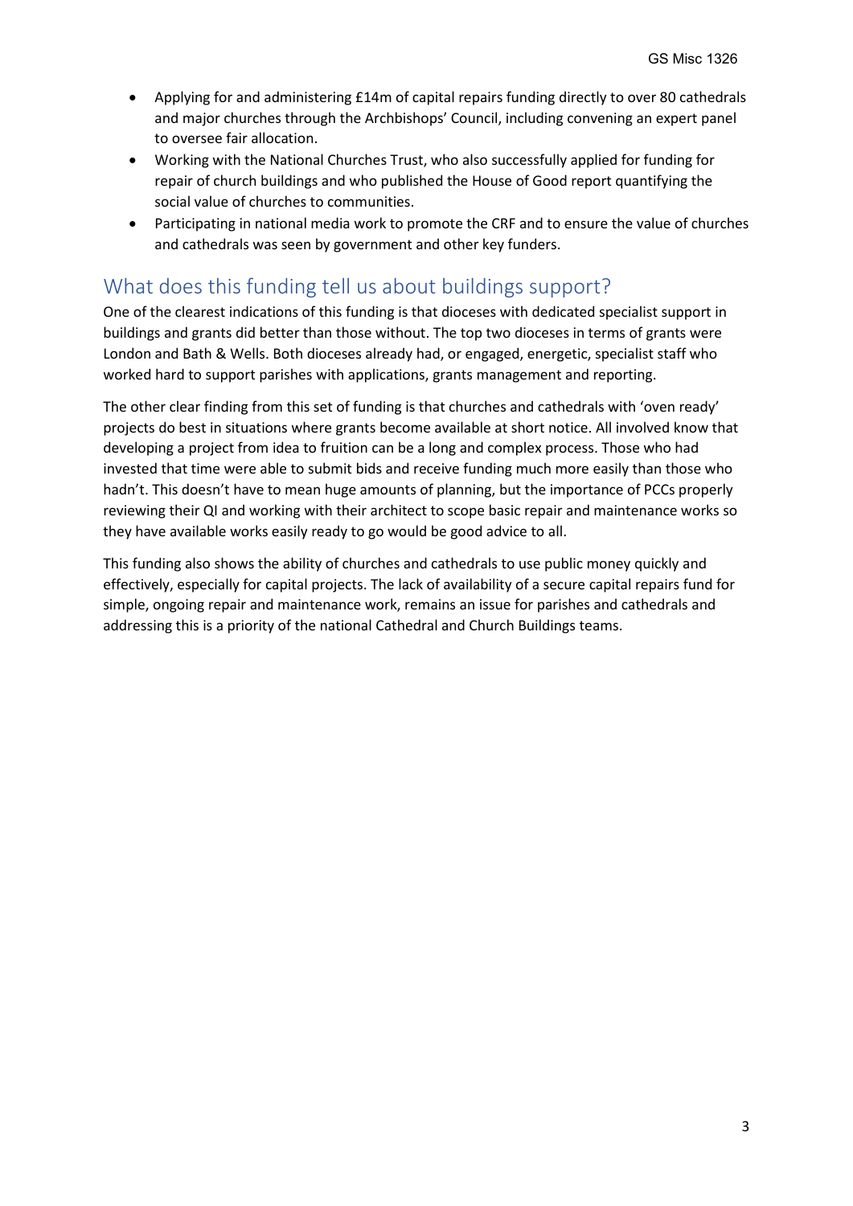- Applying for and administering £14m of capital repairs funding directly to over 80 cathedrals and major churches through the Archbishops' Council, including convening an expert panel to oversee fair allocation.
- Working with the National Churches Trust, who also successfully applied for funding for repair of church buildings and who published the House of Good report quantifying the social value of churches to communities.
- Participating in national media work to promote the CRF and to ensure the value of churches and cathedrals was seen by government and other key funders.

## What does this funding tell us about buildings support?

One of the clearest indications of this funding is that dioceses with dedicated specialist support in buildings and grants did better than those without. The top two dioceses in terms of grants were London and Bath & Wells. Both dioceses already had, or engaged, energetic, specialist staff who worked hard to support parishes with applications, grants management and reporting.

The other clear finding from this set of funding is that churches and cathedrals with 'oven ready' projects do best in situations where grants become available at short notice. All involved know that developing a project from idea to fruition can be a long and complex process. Those who had invested that time were able to submit bids and receive funding much more easily than those who hadn't. This doesn't have to mean huge amounts of planning, but the importance of PCCs properly reviewing their QI and working with their architect to scope basic repair and maintenance works so they have available works easily ready to go would be good advice to all.

This funding also shows the ability of churches and cathedrals to use public money quickly and effectively, especially for capital projects. The lack of availability of a secure capital repairs fund for simple, ongoing repair and maintenance work, remains an issue for parishes and cathedrals and addressing this is a priority of the national Cathedral and Church Buildings teams.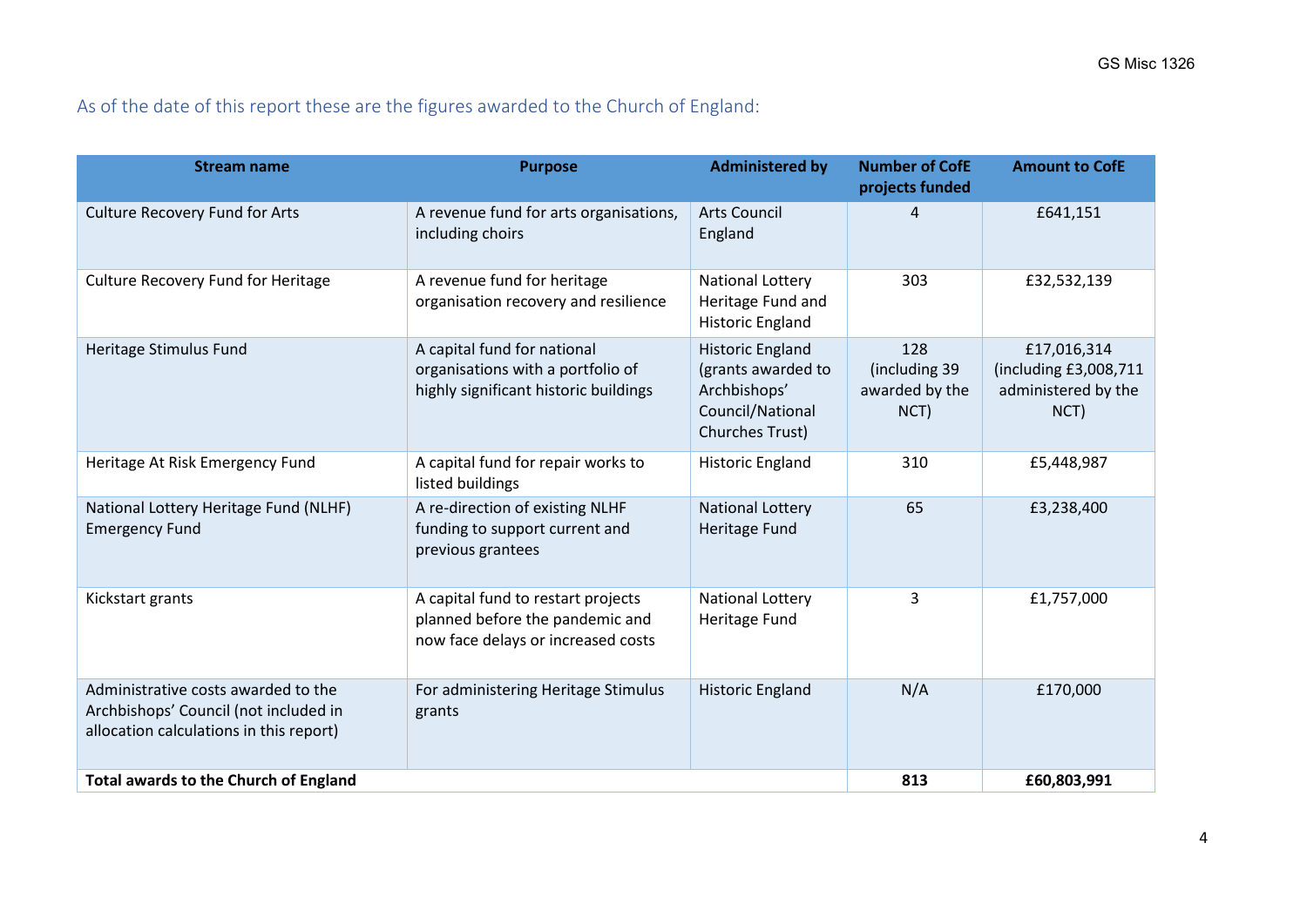As of the date of this report these are the figures awarded to the Church of England:

| Stream name | Purpose | Administered by | Number of CofE projects funded | Amount to CofE |
|---|---|---|---|---|
| Culture Recovery Fund for Arts | A revenue fund for arts organisations, including choirs | Arts Council England | 4 | £641,151 |
| Culture Recovery Fund for Heritage | A revenue fund for heritage organisation recovery and resilience | National Lottery Heritage Fund and Historic England | 303 | £32,532,139 |
| Heritage Stimulus Fund | A capital fund for national organisations with a portfolio of highly significant historic buildings | Historic England (grants awarded to Archbishops' Council/National Churches Trust) | 128 (including 39 awarded by the NCT) | £17,016,314 (including £3,008,711 administered by the NCT) |
| Heritage At Risk Emergency Fund | A capital fund for repair works to listed buildings | Historic England | 310 | £5,448,987 |
| National Lottery Heritage Fund (NLHF) Emergency Fund | A re-direction of existing NLHF funding to support current and previous grantees | National Lottery Heritage Fund | 65 | £3,238,400 |
| Kickstart grants | A capital fund to restart projects planned before the pandemic and now face delays or increased costs | National Lottery Heritage Fund | 3 | £1,757,000 |
| Administrative costs awarded to the Archbishops' Council (not included in allocation calculations in this report) | For administering Heritage Stimulus grants | Historic England | N/A | £170,000 |
| **Total awards to the Church of England** | | | **813** | **£60,803,991** |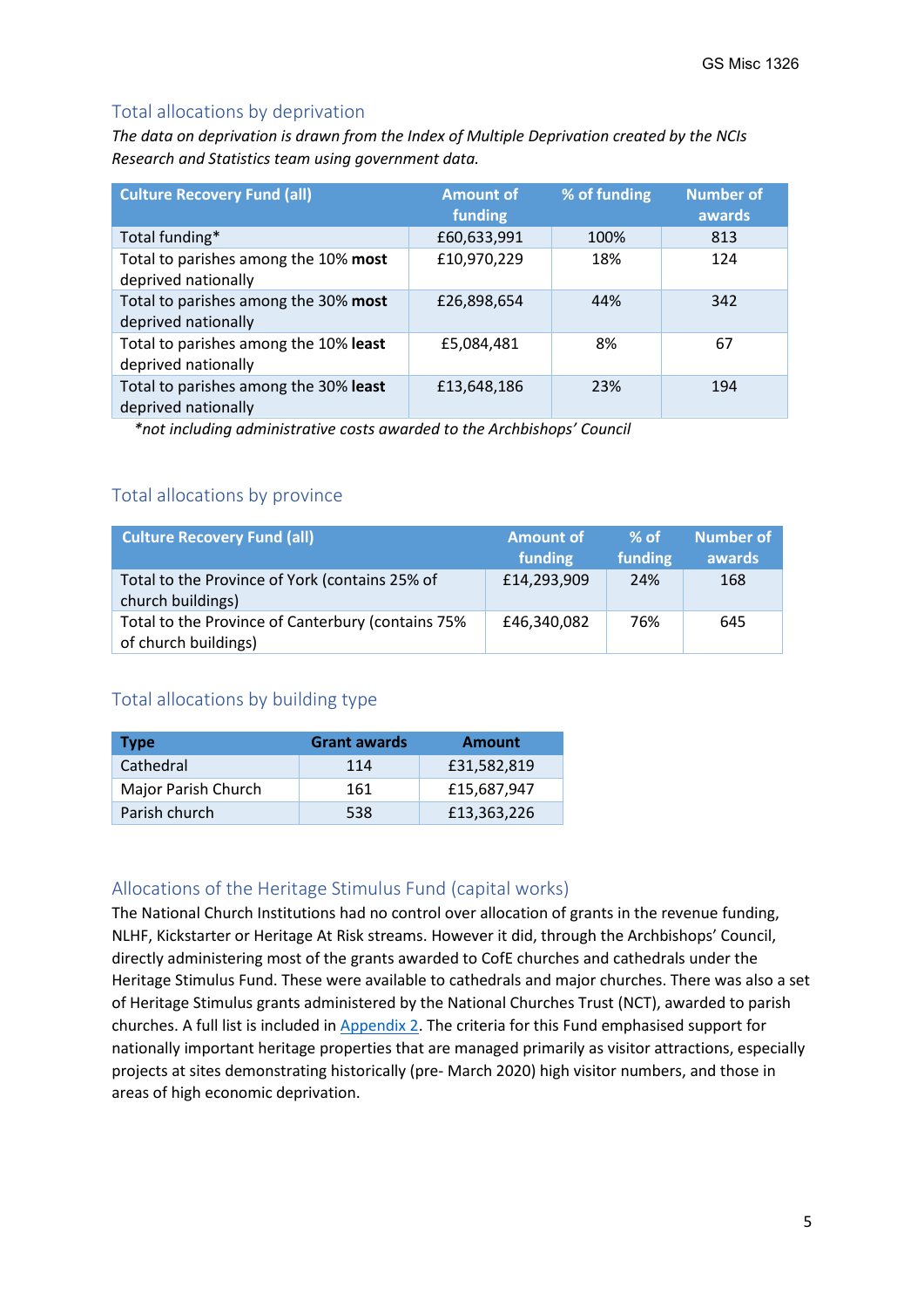## Total allocations by deprivation

*The data on deprivation is drawn from the Index of Multiple Deprivation created by the NCIs Research and Statistics team using government data.*

| Culture Recovery Fund (all) | Amount of funding | % of funding | Number of awards |
|---|---|---|---|
| Total funding* | £60,633,991 | 100% | 813 |
| Total to parishes among the 10% **most** deprived nationally | £10,970,229 | 18% | 124 |
| Total to parishes among the 30% **most** deprived nationally | £26,898,654 | 44% | 342 |
| Total to parishes among the 10% **least** deprived nationally | £5,084,481 | 8% | 67 |
| Total to parishes among the 30% **least** deprived nationally | £13,648,186 | 23% | 194 |

*\*not including administrative costs awarded to the Archbishops' Council*

## Total allocations by province

| Culture Recovery Fund (all) | Amount of funding | % of funding | Number of awards |
|---|---|---|---|
| Total to the Province of York (contains 25% of church buildings) | £14,293,909 | 24% | 168 |
| Total to the Province of Canterbury (contains 75% of church buildings) | £46,340,082 | 76% | 645 |

## Total allocations by building type

| Type | Grant awards | Amount |
|---|---|---|
| Cathedral | 114 | £31,582,819 |
| Major Parish Church | 161 | £15,687,947 |
| Parish church | 538 | £13,363,226 |

## Allocations of the Heritage Stimulus Fund (capital works)

The National Church Institutions had no control over allocation of grants in the revenue funding, NLHF, Kickstarter or Heritage At Risk streams. However it did, through the Archbishops' Council, directly administering most of the grants awarded to CofE churches and cathedrals under the Heritage Stimulus Fund. These were available to cathedrals and major churches. There was also a set of Heritage Stimulus grants administered by the National Churches Trust (NCT), awarded to parish churches. A full list is included in Appendix 2. The criteria for this Fund emphasised support for nationally important heritage properties that are managed primarily as visitor attractions, especially projects at sites demonstrating historically (pre- March 2020) high visitor numbers, and those in areas of high economic deprivation.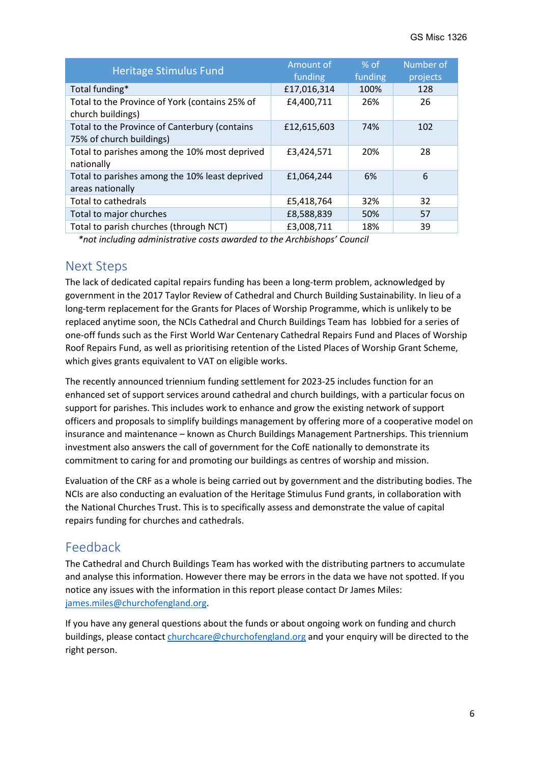| Heritage Stimulus Fund | Amount of funding | % of funding | Number of projects |
|---|---|---|---|
| Total funding* | £17,016,314 | 100% | 128 |
| Total to the Province of York (contains 25% of church buildings) | £4,400,711 | 26% | 26 |
| Total to the Province of Canterbury (contains 75% of church buildings) | £12,615,603 | 74% | 102 |
| Total to parishes among the 10% most deprived nationally | £3,424,571 | 20% | 28 |
| Total to parishes among the 10% least deprived areas nationally | £1,064,244 | 6% | 6 |
| Total to cathedrals | £5,418,764 | 32% | 32 |
| Total to major churches | £8,588,839 | 50% | 57 |
| Total to parish churches (through NCT) | £3,008,711 | 18% | 39 |

*\*not including administrative costs awarded to the Archbishops' Council*

## Next Steps

The lack of dedicated capital repairs funding has been a long-term problem, acknowledged by government in the 2017 Taylor Review of Cathedral and Church Building Sustainability. In lieu of a long-term replacement for the Grants for Places of Worship Programme, which is unlikely to be replaced anytime soon, the NCIs Cathedral and Church Buildings Team has lobbied for a series of one-off funds such as the First World War Centenary Cathedral Repairs Fund and Places of Worship Roof Repairs Fund, as well as prioritising retention of the Listed Places of Worship Grant Scheme, which gives grants equivalent to VAT on eligible works.

The recently announced triennium funding settlement for 2023-25 includes function for an enhanced set of support services around cathedral and church buildings, with a particular focus on support for parishes. This includes work to enhance and grow the existing network of support officers and proposals to simplify buildings management by offering more of a cooperative model on insurance and maintenance – known as Church Buildings Management Partnerships. This triennium investment also answers the call of government for the CofE nationally to demonstrate its commitment to caring for and promoting our buildings as centres of worship and mission.

Evaluation of the CRF as a whole is being carried out by government and the distributing bodies. The NCIs are also conducting an evaluation of the Heritage Stimulus Fund grants, in collaboration with the National Churches Trust. This is to specifically assess and demonstrate the value of capital repairs funding for churches and cathedrals.

## Feedback

The Cathedral and Church Buildings Team has worked with the distributing partners to accumulate and analyse this information. However there may be errors in the data we have not spotted. If you notice any issues with the information in this report please contact Dr James Miles: james.miles@churchofengland.org.

If you have any general questions about the funds or about ongoing work on funding and church buildings, please contact churchcare@churchofengland.org and your enquiry will be directed to the right person.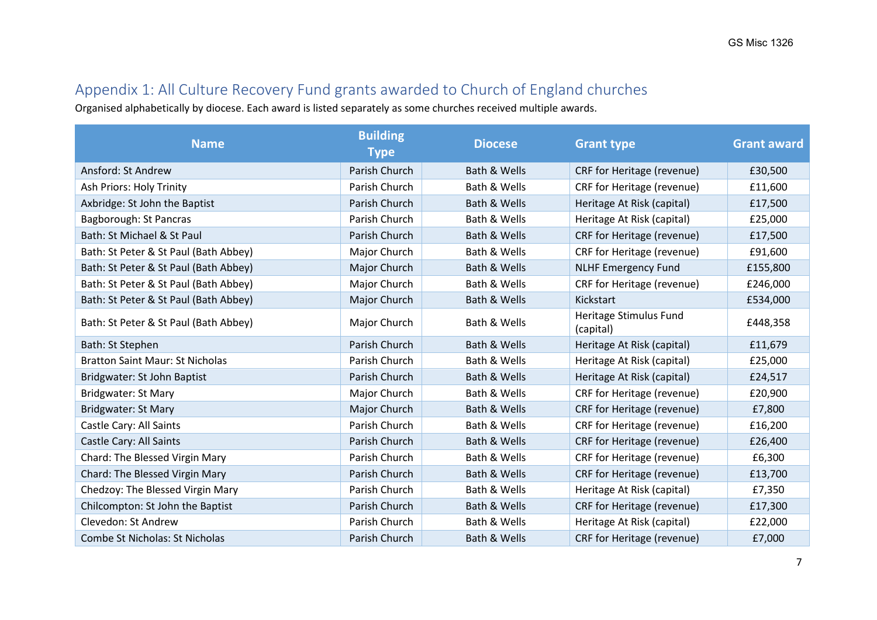## Appendix 1: All Culture Recovery Fund grants awarded to Church of England churches

Organised alphabetically by diocese. Each award is listed separately as some churches received multiple awards.

| Name | Building Type | Diocese | Grant type | Grant award |
|---|---|---|---|---|
| Ansford: St Andrew | Parish Church | Bath & Wells | CRF for Heritage (revenue) | £30,500 |
| Ash Priors: Holy Trinity | Parish Church | Bath & Wells | CRF for Heritage (revenue) | £11,600 |
| Axbridge: St John the Baptist | Parish Church | Bath & Wells | Heritage At Risk (capital) | £17,500 |
| Bagborough: St Pancras | Parish Church | Bath & Wells | Heritage At Risk (capital) | £25,000 |
| Bath: St Michael & St Paul | Parish Church | Bath & Wells | CRF for Heritage (revenue) | £17,500 |
| Bath: St Peter & St Paul (Bath Abbey) | Major Church | Bath & Wells | CRF for Heritage (revenue) | £91,600 |
| Bath: St Peter & St Paul (Bath Abbey) | Major Church | Bath & Wells | NLHF Emergency Fund | £155,800 |
| Bath: St Peter & St Paul (Bath Abbey) | Major Church | Bath & Wells | CRF for Heritage (revenue) | £246,000 |
| Bath: St Peter & St Paul (Bath Abbey) | Major Church | Bath & Wells | Kickstart | £534,000 |
| Bath: St Peter & St Paul (Bath Abbey) | Major Church | Bath & Wells | Heritage Stimulus Fund (capital) | £448,358 |
| Bath: St Stephen | Parish Church | Bath & Wells | Heritage At Risk (capital) | £11,679 |
| Bratton Saint Maur: St Nicholas | Parish Church | Bath & Wells | Heritage At Risk (capital) | £25,000 |
| Bridgwater: St John Baptist | Parish Church | Bath & Wells | Heritage At Risk (capital) | £24,517 |
| Bridgwater: St Mary | Major Church | Bath & Wells | CRF for Heritage (revenue) | £20,900 |
| Bridgwater: St Mary | Major Church | Bath & Wells | CRF for Heritage (revenue) | £7,800 |
| Castle Cary: All Saints | Parish Church | Bath & Wells | CRF for Heritage (revenue) | £16,200 |
| Castle Cary: All Saints | Parish Church | Bath & Wells | CRF for Heritage (revenue) | £26,400 |
| Chard: The Blessed Virgin Mary | Parish Church | Bath & Wells | CRF for Heritage (revenue) | £6,300 |
| Chard: The Blessed Virgin Mary | Parish Church | Bath & Wells | CRF for Heritage (revenue) | £13,700 |
| Chedzoy: The Blessed Virgin Mary | Parish Church | Bath & Wells | Heritage At Risk (capital) | £7,350 |
| Chilcompton: St John the Baptist | Parish Church | Bath & Wells | CRF for Heritage (revenue) | £17,300 |
| Clevedon: St Andrew | Parish Church | Bath & Wells | Heritage At Risk (capital) | £22,000 |
| Combe St Nicholas: St Nicholas | Parish Church | Bath & Wells | CRF for Heritage (revenue) | £7,000 |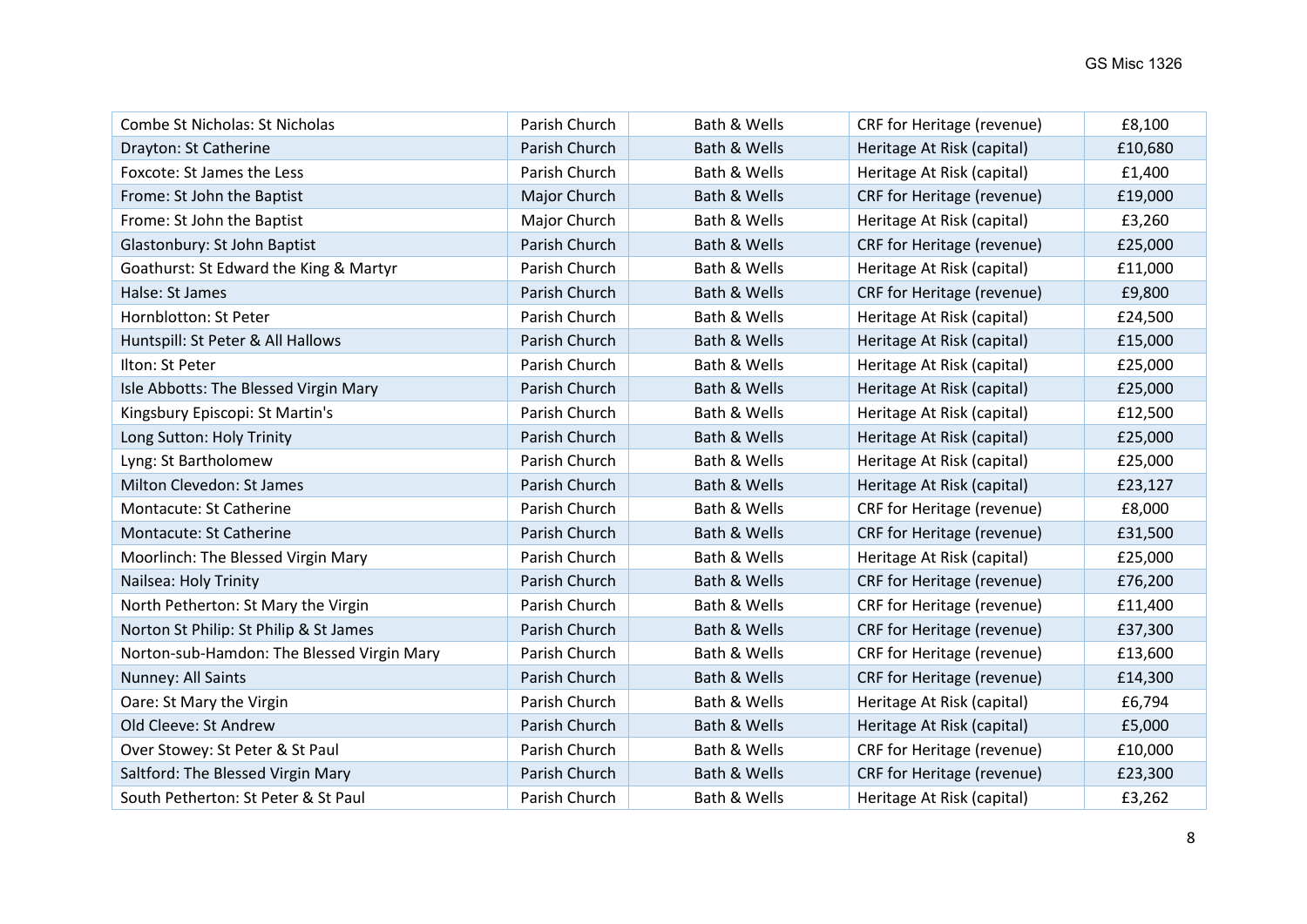| Combe St Nicholas: St Nicholas | Parish Church | Bath & Wells | CRF for Heritage (revenue) | £8,100 |
|---|---|---|---|---|
| Drayton: St Catherine | Parish Church | Bath & Wells | Heritage At Risk (capital) | £10,680 |
| Foxcote: St James the Less | Parish Church | Bath & Wells | Heritage At Risk (capital) | £1,400 |
| Frome: St John the Baptist | Major Church | Bath & Wells | CRF for Heritage (revenue) | £19,000 |
| Frome: St John the Baptist | Major Church | Bath & Wells | Heritage At Risk (capital) | £3,260 |
| Glastonbury: St John Baptist | Parish Church | Bath & Wells | CRF for Heritage (revenue) | £25,000 |
| Goathurst: St Edward the King & Martyr | Parish Church | Bath & Wells | Heritage At Risk (capital) | £11,000 |
| Halse: St James | Parish Church | Bath & Wells | CRF for Heritage (revenue) | £9,800 |
| Hornblotton: St Peter | Parish Church | Bath & Wells | Heritage At Risk (capital) | £24,500 |
| Huntspill: St Peter & All Hallows | Parish Church | Bath & Wells | Heritage At Risk (capital) | £15,000 |
| Ilton: St Peter | Parish Church | Bath & Wells | Heritage At Risk (capital) | £25,000 |
| Isle Abbotts: The Blessed Virgin Mary | Parish Church | Bath & Wells | Heritage At Risk (capital) | £25,000 |
| Kingsbury Episcopi: St Martin's | Parish Church | Bath & Wells | Heritage At Risk (capital) | £12,500 |
| Long Sutton: Holy Trinity | Parish Church | Bath & Wells | Heritage At Risk (capital) | £25,000 |
| Lyng: St Bartholomew | Parish Church | Bath & Wells | Heritage At Risk (capital) | £25,000 |
| Milton Clevedon: St James | Parish Church | Bath & Wells | Heritage At Risk (capital) | £23,127 |
| Montacute: St Catherine | Parish Church | Bath & Wells | CRF for Heritage (revenue) | £8,000 |
| Montacute: St Catherine | Parish Church | Bath & Wells | CRF for Heritage (revenue) | £31,500 |
| Moorlinch: The Blessed Virgin Mary | Parish Church | Bath & Wells | Heritage At Risk (capital) | £25,000 |
| Nailsea: Holy Trinity | Parish Church | Bath & Wells | CRF for Heritage (revenue) | £76,200 |
| North Petherton: St Mary the Virgin | Parish Church | Bath & Wells | CRF for Heritage (revenue) | £11,400 |
| Norton St Philip: St Philip & St James | Parish Church | Bath & Wells | CRF for Heritage (revenue) | £37,300 |
| Norton-sub-Hamdon: The Blessed Virgin Mary | Parish Church | Bath & Wells | CRF for Heritage (revenue) | £13,600 |
| Nunney: All Saints | Parish Church | Bath & Wells | CRF for Heritage (revenue) | £14,300 |
| Oare: St Mary the Virgin | Parish Church | Bath & Wells | Heritage At Risk (capital) | £6,794 |
| Old Cleeve: St Andrew | Parish Church | Bath & Wells | Heritage At Risk (capital) | £5,000 |
| Over Stowey: St Peter & St Paul | Parish Church | Bath & Wells | CRF for Heritage (revenue) | £10,000 |
| Saltford: The Blessed Virgin Mary | Parish Church | Bath & Wells | CRF for Heritage (revenue) | £23,300 |
| South Petherton: St Peter & St Paul | Parish Church | Bath & Wells | Heritage At Risk (capital) | £3,262 |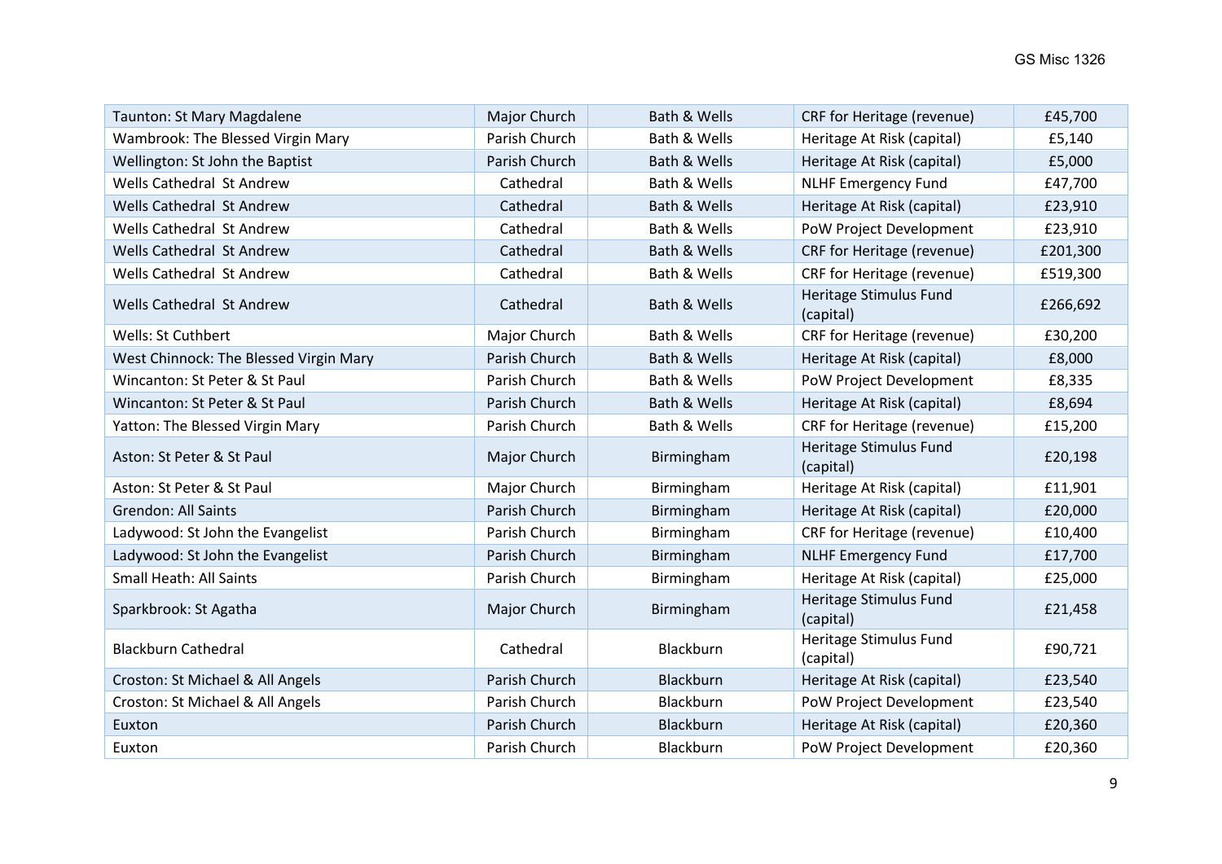| Taunton: St Mary Magdalene | Major Church | Bath & Wells | CRF for Heritage (revenue) | £45,700 |
|---|---|---|---|---|
| Wambrook: The Blessed Virgin Mary | Parish Church | Bath & Wells | Heritage At Risk (capital) | £5,140 |
| Wellington: St John the Baptist | Parish Church | Bath & Wells | Heritage At Risk (capital) | £5,000 |
| Wells Cathedral St Andrew | Cathedral | Bath & Wells | NLHF Emergency Fund | £47,700 |
| Wells Cathedral St Andrew | Cathedral | Bath & Wells | Heritage At Risk (capital) | £23,910 |
| Wells Cathedral St Andrew | Cathedral | Bath & Wells | PoW Project Development | £23,910 |
| Wells Cathedral St Andrew | Cathedral | Bath & Wells | CRF for Heritage (revenue) | £201,300 |
| Wells Cathedral St Andrew | Cathedral | Bath & Wells | CRF for Heritage (revenue) | £519,300 |
| Wells Cathedral St Andrew | Cathedral | Bath & Wells | Heritage Stimulus Fund (capital) | £266,692 |
| Wells: St Cuthbert | Major Church | Bath & Wells | CRF for Heritage (revenue) | £30,200 |
| West Chinnock: The Blessed Virgin Mary | Parish Church | Bath & Wells | Heritage At Risk (capital) | £8,000 |
| Wincanton: St Peter & St Paul | Parish Church | Bath & Wells | PoW Project Development | £8,335 |
| Wincanton: St Peter & St Paul | Parish Church | Bath & Wells | Heritage At Risk (capital) | £8,694 |
| Yatton: The Blessed Virgin Mary | Parish Church | Bath & Wells | CRF for Heritage (revenue) | £15,200 |
| Aston: St Peter & St Paul | Major Church | Birmingham | Heritage Stimulus Fund (capital) | £20,198 |
| Aston: St Peter & St Paul | Major Church | Birmingham | Heritage At Risk (capital) | £11,901 |
| Grendon: All Saints | Parish Church | Birmingham | Heritage At Risk (capital) | £20,000 |
| Ladywood: St John the Evangelist | Parish Church | Birmingham | CRF for Heritage (revenue) | £10,400 |
| Ladywood: St John the Evangelist | Parish Church | Birmingham | NLHF Emergency Fund | £17,700 |
| Small Heath: All Saints | Parish Church | Birmingham | Heritage At Risk (capital) | £25,000 |
| Sparkbrook: St Agatha | Major Church | Birmingham | Heritage Stimulus Fund (capital) | £21,458 |
| Blackburn Cathedral | Cathedral | Blackburn | Heritage Stimulus Fund (capital) | £90,721 |
| Croston: St Michael & All Angels | Parish Church | Blackburn | Heritage At Risk (capital) | £23,540 |
| Croston: St Michael & All Angels | Parish Church | Blackburn | PoW Project Development | £23,540 |
| Euxton | Parish Church | Blackburn | Heritage At Risk (capital) | £20,360 |
| Euxton | Parish Church | Blackburn | PoW Project Development | £20,360 |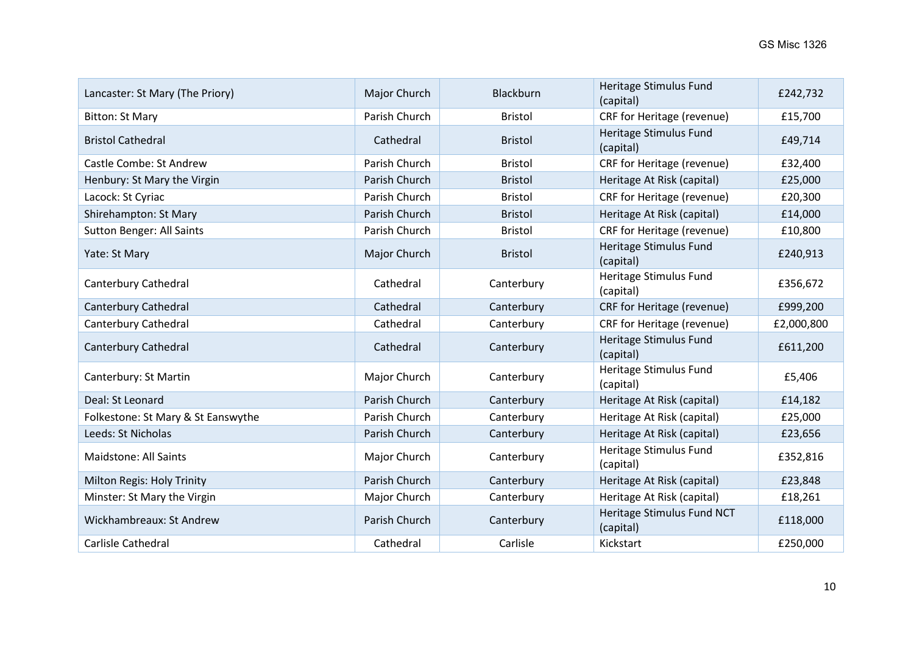| Lancaster: St Mary (The Priory) | Major Church | Blackburn | Heritage Stimulus Fund (capital) | £242,732 |
|---|---|---|---|---|
| Bitton: St Mary | Parish Church | Bristol | CRF for Heritage (revenue) | £15,700 |
| Bristol Cathedral | Cathedral | Bristol | Heritage Stimulus Fund (capital) | £49,714 |
| Castle Combe: St Andrew | Parish Church | Bristol | CRF for Heritage (revenue) | £32,400 |
| Henbury: St Mary the Virgin | Parish Church | Bristol | Heritage At Risk (capital) | £25,000 |
| Lacock: St Cyriac | Parish Church | Bristol | CRF for Heritage (revenue) | £20,300 |
| Shirehampton: St Mary | Parish Church | Bristol | Heritage At Risk (capital) | £14,000 |
| Sutton Benger: All Saints | Parish Church | Bristol | CRF for Heritage (revenue) | £10,800 |
| Yate: St Mary | Major Church | Bristol | Heritage Stimulus Fund (capital) | £240,913 |
| Canterbury Cathedral | Cathedral | Canterbury | Heritage Stimulus Fund (capital) | £356,672 |
| Canterbury Cathedral | Cathedral | Canterbury | CRF for Heritage (revenue) | £999,200 |
| Canterbury Cathedral | Cathedral | Canterbury | CRF for Heritage (revenue) | £2,000,800 |
| Canterbury Cathedral | Cathedral | Canterbury | Heritage Stimulus Fund (capital) | £611,200 |
| Canterbury: St Martin | Major Church | Canterbury | Heritage Stimulus Fund (capital) | £5,406 |
| Deal: St Leonard | Parish Church | Canterbury | Heritage At Risk (capital) | £14,182 |
| Folkestone: St Mary & St Eanswythe | Parish Church | Canterbury | Heritage At Risk (capital) | £25,000 |
| Leeds: St Nicholas | Parish Church | Canterbury | Heritage At Risk (capital) | £23,656 |
| Maidstone: All Saints | Major Church | Canterbury | Heritage Stimulus Fund (capital) | £352,816 |
| Milton Regis: Holy Trinity | Parish Church | Canterbury | Heritage At Risk (capital) | £23,848 |
| Minster: St Mary the Virgin | Major Church | Canterbury | Heritage At Risk (capital) | £18,261 |
| Wickhambreaux: St Andrew | Parish Church | Canterbury | Heritage Stimulus Fund NCT (capital) | £118,000 |
| Carlisle Cathedral | Cathedral | Carlisle | Kickstart | £250,000 |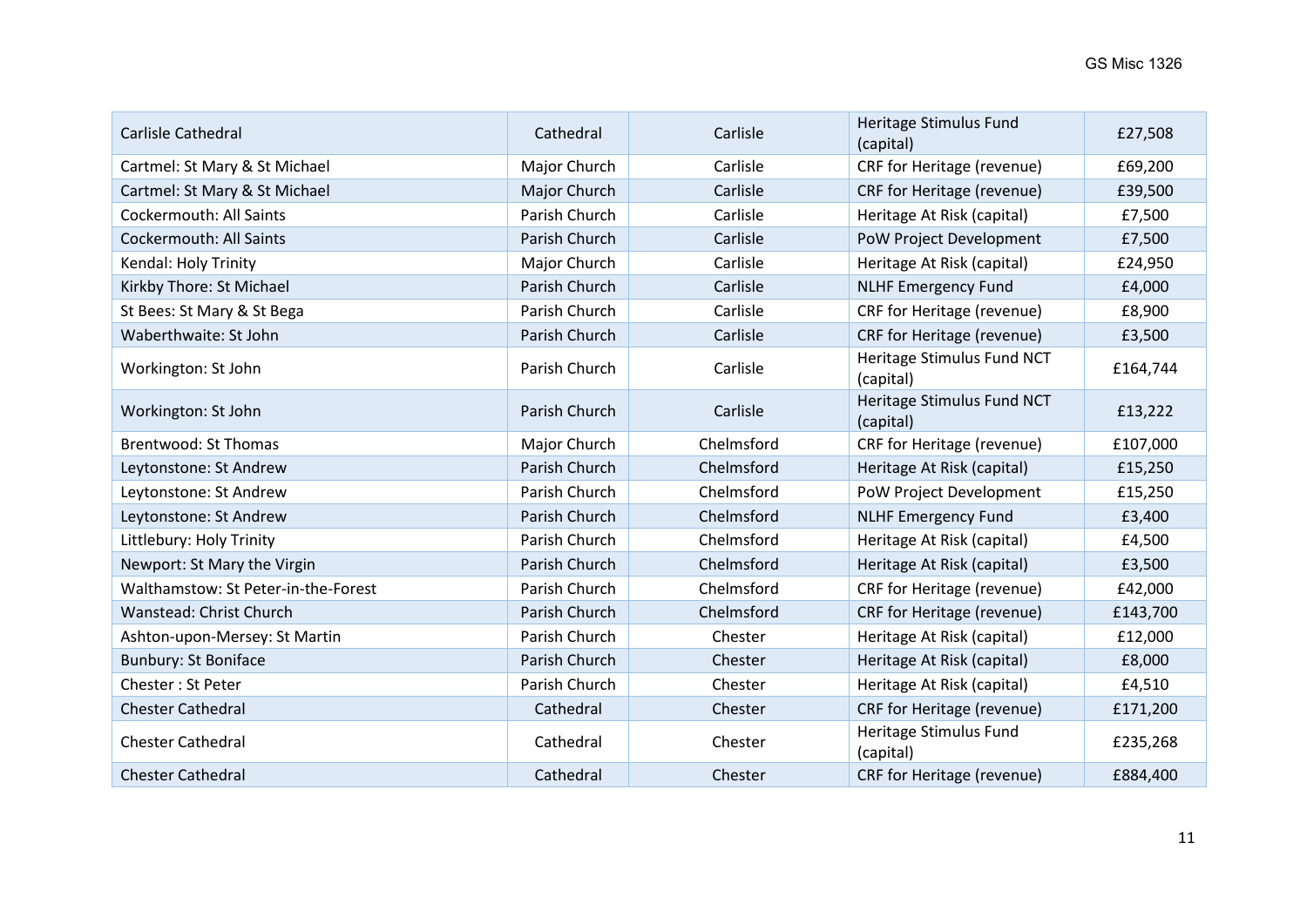| Carlisle Cathedral | Cathedral | Carlisle | Heritage Stimulus Fund (capital) | £27,508 |
|---|---|---|---|---|
| Cartmel: St Mary & St Michael | Major Church | Carlisle | CRF for Heritage (revenue) | £69,200 |
| Cartmel: St Mary & St Michael | Major Church | Carlisle | CRF for Heritage (revenue) | £39,500 |
| Cockermouth: All Saints | Parish Church | Carlisle | Heritage At Risk (capital) | £7,500 |
| Cockermouth: All Saints | Parish Church | Carlisle | PoW Project Development | £7,500 |
| Kendal: Holy Trinity | Major Church | Carlisle | Heritage At Risk (capital) | £24,950 |
| Kirkby Thore: St Michael | Parish Church | Carlisle | NLHF Emergency Fund | £4,000 |
| St Bees: St Mary & St Bega | Parish Church | Carlisle | CRF for Heritage (revenue) | £8,900 |
| Waberthwaite: St John | Parish Church | Carlisle | CRF for Heritage (revenue) | £3,500 |
| Workington: St John | Parish Church | Carlisle | Heritage Stimulus Fund NCT (capital) | £164,744 |
| Workington: St John | Parish Church | Carlisle | Heritage Stimulus Fund NCT (capital) | £13,222 |
| Brentwood: St Thomas | Major Church | Chelmsford | CRF for Heritage (revenue) | £107,000 |
| Leytonstone: St Andrew | Parish Church | Chelmsford | Heritage At Risk (capital) | £15,250 |
| Leytonstone: St Andrew | Parish Church | Chelmsford | PoW Project Development | £15,250 |
| Leytonstone: St Andrew | Parish Church | Chelmsford | NLHF Emergency Fund | £3,400 |
| Littlebury: Holy Trinity | Parish Church | Chelmsford | Heritage At Risk (capital) | £4,500 |
| Newport: St Mary the Virgin | Parish Church | Chelmsford | Heritage At Risk (capital) | £3,500 |
| Walthamstow: St Peter-in-the-Forest | Parish Church | Chelmsford | CRF for Heritage (revenue) | £42,000 |
| Wanstead: Christ Church | Parish Church | Chelmsford | CRF for Heritage (revenue) | £143,700 |
| Ashton-upon-Mersey: St Martin | Parish Church | Chester | Heritage At Risk (capital) | £12,000 |
| Bunbury: St Boniface | Parish Church | Chester | Heritage At Risk (capital) | £8,000 |
| Chester : St Peter | Parish Church | Chester | Heritage At Risk (capital) | £4,510 |
| Chester Cathedral | Cathedral | Chester | CRF for Heritage (revenue) | £171,200 |
| Chester Cathedral | Cathedral | Chester | Heritage Stimulus Fund (capital) | £235,268 |
| Chester Cathedral | Cathedral | Chester | CRF for Heritage (revenue) | £884,400 |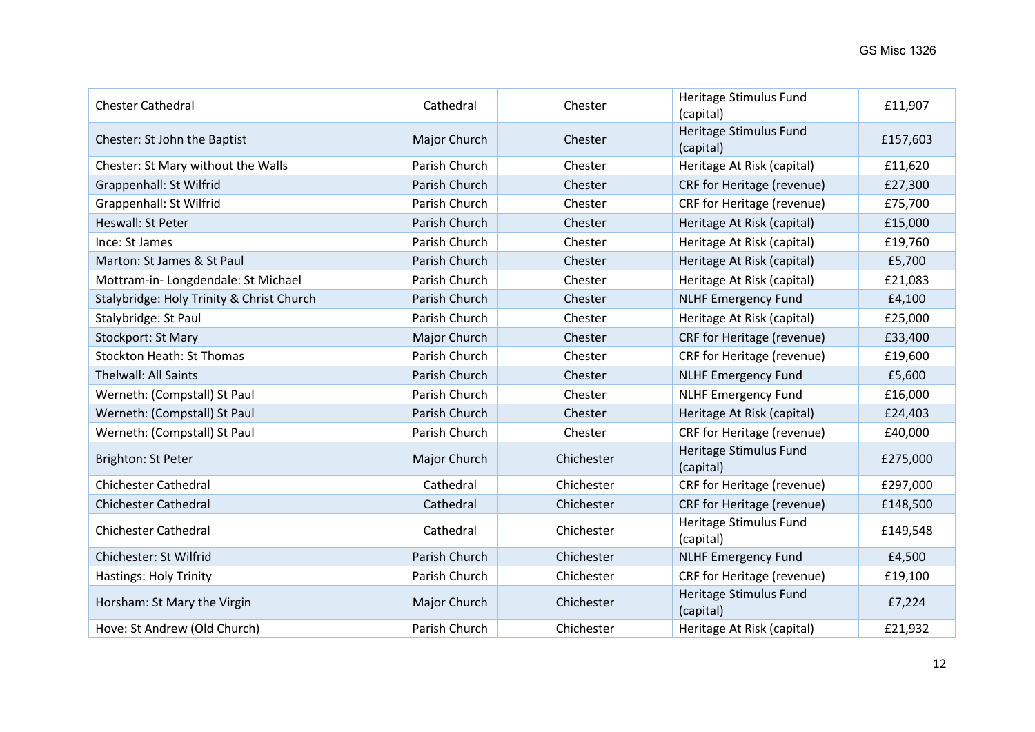| Chester Cathedral | Cathedral | Chester | Heritage Stimulus Fund (capital) | £11,907 |
|---|---|---|---|---|
| Chester: St John the Baptist | Major Church | Chester | Heritage Stimulus Fund (capital) | £157,603 |
| Chester: St Mary without the Walls | Parish Church | Chester | Heritage At Risk (capital) | £11,620 |
| Grappenhall: St Wilfrid | Parish Church | Chester | CRF for Heritage (revenue) | £27,300 |
| Grappenhall: St Wilfrid | Parish Church | Chester | CRF for Heritage (revenue) | £75,700 |
| Heswall: St Peter | Parish Church | Chester | Heritage At Risk (capital) | £15,000 |
| Ince: St James | Parish Church | Chester | Heritage At Risk (capital) | £19,760 |
| Marton: St James & St Paul | Parish Church | Chester | Heritage At Risk (capital) | £5,700 |
| Mottram-in- Longdendale: St Michael | Parish Church | Chester | Heritage At Risk (capital) | £21,083 |
| Stalybridge: Holy Trinity & Christ Church | Parish Church | Chester | NLHF Emergency Fund | £4,100 |
| Stalybridge: St Paul | Parish Church | Chester | Heritage At Risk (capital) | £25,000 |
| Stockport: St Mary | Major Church | Chester | CRF for Heritage (revenue) | £33,400 |
| Stockton Heath: St Thomas | Parish Church | Chester | CRF for Heritage (revenue) | £19,600 |
| Thelwall: All Saints | Parish Church | Chester | NLHF Emergency Fund | £5,600 |
| Werneth: (Compstall) St Paul | Parish Church | Chester | NLHF Emergency Fund | £16,000 |
| Werneth: (Compstall) St Paul | Parish Church | Chester | Heritage At Risk (capital) | £24,403 |
| Werneth: (Compstall) St Paul | Parish Church | Chester | CRF for Heritage (revenue) | £40,000 |
| Brighton: St Peter | Major Church | Chichester | Heritage Stimulus Fund (capital) | £275,000 |
| Chichester Cathedral | Cathedral | Chichester | CRF for Heritage (revenue) | £297,000 |
| Chichester Cathedral | Cathedral | Chichester | CRF for Heritage (revenue) | £148,500 |
| Chichester Cathedral | Cathedral | Chichester | Heritage Stimulus Fund (capital) | £149,548 |
| Chichester: St Wilfrid | Parish Church | Chichester | NLHF Emergency Fund | £4,500 |
| Hastings: Holy Trinity | Parish Church | Chichester | CRF for Heritage (revenue) | £19,100 |
| Horsham: St Mary the Virgin | Major Church | Chichester | Heritage Stimulus Fund (capital) | £7,224 |
| Hove: St Andrew (Old Church) | Parish Church | Chichester | Heritage At Risk (capital) | £21,932 |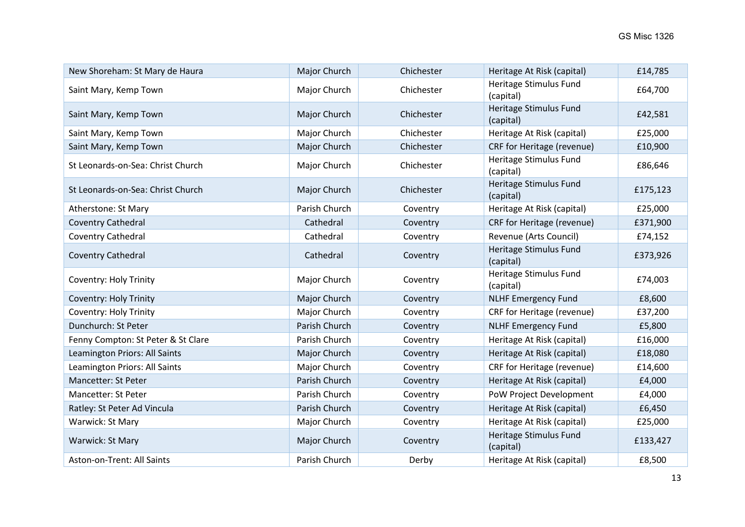| New Shoreham: St Mary de Haura | Major Church | Chichester | Heritage At Risk (capital) | £14,785 |
|---|---|---|---|---|
| Saint Mary, Kemp Town | Major Church | Chichester | Heritage Stimulus Fund (capital) | £64,700 |
| Saint Mary, Kemp Town | Major Church | Chichester | Heritage Stimulus Fund (capital) | £42,581 |
| Saint Mary, Kemp Town | Major Church | Chichester | Heritage At Risk (capital) | £25,000 |
| Saint Mary, Kemp Town | Major Church | Chichester | CRF for Heritage (revenue) | £10,900 |
| St Leonards-on-Sea: Christ Church | Major Church | Chichester | Heritage Stimulus Fund (capital) | £86,646 |
| St Leonards-on-Sea: Christ Church | Major Church | Chichester | Heritage Stimulus Fund (capital) | £175,123 |
| Atherstone: St Mary | Parish Church | Coventry | Heritage At Risk (capital) | £25,000 |
| Coventry Cathedral | Cathedral | Coventry | CRF for Heritage (revenue) | £371,900 |
| Coventry Cathedral | Cathedral | Coventry | Revenue (Arts Council) | £74,152 |
| Coventry Cathedral | Cathedral | Coventry | Heritage Stimulus Fund (capital) | £373,926 |
| Coventry: Holy Trinity | Major Church | Coventry | Heritage Stimulus Fund (capital) | £74,003 |
| Coventry: Holy Trinity | Major Church | Coventry | NLHF Emergency Fund | £8,600 |
| Coventry: Holy Trinity | Major Church | Coventry | CRF for Heritage (revenue) | £37,200 |
| Dunchurch: St Peter | Parish Church | Coventry | NLHF Emergency Fund | £5,800 |
| Fenny Compton: St Peter & St Clare | Parish Church | Coventry | Heritage At Risk (capital) | £16,000 |
| Leamington Priors: All Saints | Major Church | Coventry | Heritage At Risk (capital) | £18,080 |
| Leamington Priors: All Saints | Major Church | Coventry | CRF for Heritage (revenue) | £14,600 |
| Mancetter: St Peter | Parish Church | Coventry | Heritage At Risk (capital) | £4,000 |
| Mancetter: St Peter | Parish Church | Coventry | PoW Project Development | £4,000 |
| Ratley: St Peter Ad Vincula | Parish Church | Coventry | Heritage At Risk (capital) | £6,450 |
| Warwick: St Mary | Major Church | Coventry | Heritage At Risk (capital) | £25,000 |
| Warwick: St Mary | Major Church | Coventry | Heritage Stimulus Fund (capital) | £133,427 |
| Aston-on-Trent: All Saints | Parish Church | Derby | Heritage At Risk (capital) | £8,500 |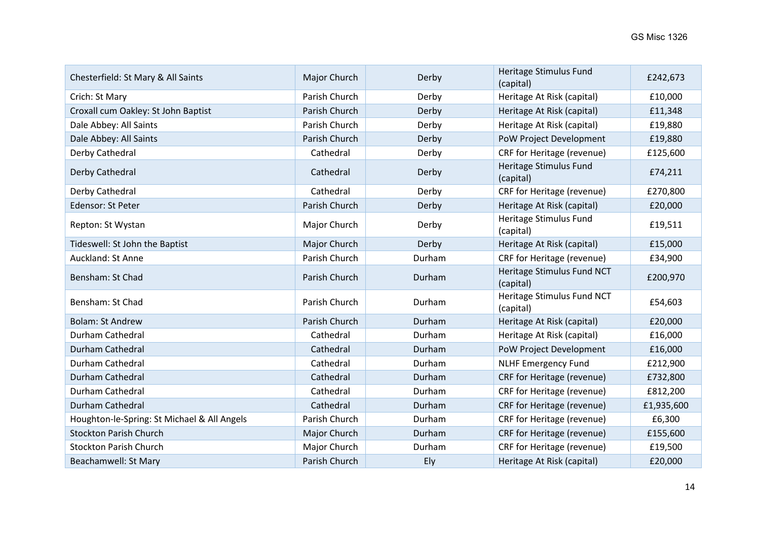| Chesterfield: St Mary & All Saints | Major Church | Derby | Heritage Stimulus Fund (capital) | £242,673 |
|---|---|---|---|---|
| Crich: St Mary | Parish Church | Derby | Heritage At Risk (capital) | £10,000 |
| Croxall cum Oakley: St John Baptist | Parish Church | Derby | Heritage At Risk (capital) | £11,348 |
| Dale Abbey: All Saints | Parish Church | Derby | Heritage At Risk (capital) | £19,880 |
| Dale Abbey: All Saints | Parish Church | Derby | PoW Project Development | £19,880 |
| Derby Cathedral | Cathedral | Derby | CRF for Heritage (revenue) | £125,600 |
| Derby Cathedral | Cathedral | Derby | Heritage Stimulus Fund (capital) | £74,211 |
| Derby Cathedral | Cathedral | Derby | CRF for Heritage (revenue) | £270,800 |
| Edensor: St Peter | Parish Church | Derby | Heritage At Risk (capital) | £20,000 |
| Repton: St Wystan | Major Church | Derby | Heritage Stimulus Fund (capital) | £19,511 |
| Tideswell: St John the Baptist | Major Church | Derby | Heritage At Risk (capital) | £15,000 |
| Auckland: St Anne | Parish Church | Durham | CRF for Heritage (revenue) | £34,900 |
| Bensham: St Chad | Parish Church | Durham | Heritage Stimulus Fund NCT (capital) | £200,970 |
| Bensham: St Chad | Parish Church | Durham | Heritage Stimulus Fund NCT (capital) | £54,603 |
| Bolam: St Andrew | Parish Church | Durham | Heritage At Risk (capital) | £20,000 |
| Durham Cathedral | Cathedral | Durham | Heritage At Risk (capital) | £16,000 |
| Durham Cathedral | Cathedral | Durham | PoW Project Development | £16,000 |
| Durham Cathedral | Cathedral | Durham | NLHF Emergency Fund | £212,900 |
| Durham Cathedral | Cathedral | Durham | CRF for Heritage (revenue) | £732,800 |
| Durham Cathedral | Cathedral | Durham | CRF for Heritage (revenue) | £812,200 |
| Durham Cathedral | Cathedral | Durham | CRF for Heritage (revenue) | £1,935,600 |
| Houghton-le-Spring: St Michael & All Angels | Parish Church | Durham | CRF for Heritage (revenue) | £6,300 |
| Stockton Parish Church | Major Church | Durham | CRF for Heritage (revenue) | £155,600 |
| Stockton Parish Church | Major Church | Durham | CRF for Heritage (revenue) | £19,500 |
| Beachamwell: St Mary | Parish Church | Ely | Heritage At Risk (capital) | £20,000 |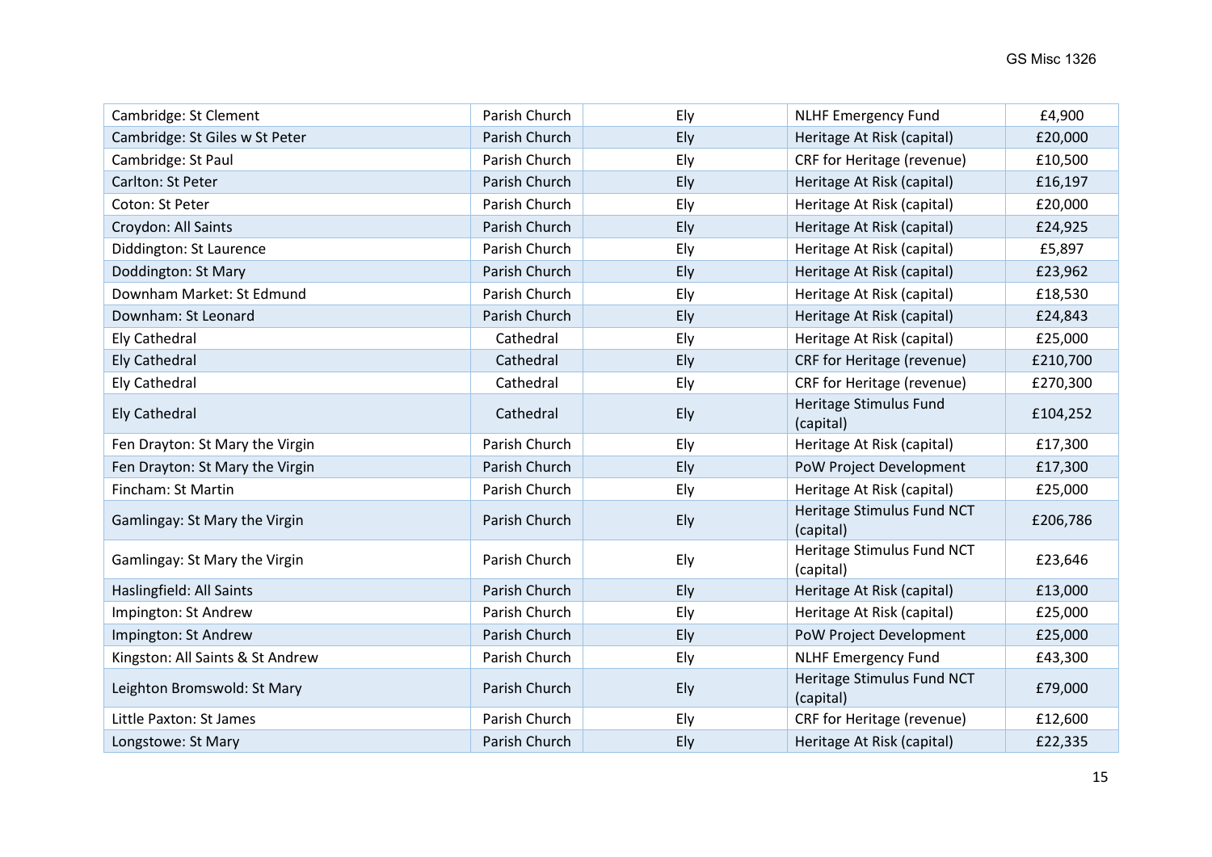| | | | | |
|---|---|---|---|---|
| Cambridge: St Clement | Parish Church | Ely | NLHF Emergency Fund | £4,900 |
| Cambridge: St Giles w St Peter | Parish Church | Ely | Heritage At Risk (capital) | £20,000 |
| Cambridge: St Paul | Parish Church | Ely | CRF for Heritage (revenue) | £10,500 |
| Carlton: St Peter | Parish Church | Ely | Heritage At Risk (capital) | £16,197 |
| Coton: St Peter | Parish Church | Ely | Heritage At Risk (capital) | £20,000 |
| Croydon: All Saints | Parish Church | Ely | Heritage At Risk (capital) | £24,925 |
| Diddington: St Laurence | Parish Church | Ely | Heritage At Risk (capital) | £5,897 |
| Doddington: St Mary | Parish Church | Ely | Heritage At Risk (capital) | £23,962 |
| Downham Market: St Edmund | Parish Church | Ely | Heritage At Risk (capital) | £18,530 |
| Downham: St Leonard | Parish Church | Ely | Heritage At Risk (capital) | £24,843 |
| Ely Cathedral | Cathedral | Ely | Heritage At Risk (capital) | £25,000 |
| Ely Cathedral | Cathedral | Ely | CRF for Heritage (revenue) | £210,700 |
| Ely Cathedral | Cathedral | Ely | CRF for Heritage (revenue) | £270,300 |
| Ely Cathedral | Cathedral | Ely | Heritage Stimulus Fund (capital) | £104,252 |
| Fen Drayton: St Mary the Virgin | Parish Church | Ely | Heritage At Risk (capital) | £17,300 |
| Fen Drayton: St Mary the Virgin | Parish Church | Ely | PoW Project Development | £17,300 |
| Fincham: St Martin | Parish Church | Ely | Heritage At Risk (capital) | £25,000 |
| Gamlingay: St Mary the Virgin | Parish Church | Ely | Heritage Stimulus Fund NCT (capital) | £206,786 |
| Gamlingay: St Mary the Virgin | Parish Church | Ely | Heritage Stimulus Fund NCT (capital) | £23,646 |
| Haslingfield: All Saints | Parish Church | Ely | Heritage At Risk (capital) | £13,000 |
| Impington: St Andrew | Parish Church | Ely | Heritage At Risk (capital) | £25,000 |
| Impington: St Andrew | Parish Church | Ely | PoW Project Development | £25,000 |
| Kingston: All Saints & St Andrew | Parish Church | Ely | NLHF Emergency Fund | £43,300 |
| Leighton Bromswold: St Mary | Parish Church | Ely | Heritage Stimulus Fund NCT (capital) | £79,000 |
| Little Paxton: St James | Parish Church | Ely | CRF for Heritage (revenue) | £12,600 |
| Longstowe: St Mary | Parish Church | Ely | Heritage At Risk (capital) | £22,335 |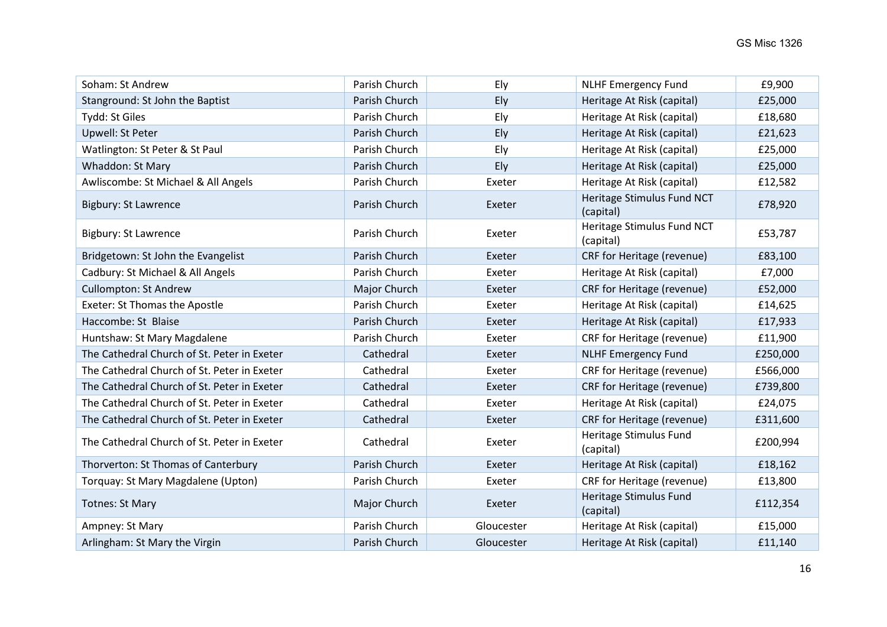| Soham: St Andrew | Parish Church | Ely | NLHF Emergency Fund | £9,900 |
|---|---|---|---|---|
| Stanground: St John the Baptist | Parish Church | Ely | Heritage At Risk (capital) | £25,000 |
| Tydd: St Giles | Parish Church | Ely | Heritage At Risk (capital) | £18,680 |
| Upwell: St Peter | Parish Church | Ely | Heritage At Risk (capital) | £21,623 |
| Watlington: St Peter & St Paul | Parish Church | Ely | Heritage At Risk (capital) | £25,000 |
| Whaddon: St Mary | Parish Church | Ely | Heritage At Risk (capital) | £25,000 |
| Awliscombe: St Michael & All Angels | Parish Church | Exeter | Heritage At Risk (capital) | £12,582 |
| Bigbury: St Lawrence | Parish Church | Exeter | Heritage Stimulus Fund NCT (capital) | £78,920 |
| Bigbury: St Lawrence | Parish Church | Exeter | Heritage Stimulus Fund NCT (capital) | £53,787 |
| Bridgetown: St John the Evangelist | Parish Church | Exeter | CRF for Heritage (revenue) | £83,100 |
| Cadbury: St Michael & All Angels | Parish Church | Exeter | Heritage At Risk (capital) | £7,000 |
| Cullompton: St Andrew | Major Church | Exeter | CRF for Heritage (revenue) | £52,000 |
| Exeter: St Thomas the Apostle | Parish Church | Exeter | Heritage At Risk (capital) | £14,625 |
| Haccombe: St Blaise | Parish Church | Exeter | Heritage At Risk (capital) | £17,933 |
| Huntshaw: St Mary Magdalene | Parish Church | Exeter | CRF for Heritage (revenue) | £11,900 |
| The Cathedral Church of St. Peter in Exeter | Cathedral | Exeter | NLHF Emergency Fund | £250,000 |
| The Cathedral Church of St. Peter in Exeter | Cathedral | Exeter | CRF for Heritage (revenue) | £566,000 |
| The Cathedral Church of St. Peter in Exeter | Cathedral | Exeter | CRF for Heritage (revenue) | £739,800 |
| The Cathedral Church of St. Peter in Exeter | Cathedral | Exeter | Heritage At Risk (capital) | £24,075 |
| The Cathedral Church of St. Peter in Exeter | Cathedral | Exeter | CRF for Heritage (revenue) | £311,600 |
| The Cathedral Church of St. Peter in Exeter | Cathedral | Exeter | Heritage Stimulus Fund (capital) | £200,994 |
| Thorverton: St Thomas of Canterbury | Parish Church | Exeter | Heritage At Risk (capital) | £18,162 |
| Torquay: St Mary Magdalene (Upton) | Parish Church | Exeter | CRF for Heritage (revenue) | £13,800 |
| Totnes: St Mary | Major Church | Exeter | Heritage Stimulus Fund (capital) | £112,354 |
| Ampney: St Mary | Parish Church | Gloucester | Heritage At Risk (capital) | £15,000 |
| Arlingham: St Mary the Virgin | Parish Church | Gloucester | Heritage At Risk (capital) | £11,140 |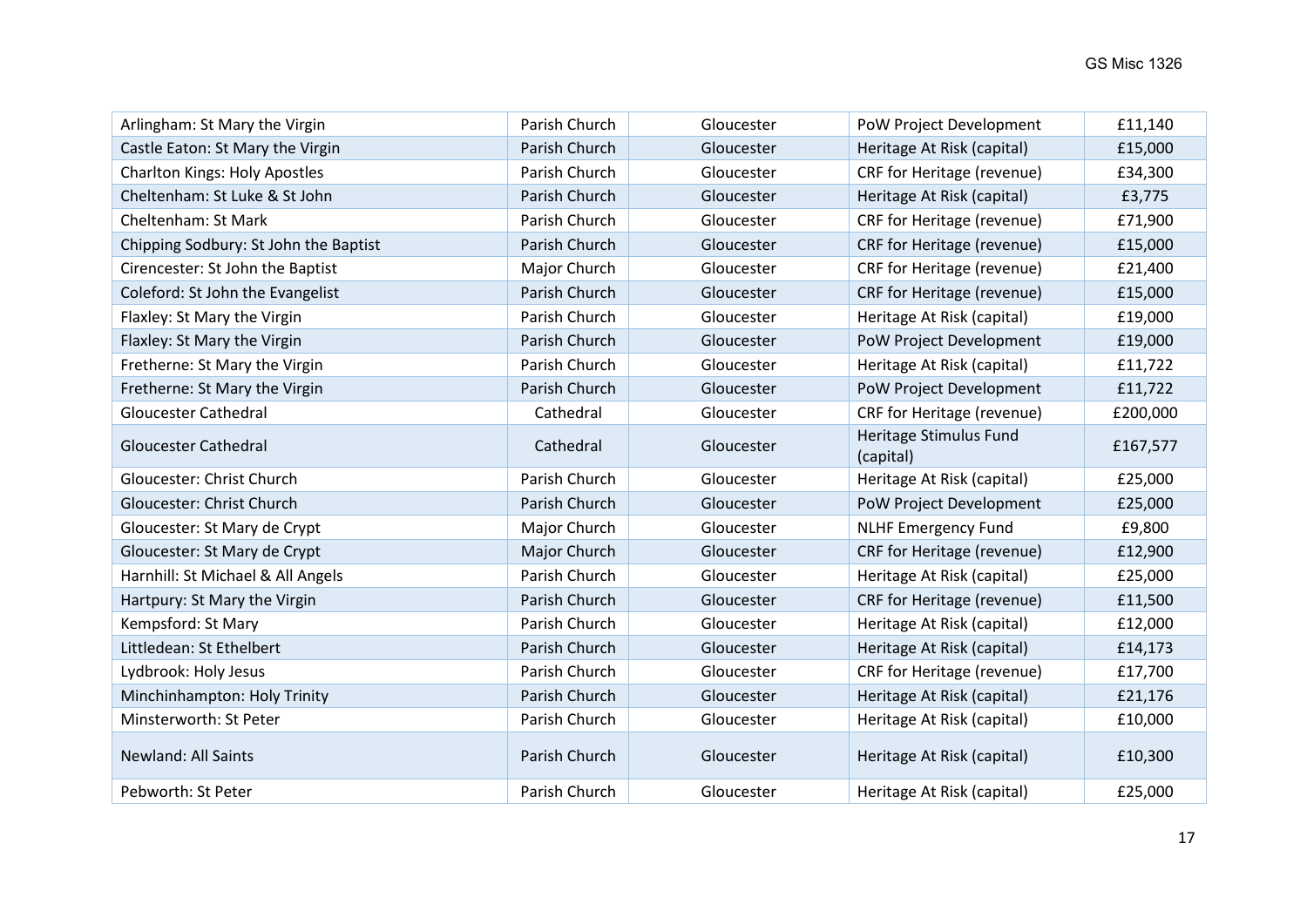| | | | | |
|---|---|---|---|---|
| Arlingham: St Mary the Virgin | Parish Church | Gloucester | PoW Project Development | £11,140 |
| Castle Eaton: St Mary the Virgin | Parish Church | Gloucester | Heritage At Risk (capital) | £15,000 |
| Charlton Kings: Holy Apostles | Parish Church | Gloucester | CRF for Heritage (revenue) | £34,300 |
| Cheltenham: St Luke & St John | Parish Church | Gloucester | Heritage At Risk (capital) | £3,775 |
| Cheltenham: St Mark | Parish Church | Gloucester | CRF for Heritage (revenue) | £71,900 |
| Chipping Sodbury: St John the Baptist | Parish Church | Gloucester | CRF for Heritage (revenue) | £15,000 |
| Cirencester: St John the Baptist | Major Church | Gloucester | CRF for Heritage (revenue) | £21,400 |
| Coleford: St John the Evangelist | Parish Church | Gloucester | CRF for Heritage (revenue) | £15,000 |
| Flaxley: St Mary the Virgin | Parish Church | Gloucester | Heritage At Risk (capital) | £19,000 |
| Flaxley: St Mary the Virgin | Parish Church | Gloucester | PoW Project Development | £19,000 |
| Fretherne: St Mary the Virgin | Parish Church | Gloucester | Heritage At Risk (capital) | £11,722 |
| Fretherne: St Mary the Virgin | Parish Church | Gloucester | PoW Project Development | £11,722 |
| Gloucester Cathedral | Cathedral | Gloucester | CRF for Heritage (revenue) | £200,000 |
| Gloucester Cathedral | Cathedral | Gloucester | Heritage Stimulus Fund (capital) | £167,577 |
| Gloucester: Christ Church | Parish Church | Gloucester | Heritage At Risk (capital) | £25,000 |
| Gloucester: Christ Church | Parish Church | Gloucester | PoW Project Development | £25,000 |
| Gloucester: St Mary de Crypt | Major Church | Gloucester | NLHF Emergency Fund | £9,800 |
| Gloucester: St Mary de Crypt | Major Church | Gloucester | CRF for Heritage (revenue) | £12,900 |
| Harnhill: St Michael & All Angels | Parish Church | Gloucester | Heritage At Risk (capital) | £25,000 |
| Hartpury: St Mary the Virgin | Parish Church | Gloucester | CRF for Heritage (revenue) | £11,500 |
| Kempsford: St Mary | Parish Church | Gloucester | Heritage At Risk (capital) | £12,000 |
| Littledean: St Ethelbert | Parish Church | Gloucester | Heritage At Risk (capital) | £14,173 |
| Lydbrook: Holy Jesus | Parish Church | Gloucester | CRF for Heritage (revenue) | £17,700 |
| Minchinhampton: Holy Trinity | Parish Church | Gloucester | Heritage At Risk (capital) | £21,176 |
| Minsterworth: St Peter | Parish Church | Gloucester | Heritage At Risk (capital) | £10,000 |
| Newland: All Saints | Parish Church | Gloucester | Heritage At Risk (capital) | £10,300 |
| Pebworth: St Peter | Parish Church | Gloucester | Heritage At Risk (capital) | £25,000 |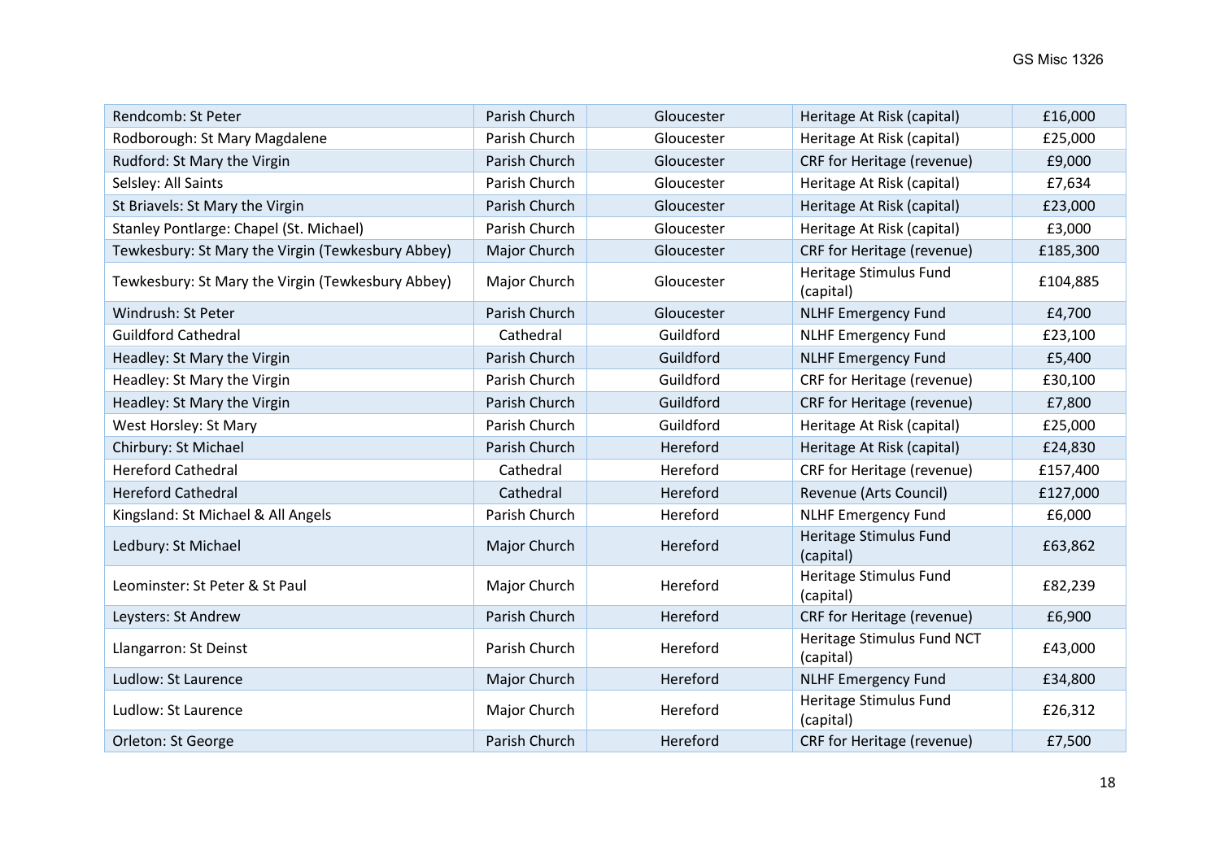| Rendcomb: St Peter | Parish Church | Gloucester | Heritage At Risk (capital) | £16,000 |
|---|---|---|---|---|
| Rodborough: St Mary Magdalene | Parish Church | Gloucester | Heritage At Risk (capital) | £25,000 |
| Rudford: St Mary the Virgin | Parish Church | Gloucester | CRF for Heritage (revenue) | £9,000 |
| Selsley: All Saints | Parish Church | Gloucester | Heritage At Risk (capital) | £7,634 |
| St Briavels: St Mary the Virgin | Parish Church | Gloucester | Heritage At Risk (capital) | £23,000 |
| Stanley Pontlarge: Chapel (St. Michael) | Parish Church | Gloucester | Heritage At Risk (capital) | £3,000 |
| Tewkesbury: St Mary the Virgin (Tewkesbury Abbey) | Major Church | Gloucester | CRF for Heritage (revenue) | £185,300 |
| Tewkesbury: St Mary the Virgin (Tewkesbury Abbey) | Major Church | Gloucester | Heritage Stimulus Fund (capital) | £104,885 |
| Windrush: St Peter | Parish Church | Gloucester | NLHF Emergency Fund | £4,700 |
| Guildford Cathedral | Cathedral | Guildford | NLHF Emergency Fund | £23,100 |
| Headley: St Mary the Virgin | Parish Church | Guildford | NLHF Emergency Fund | £5,400 |
| Headley: St Mary the Virgin | Parish Church | Guildford | CRF for Heritage (revenue) | £30,100 |
| Headley: St Mary the Virgin | Parish Church | Guildford | CRF for Heritage (revenue) | £7,800 |
| West Horsley: St Mary | Parish Church | Guildford | Heritage At Risk (capital) | £25,000 |
| Chirbury: St Michael | Parish Church | Hereford | Heritage At Risk (capital) | £24,830 |
| Hereford Cathedral | Cathedral | Hereford | CRF for Heritage (revenue) | £157,400 |
| Hereford Cathedral | Cathedral | Hereford | Revenue (Arts Council) | £127,000 |
| Kingsland: St Michael & All Angels | Parish Church | Hereford | NLHF Emergency Fund | £6,000 |
| Ledbury: St Michael | Major Church | Hereford | Heritage Stimulus Fund (capital) | £63,862 |
| Leominster: St Peter & St Paul | Major Church | Hereford | Heritage Stimulus Fund (capital) | £82,239 |
| Leysters: St Andrew | Parish Church | Hereford | CRF for Heritage (revenue) | £6,900 |
| Llangarron: St Deinst | Parish Church | Hereford | Heritage Stimulus Fund NCT (capital) | £43,000 |
| Ludlow: St Laurence | Major Church | Hereford | NLHF Emergency Fund | £34,800 |
| Ludlow: St Laurence | Major Church | Hereford | Heritage Stimulus Fund (capital) | £26,312 |
| Orleton: St George | Parish Church | Hereford | CRF for Heritage (revenue) | £7,500 |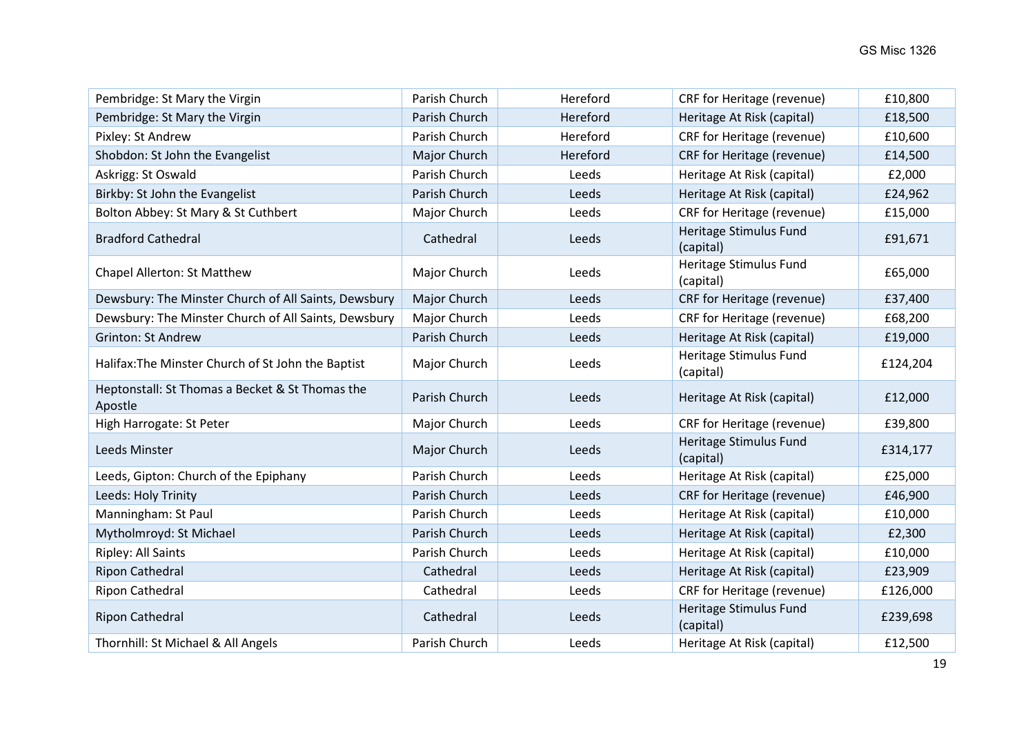| Pembridge: St Mary the Virgin | Parish Church | Hereford | CRF for Heritage (revenue) | £10,800 |
|---|---|---|---|---|
| Pembridge: St Mary the Virgin | Parish Church | Hereford | Heritage At Risk (capital) | £18,500 |
| Pixley: St Andrew | Parish Church | Hereford | CRF for Heritage (revenue) | £10,600 |
| Shobdon: St John the Evangelist | Major Church | Hereford | CRF for Heritage (revenue) | £14,500 |
| Askrigg: St Oswald | Parish Church | Leeds | Heritage At Risk (capital) | £2,000 |
| Birkby: St John the Evangelist | Parish Church | Leeds | Heritage At Risk (capital) | £24,962 |
| Bolton Abbey: St Mary & St Cuthbert | Major Church | Leeds | CRF for Heritage (revenue) | £15,000 |
| Bradford Cathedral | Cathedral | Leeds | Heritage Stimulus Fund (capital) | £91,671 |
| Chapel Allerton: St Matthew | Major Church | Leeds | Heritage Stimulus Fund (capital) | £65,000 |
| Dewsbury: The Minster Church of All Saints, Dewsbury | Major Church | Leeds | CRF for Heritage (revenue) | £37,400 |
| Dewsbury: The Minster Church of All Saints, Dewsbury | Major Church | Leeds | CRF for Heritage (revenue) | £68,200 |
| Grinton: St Andrew | Parish Church | Leeds | Heritage At Risk (capital) | £19,000 |
| Halifax:The Minster Church of St John the Baptist | Major Church | Leeds | Heritage Stimulus Fund (capital) | £124,204 |
| Heptonstall: St Thomas a Becket & St Thomas the Apostle | Parish Church | Leeds | Heritage At Risk (capital) | £12,000 |
| High Harrogate: St Peter | Major Church | Leeds | CRF for Heritage (revenue) | £39,800 |
| Leeds Minster | Major Church | Leeds | Heritage Stimulus Fund (capital) | £314,177 |
| Leeds, Gipton: Church of the Epiphany | Parish Church | Leeds | Heritage At Risk (capital) | £25,000 |
| Leeds: Holy Trinity | Parish Church | Leeds | CRF for Heritage (revenue) | £46,900 |
| Manningham: St Paul | Parish Church | Leeds | Heritage At Risk (capital) | £10,000 |
| Mytholmroyd: St Michael | Parish Church | Leeds | Heritage At Risk (capital) | £2,300 |
| Ripley: All Saints | Parish Church | Leeds | Heritage At Risk (capital) | £10,000 |
| Ripon Cathedral | Cathedral | Leeds | Heritage At Risk (capital) | £23,909 |
| Ripon Cathedral | Cathedral | Leeds | CRF for Heritage (revenue) | £126,000 |
| Ripon Cathedral | Cathedral | Leeds | Heritage Stimulus Fund (capital) | £239,698 |
| Thornhill: St Michael & All Angels | Parish Church | Leeds | Heritage At Risk (capital) | £12,500 |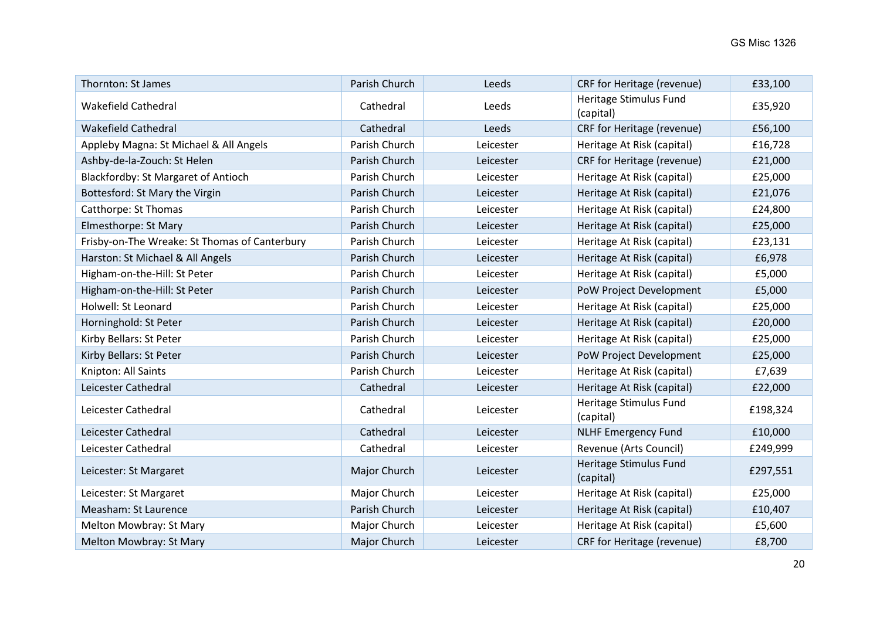| Thornton: St James | Parish Church | Leeds | CRF for Heritage (revenue) | £33,100 |
|---|---|---|---|---|
| Wakefield Cathedral | Cathedral | Leeds | Heritage Stimulus Fund (capital) | £35,920 |
| Wakefield Cathedral | Cathedral | Leeds | CRF for Heritage (revenue) | £56,100 |
| Appleby Magna: St Michael & All Angels | Parish Church | Leicester | Heritage At Risk (capital) | £16,728 |
| Ashby-de-la-Zouch: St Helen | Parish Church | Leicester | CRF for Heritage (revenue) | £21,000 |
| Blackfordby: St Margaret of Antioch | Parish Church | Leicester | Heritage At Risk (capital) | £25,000 |
| Bottesford: St Mary the Virgin | Parish Church | Leicester | Heritage At Risk (capital) | £21,076 |
| Catthorpe: St Thomas | Parish Church | Leicester | Heritage At Risk (capital) | £24,800 |
| Elmesthorpe: St Mary | Parish Church | Leicester | Heritage At Risk (capital) | £25,000 |
| Frisby-on-The Wreake: St Thomas of Canterbury | Parish Church | Leicester | Heritage At Risk (capital) | £23,131 |
| Harston: St Michael & All Angels | Parish Church | Leicester | Heritage At Risk (capital) | £6,978 |
| Higham-on-the-Hill: St Peter | Parish Church | Leicester | Heritage At Risk (capital) | £5,000 |
| Higham-on-the-Hill: St Peter | Parish Church | Leicester | PoW Project Development | £5,000 |
| Holwell: St Leonard | Parish Church | Leicester | Heritage At Risk (capital) | £25,000 |
| Horninghold: St Peter | Parish Church | Leicester | Heritage At Risk (capital) | £20,000 |
| Kirby Bellars: St Peter | Parish Church | Leicester | Heritage At Risk (capital) | £25,000 |
| Kirby Bellars: St Peter | Parish Church | Leicester | PoW Project Development | £25,000 |
| Knipton: All Saints | Parish Church | Leicester | Heritage At Risk (capital) | £7,639 |
| Leicester Cathedral | Cathedral | Leicester | Heritage At Risk (capital) | £22,000 |
| Leicester Cathedral | Cathedral | Leicester | Heritage Stimulus Fund (capital) | £198,324 |
| Leicester Cathedral | Cathedral | Leicester | NLHF Emergency Fund | £10,000 |
| Leicester Cathedral | Cathedral | Leicester | Revenue (Arts Council) | £249,999 |
| Leicester: St Margaret | Major Church | Leicester | Heritage Stimulus Fund (capital) | £297,551 |
| Leicester: St Margaret | Major Church | Leicester | Heritage At Risk (capital) | £25,000 |
| Measham: St Laurence | Parish Church | Leicester | Heritage At Risk (capital) | £10,407 |
| Melton Mowbray: St Mary | Major Church | Leicester | Heritage At Risk (capital) | £5,600 |
| Melton Mowbray: St Mary | Major Church | Leicester | CRF for Heritage (revenue) | £8,700 |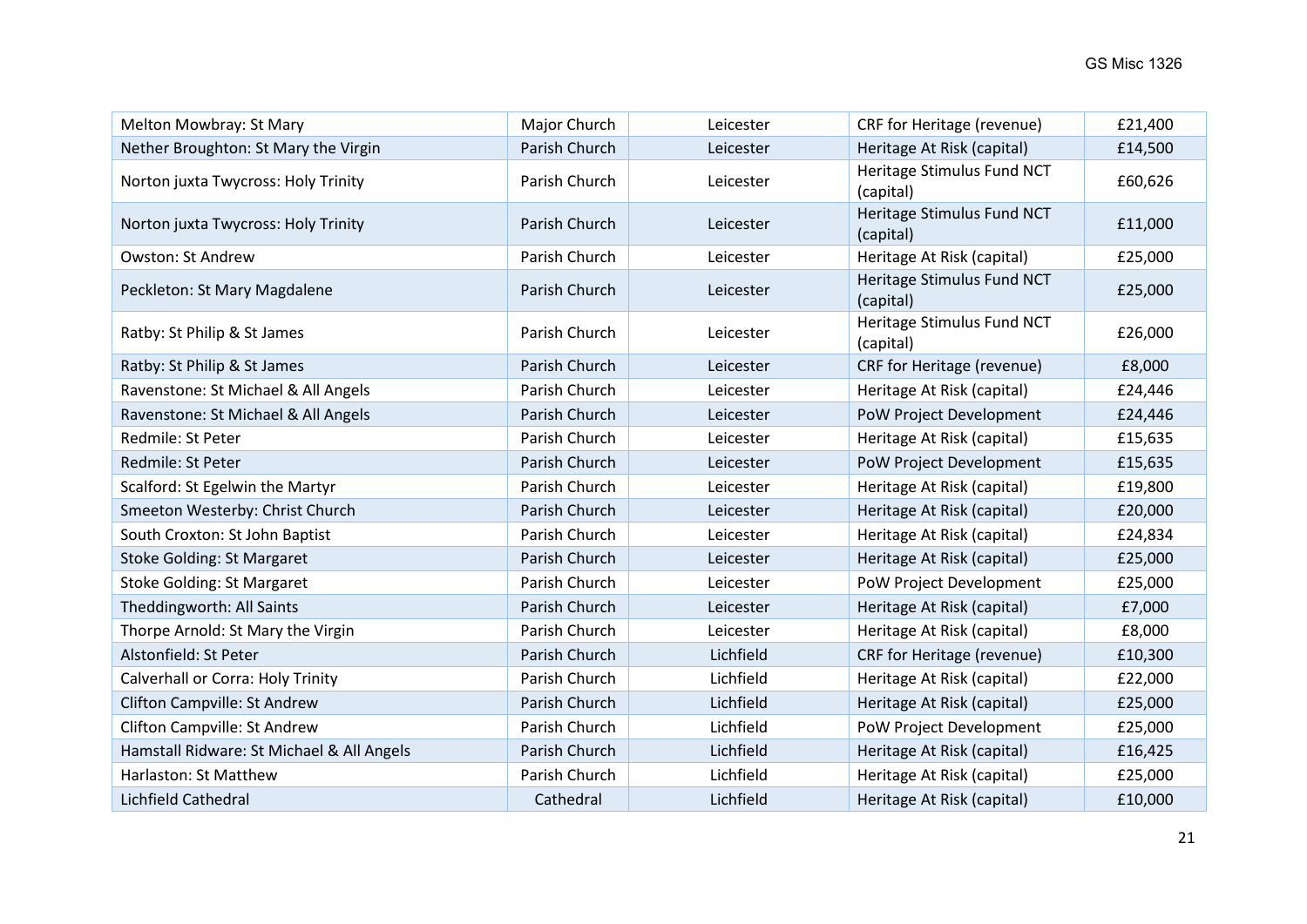| | | | | |
|---|---|---|---|---|
| Melton Mowbray: St Mary | Major Church | Leicester | CRF for Heritage (revenue) | £21,400 |
| Nether Broughton: St Mary the Virgin | Parish Church | Leicester | Heritage At Risk (capital) | £14,500 |
| Norton juxta Twycross: Holy Trinity | Parish Church | Leicester | Heritage Stimulus Fund NCT (capital) | £60,626 |
| Norton juxta Twycross: Holy Trinity | Parish Church | Leicester | Heritage Stimulus Fund NCT (capital) | £11,000 |
| Owston: St Andrew | Parish Church | Leicester | Heritage At Risk (capital) | £25,000 |
| Peckleton: St Mary Magdalene | Parish Church | Leicester | Heritage Stimulus Fund NCT (capital) | £25,000 |
| Ratby: St Philip & St James | Parish Church | Leicester | Heritage Stimulus Fund NCT (capital) | £26,000 |
| Ratby: St Philip & St James | Parish Church | Leicester | CRF for Heritage (revenue) | £8,000 |
| Ravenstone: St Michael & All Angels | Parish Church | Leicester | Heritage At Risk (capital) | £24,446 |
| Ravenstone: St Michael & All Angels | Parish Church | Leicester | PoW Project Development | £24,446 |
| Redmile: St Peter | Parish Church | Leicester | Heritage At Risk (capital) | £15,635 |
| Redmile: St Peter | Parish Church | Leicester | PoW Project Development | £15,635 |
| Scalford: St Egelwin the Martyr | Parish Church | Leicester | Heritage At Risk (capital) | £19,800 |
| Smeeton Westerby: Christ Church | Parish Church | Leicester | Heritage At Risk (capital) | £20,000 |
| South Croxton: St John Baptist | Parish Church | Leicester | Heritage At Risk (capital) | £24,834 |
| Stoke Golding: St Margaret | Parish Church | Leicester | Heritage At Risk (capital) | £25,000 |
| Stoke Golding: St Margaret | Parish Church | Leicester | PoW Project Development | £25,000 |
| Theddingworth: All Saints | Parish Church | Leicester | Heritage At Risk (capital) | £7,000 |
| Thorpe Arnold: St Mary the Virgin | Parish Church | Leicester | Heritage At Risk (capital) | £8,000 |
| Alstonfield: St Peter | Parish Church | Lichfield | CRF for Heritage (revenue) | £10,300 |
| Calverhall or Corra: Holy Trinity | Parish Church | Lichfield | Heritage At Risk (capital) | £22,000 |
| Clifton Campville: St Andrew | Parish Church | Lichfield | Heritage At Risk (capital) | £25,000 |
| Clifton Campville: St Andrew | Parish Church | Lichfield | PoW Project Development | £25,000 |
| Hamstall Ridware: St Michael & All Angels | Parish Church | Lichfield | Heritage At Risk (capital) | £16,425 |
| Harlaston: St Matthew | Parish Church | Lichfield | Heritage At Risk (capital) | £25,000 |
| Lichfield Cathedral | Cathedral | Lichfield | Heritage At Risk (capital) | £10,000 |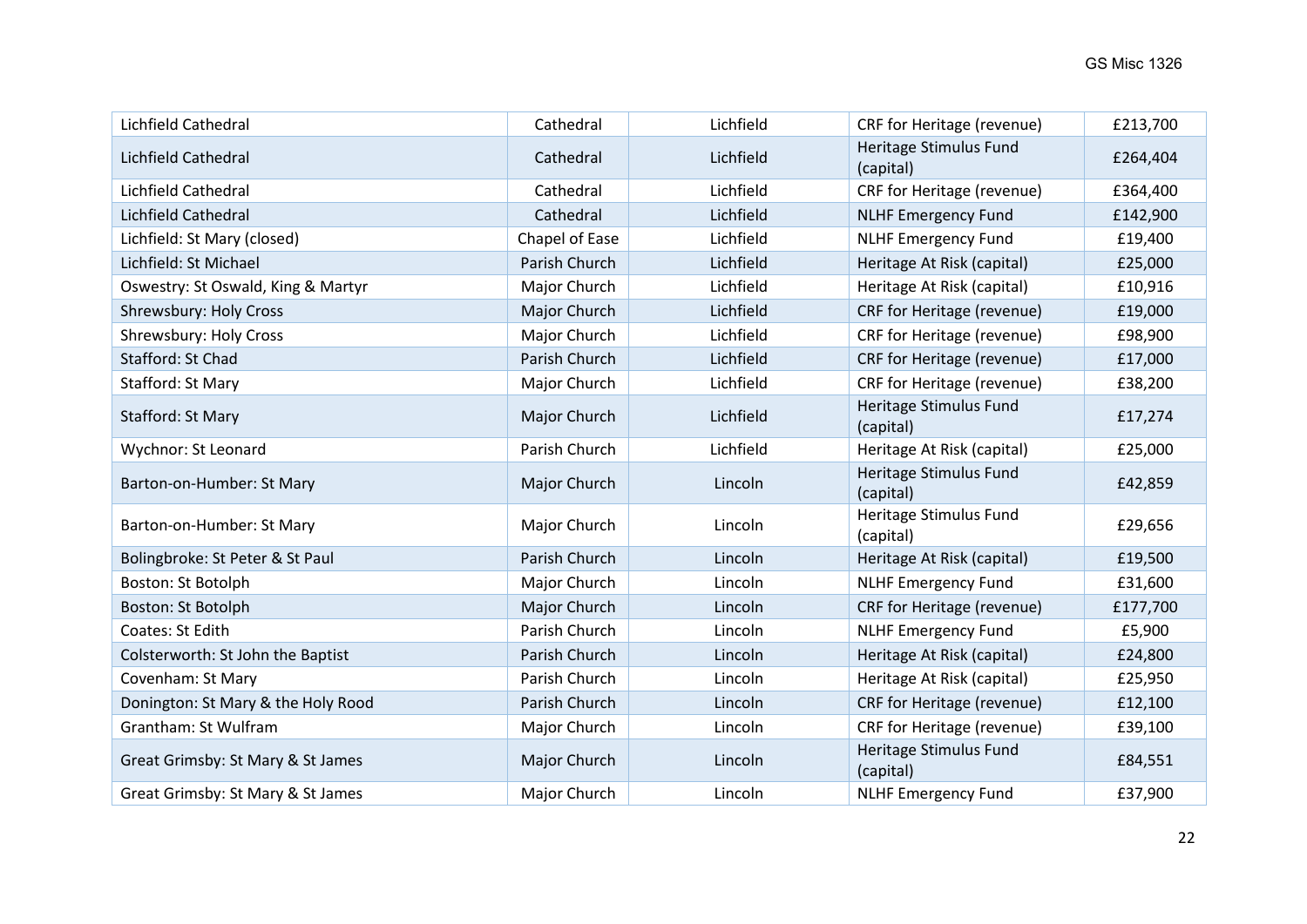| | | | | |
|---|---|---|---|---|
| Lichfield Cathedral | Cathedral | Lichfield | CRF for Heritage (revenue) | £213,700 |
| Lichfield Cathedral | Cathedral | Lichfield | Heritage Stimulus Fund (capital) | £264,404 |
| Lichfield Cathedral | Cathedral | Lichfield | CRF for Heritage (revenue) | £364,400 |
| Lichfield Cathedral | Cathedral | Lichfield | NLHF Emergency Fund | £142,900 |
| Lichfield: St Mary (closed) | Chapel of Ease | Lichfield | NLHF Emergency Fund | £19,400 |
| Lichfield: St Michael | Parish Church | Lichfield | Heritage At Risk (capital) | £25,000 |
| Oswestry: St Oswald, King & Martyr | Major Church | Lichfield | Heritage At Risk (capital) | £10,916 |
| Shrewsbury: Holy Cross | Major Church | Lichfield | CRF for Heritage (revenue) | £19,000 |
| Shrewsbury: Holy Cross | Major Church | Lichfield | CRF for Heritage (revenue) | £98,900 |
| Stafford: St Chad | Parish Church | Lichfield | CRF for Heritage (revenue) | £17,000 |
| Stafford: St Mary | Major Church | Lichfield | CRF for Heritage (revenue) | £38,200 |
| Stafford: St Mary | Major Church | Lichfield | Heritage Stimulus Fund (capital) | £17,274 |
| Wychnor: St Leonard | Parish Church | Lichfield | Heritage At Risk (capital) | £25,000 |
| Barton-on-Humber: St Mary | Major Church | Lincoln | Heritage Stimulus Fund (capital) | £42,859 |
| Barton-on-Humber: St Mary | Major Church | Lincoln | Heritage Stimulus Fund (capital) | £29,656 |
| Bolingbroke: St Peter & St Paul | Parish Church | Lincoln | Heritage At Risk (capital) | £19,500 |
| Boston: St Botolph | Major Church | Lincoln | NLHF Emergency Fund | £31,600 |
| Boston: St Botolph | Major Church | Lincoln | CRF for Heritage (revenue) | £177,700 |
| Coates: St Edith | Parish Church | Lincoln | NLHF Emergency Fund | £5,900 |
| Colsterworth: St John the Baptist | Parish Church | Lincoln | Heritage At Risk (capital) | £24,800 |
| Covenham: St Mary | Parish Church | Lincoln | Heritage At Risk (capital) | £25,950 |
| Donington: St Mary & the Holy Rood | Parish Church | Lincoln | CRF for Heritage (revenue) | £12,100 |
| Grantham: St Wulfram | Major Church | Lincoln | CRF for Heritage (revenue) | £39,100 |
| Great Grimsby: St Mary & St James | Major Church | Lincoln | Heritage Stimulus Fund (capital) | £84,551 |
| Great Grimsby: St Mary & St James | Major Church | Lincoln | NLHF Emergency Fund | £37,900 |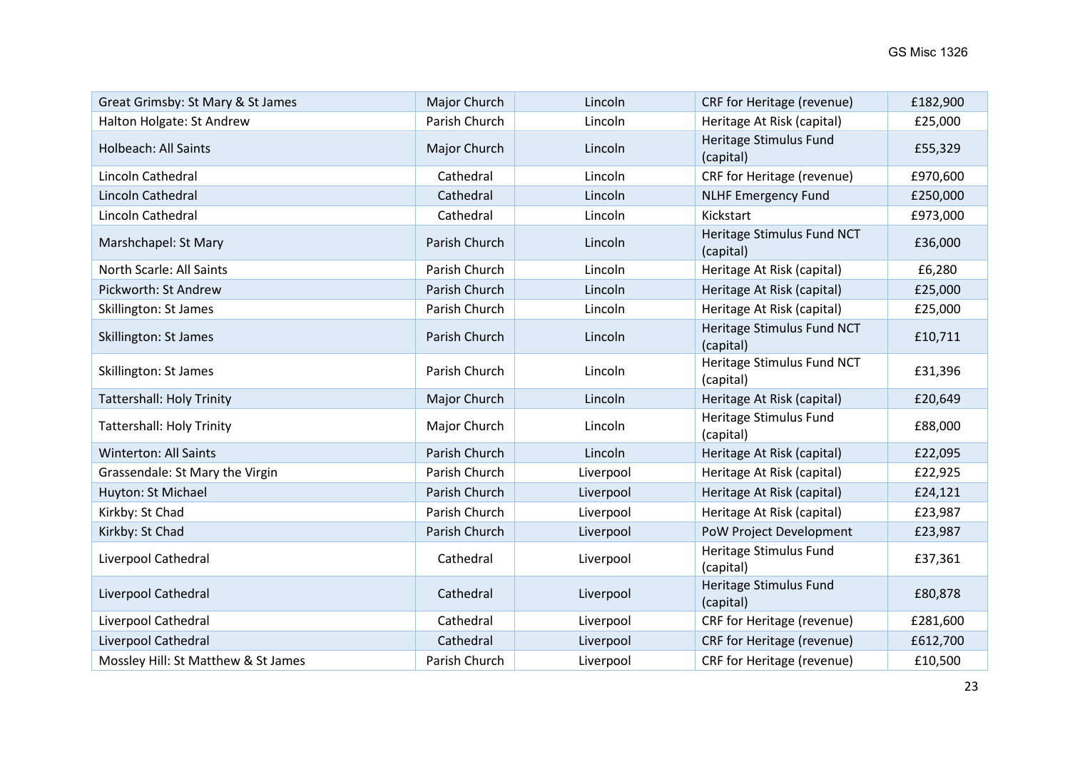| | | | | |
|---|---|---|---|---|
| Great Grimsby: St Mary & St James | Major Church | Lincoln | CRF for Heritage (revenue) | £182,900 |
| Halton Holgate: St Andrew | Parish Church | Lincoln | Heritage At Risk (capital) | £25,000 |
| Holbeach: All Saints | Major Church | Lincoln | Heritage Stimulus Fund (capital) | £55,329 |
| Lincoln Cathedral | Cathedral | Lincoln | CRF for Heritage (revenue) | £970,600 |
| Lincoln Cathedral | Cathedral | Lincoln | NLHF Emergency Fund | £250,000 |
| Lincoln Cathedral | Cathedral | Lincoln | Kickstart | £973,000 |
| Marshchapel: St Mary | Parish Church | Lincoln | Heritage Stimulus Fund NCT (capital) | £36,000 |
| North Scarle: All Saints | Parish Church | Lincoln | Heritage At Risk (capital) | £6,280 |
| Pickworth: St Andrew | Parish Church | Lincoln | Heritage At Risk (capital) | £25,000 |
| Skillington: St James | Parish Church | Lincoln | Heritage At Risk (capital) | £25,000 |
| Skillington: St James | Parish Church | Lincoln | Heritage Stimulus Fund NCT (capital) | £10,711 |
| Skillington: St James | Parish Church | Lincoln | Heritage Stimulus Fund NCT (capital) | £31,396 |
| Tattershall: Holy Trinity | Major Church | Lincoln | Heritage At Risk (capital) | £20,649 |
| Tattershall: Holy Trinity | Major Church | Lincoln | Heritage Stimulus Fund (capital) | £88,000 |
| Winterton: All Saints | Parish Church | Lincoln | Heritage At Risk (capital) | £22,095 |
| Grassendale: St Mary the Virgin | Parish Church | Liverpool | Heritage At Risk (capital) | £22,925 |
| Huyton: St Michael | Parish Church | Liverpool | Heritage At Risk (capital) | £24,121 |
| Kirkby: St Chad | Parish Church | Liverpool | Heritage At Risk (capital) | £23,987 |
| Kirkby: St Chad | Parish Church | Liverpool | PoW Project Development | £23,987 |
| Liverpool Cathedral | Cathedral | Liverpool | Heritage Stimulus Fund (capital) | £37,361 |
| Liverpool Cathedral | Cathedral | Liverpool | Heritage Stimulus Fund (capital) | £80,878 |
| Liverpool Cathedral | Cathedral | Liverpool | CRF for Heritage (revenue) | £281,600 |
| Liverpool Cathedral | Cathedral | Liverpool | CRF for Heritage (revenue) | £612,700 |
| Mossley Hill: St Matthew & St James | Parish Church | Liverpool | CRF for Heritage (revenue) | £10,500 |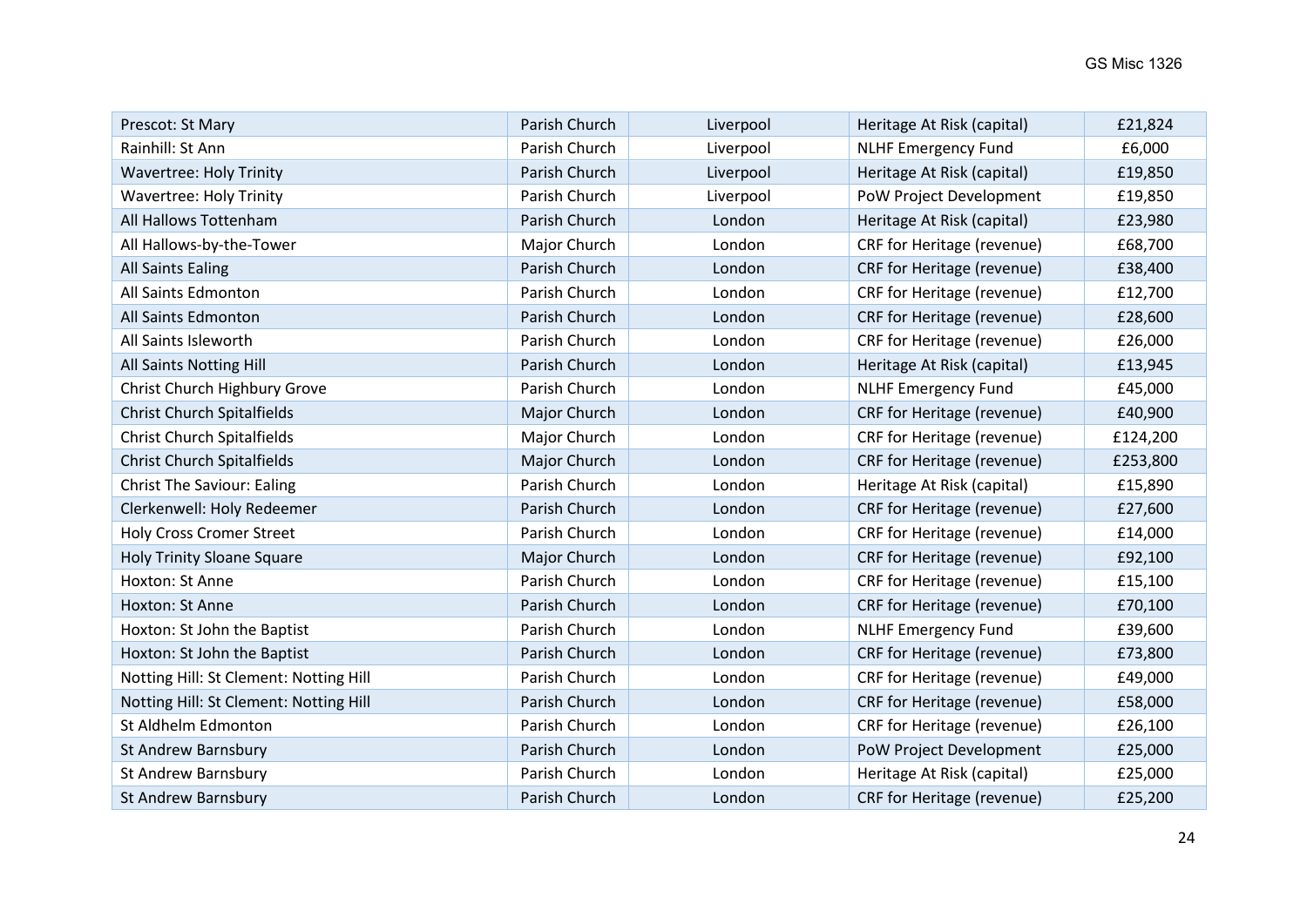| | | | | |
|---|---|---|---|---|
| Prescot: St Mary | Parish Church | Liverpool | Heritage At Risk (capital) | £21,824 |
| Rainhill: St Ann | Parish Church | Liverpool | NLHF Emergency Fund | £6,000 |
| Wavertree: Holy Trinity | Parish Church | Liverpool | Heritage At Risk (capital) | £19,850 |
| Wavertree: Holy Trinity | Parish Church | Liverpool | PoW Project Development | £19,850 |
| All Hallows Tottenham | Parish Church | London | Heritage At Risk (capital) | £23,980 |
| All Hallows-by-the-Tower | Major Church | London | CRF for Heritage (revenue) | £68,700 |
| All Saints Ealing | Parish Church | London | CRF for Heritage (revenue) | £38,400 |
| All Saints Edmonton | Parish Church | London | CRF for Heritage (revenue) | £12,700 |
| All Saints Edmonton | Parish Church | London | CRF for Heritage (revenue) | £28,600 |
| All Saints Isleworth | Parish Church | London | CRF for Heritage (revenue) | £26,000 |
| All Saints Notting Hill | Parish Church | London | Heritage At Risk (capital) | £13,945 |
| Christ Church Highbury Grove | Parish Church | London | NLHF Emergency Fund | £45,000 |
| Christ Church Spitalfields | Major Church | London | CRF for Heritage (revenue) | £40,900 |
| Christ Church Spitalfields | Major Church | London | CRF for Heritage (revenue) | £124,200 |
| Christ Church Spitalfields | Major Church | London | CRF for Heritage (revenue) | £253,800 |
| Christ The Saviour: Ealing | Parish Church | London | Heritage At Risk (capital) | £15,890 |
| Clerkenwell: Holy Redeemer | Parish Church | London | CRF for Heritage (revenue) | £27,600 |
| Holy Cross Cromer Street | Parish Church | London | CRF for Heritage (revenue) | £14,000 |
| Holy Trinity Sloane Square | Major Church | London | CRF for Heritage (revenue) | £92,100 |
| Hoxton: St Anne | Parish Church | London | CRF for Heritage (revenue) | £15,100 |
| Hoxton: St Anne | Parish Church | London | CRF for Heritage (revenue) | £70,100 |
| Hoxton: St John the Baptist | Parish Church | London | NLHF Emergency Fund | £39,600 |
| Hoxton: St John the Baptist | Parish Church | London | CRF for Heritage (revenue) | £73,800 |
| Notting Hill: St Clement: Notting Hill | Parish Church | London | CRF for Heritage (revenue) | £49,000 |
| Notting Hill: St Clement: Notting Hill | Parish Church | London | CRF for Heritage (revenue) | £58,000 |
| St Aldhelm Edmonton | Parish Church | London | CRF for Heritage (revenue) | £26,100 |
| St Andrew Barnsbury | Parish Church | London | PoW Project Development | £25,000 |
| St Andrew Barnsbury | Parish Church | London | Heritage At Risk (capital) | £25,000 |
| St Andrew Barnsbury | Parish Church | London | CRF for Heritage (revenue) | £25,200 |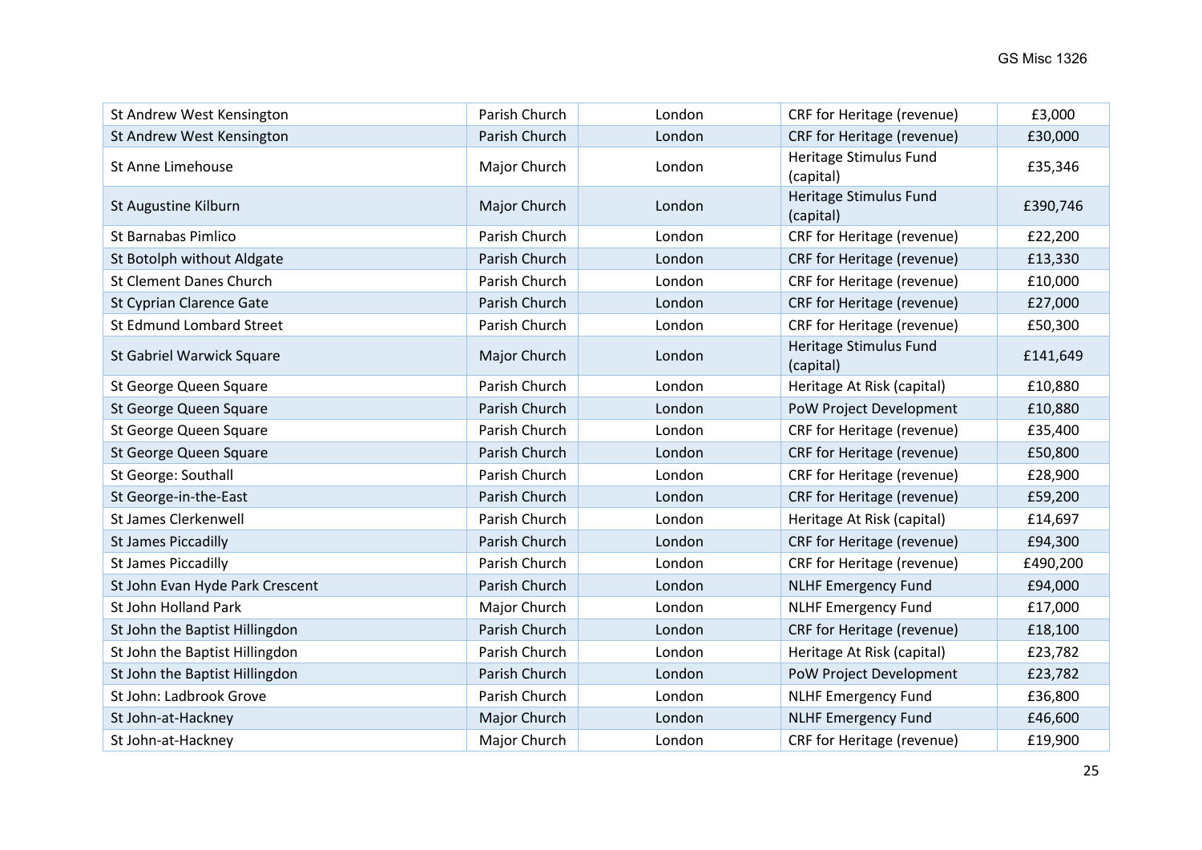| St Andrew West Kensington | Parish Church | London | CRF for Heritage (revenue) | £3,000 |
|---|---|---|---|---|
| St Andrew West Kensington | Parish Church | London | CRF for Heritage (revenue) | £30,000 |
| St Anne Limehouse | Major Church | London | Heritage Stimulus Fund (capital) | £35,346 |
| St Augustine Kilburn | Major Church | London | Heritage Stimulus Fund (capital) | £390,746 |
| St Barnabas Pimlico | Parish Church | London | CRF for Heritage (revenue) | £22,200 |
| St Botolph without Aldgate | Parish Church | London | CRF for Heritage (revenue) | £13,330 |
| St Clement Danes Church | Parish Church | London | CRF for Heritage (revenue) | £10,000 |
| St Cyprian Clarence Gate | Parish Church | London | CRF for Heritage (revenue) | £27,000 |
| St Edmund Lombard Street | Parish Church | London | CRF for Heritage (revenue) | £50,300 |
| St Gabriel Warwick Square | Major Church | London | Heritage Stimulus Fund (capital) | £141,649 |
| St George Queen Square | Parish Church | London | Heritage At Risk (capital) | £10,880 |
| St George Queen Square | Parish Church | London | PoW Project Development | £10,880 |
| St George Queen Square | Parish Church | London | CRF for Heritage (revenue) | £35,400 |
| St George Queen Square | Parish Church | London | CRF for Heritage (revenue) | £50,800 |
| St George: Southall | Parish Church | London | CRF for Heritage (revenue) | £28,900 |
| St George-in-the-East | Parish Church | London | CRF for Heritage (revenue) | £59,200 |
| St James Clerkenwell | Parish Church | London | Heritage At Risk (capital) | £14,697 |
| St James Piccadilly | Parish Church | London | CRF for Heritage (revenue) | £94,300 |
| St James Piccadilly | Parish Church | London | CRF for Heritage (revenue) | £490,200 |
| St John Evan Hyde Park Crescent | Parish Church | London | NLHF Emergency Fund | £94,000 |
| St John Holland Park | Major Church | London | NLHF Emergency Fund | £17,000 |
| St John the Baptist Hillingdon | Parish Church | London | CRF for Heritage (revenue) | £18,100 |
| St John the Baptist Hillingdon | Parish Church | London | Heritage At Risk (capital) | £23,782 |
| St John the Baptist Hillingdon | Parish Church | London | PoW Project Development | £23,782 |
| St John: Ladbrook Grove | Parish Church | London | NLHF Emergency Fund | £36,800 |
| St John-at-Hackney | Major Church | London | NLHF Emergency Fund | £46,600 |
| St John-at-Hackney | Major Church | London | CRF for Heritage (revenue) | £19,900 |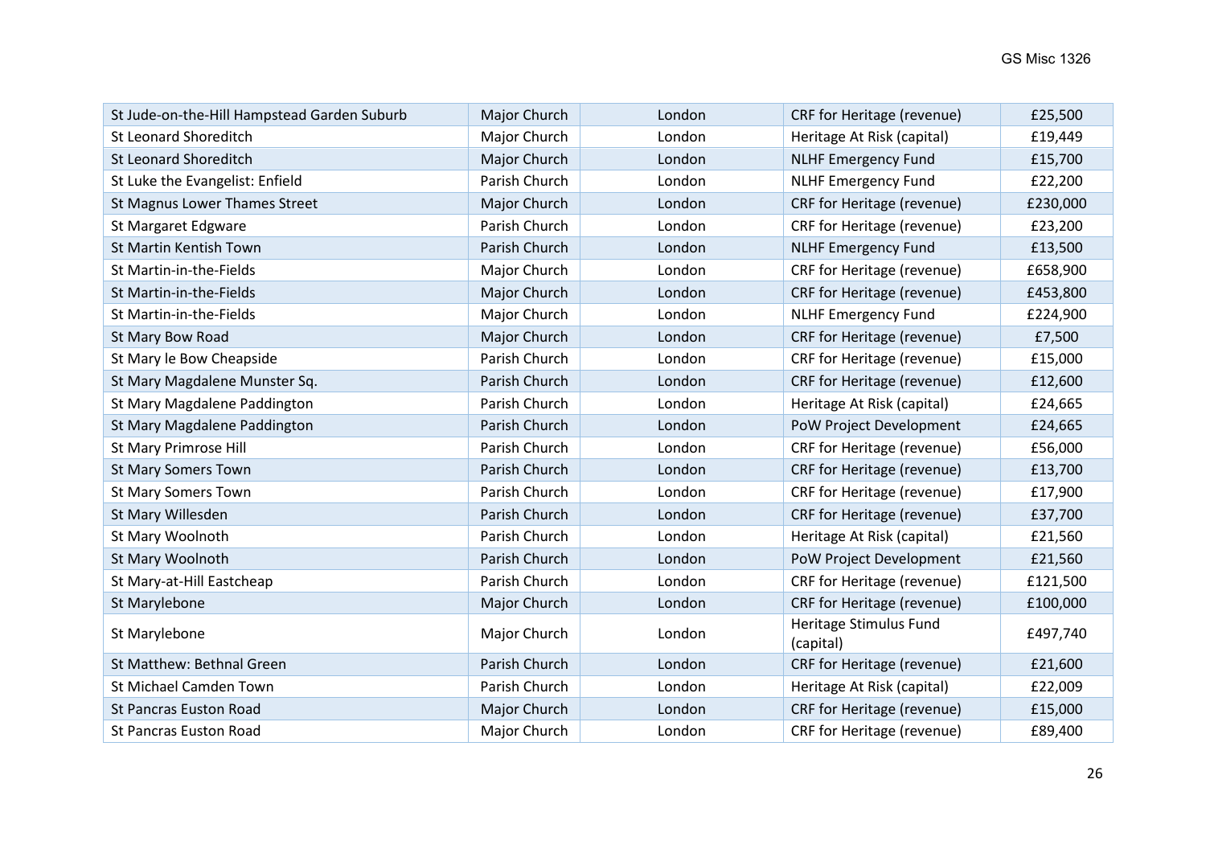| St Jude-on-the-Hill Hampstead Garden Suburb | Major Church | London | CRF for Heritage (revenue) | £25,500 |
|---|---|---|---|---|
| St Leonard Shoreditch | Major Church | London | Heritage At Risk (capital) | £19,449 |
| St Leonard Shoreditch | Major Church | London | NLHF Emergency Fund | £15,700 |
| St Luke the Evangelist: Enfield | Parish Church | London | NLHF Emergency Fund | £22,200 |
| St Magnus Lower Thames Street | Major Church | London | CRF for Heritage (revenue) | £230,000 |
| St Margaret Edgware | Parish Church | London | CRF for Heritage (revenue) | £23,200 |
| St Martin Kentish Town | Parish Church | London | NLHF Emergency Fund | £13,500 |
| St Martin-in-the-Fields | Major Church | London | CRF for Heritage (revenue) | £658,900 |
| St Martin-in-the-Fields | Major Church | London | CRF for Heritage (revenue) | £453,800 |
| St Martin-in-the-Fields | Major Church | London | NLHF Emergency Fund | £224,900 |
| St Mary Bow Road | Major Church | London | CRF for Heritage (revenue) | £7,500 |
| St Mary le Bow Cheapside | Parish Church | London | CRF for Heritage (revenue) | £15,000 |
| St Mary Magdalene Munster Sq. | Parish Church | London | CRF for Heritage (revenue) | £12,600 |
| St Mary Magdalene Paddington | Parish Church | London | Heritage At Risk (capital) | £24,665 |
| St Mary Magdalene Paddington | Parish Church | London | PoW Project Development | £24,665 |
| St Mary Primrose Hill | Parish Church | London | CRF for Heritage (revenue) | £56,000 |
| St Mary Somers Town | Parish Church | London | CRF for Heritage (revenue) | £13,700 |
| St Mary Somers Town | Parish Church | London | CRF for Heritage (revenue) | £17,900 |
| St Mary Willesden | Parish Church | London | CRF for Heritage (revenue) | £37,700 |
| St Mary Woolnoth | Parish Church | London | Heritage At Risk (capital) | £21,560 |
| St Mary Woolnoth | Parish Church | London | PoW Project Development | £21,560 |
| St Mary-at-Hill Eastcheap | Parish Church | London | CRF for Heritage (revenue) | £121,500 |
| St Marylebone | Major Church | London | CRF for Heritage (revenue) | £100,000 |
| St Marylebone | Major Church | London | Heritage Stimulus Fund (capital) | £497,740 |
| St Matthew: Bethnal Green | Parish Church | London | CRF for Heritage (revenue) | £21,600 |
| St Michael Camden Town | Parish Church | London | Heritage At Risk (capital) | £22,009 |
| St Pancras Euston Road | Major Church | London | CRF for Heritage (revenue) | £15,000 |
| St Pancras Euston Road | Major Church | London | CRF for Heritage (revenue) | £89,400 |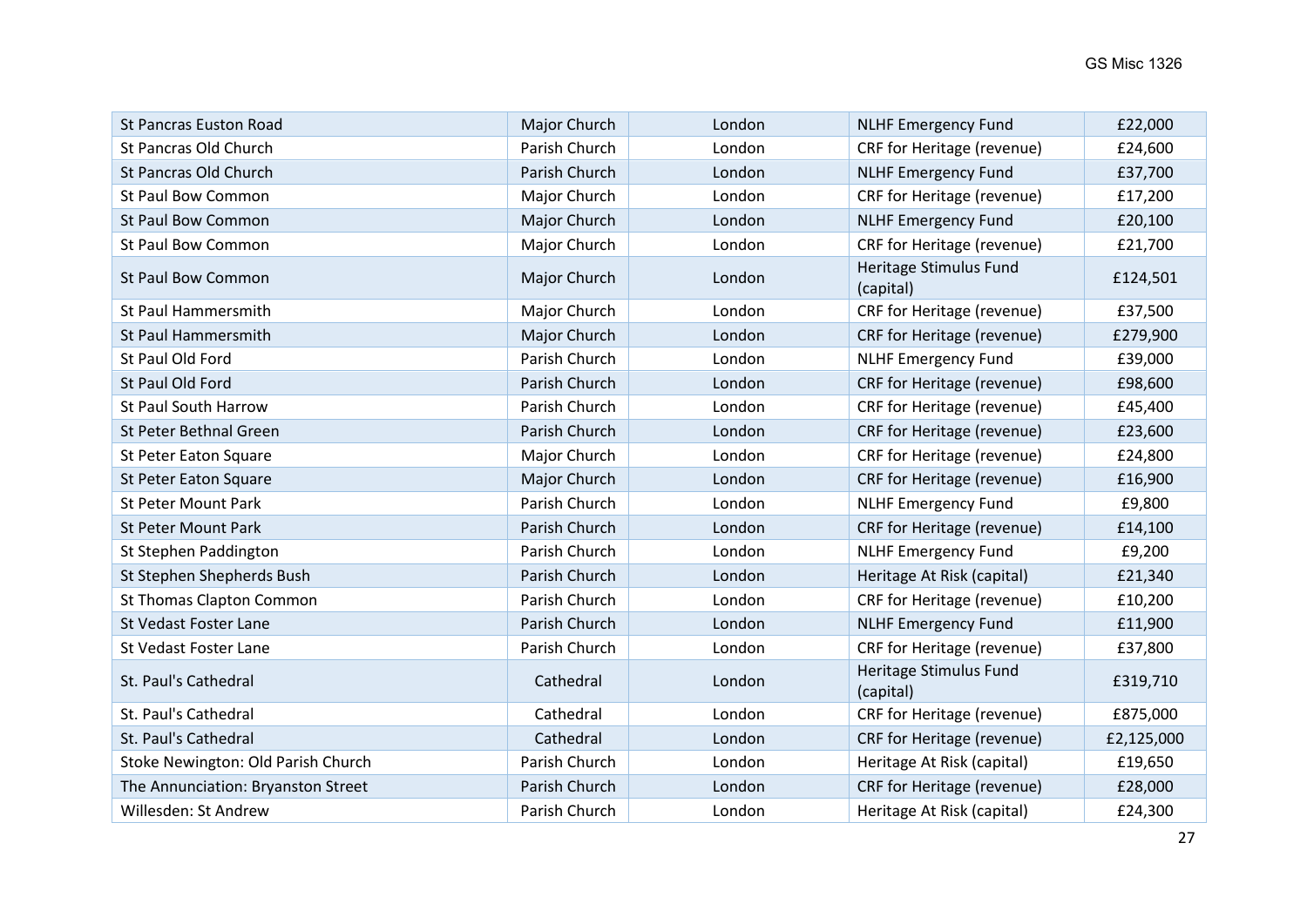| St Pancras Euston Road | Major Church | London | NLHF Emergency Fund | £22,000 |
|---|---|---|---|---|
| St Pancras Old Church | Parish Church | London | CRF for Heritage (revenue) | £24,600 |
| St Pancras Old Church | Parish Church | London | NLHF Emergency Fund | £37,700 |
| St Paul Bow Common | Major Church | London | CRF for Heritage (revenue) | £17,200 |
| St Paul Bow Common | Major Church | London | NLHF Emergency Fund | £20,100 |
| St Paul Bow Common | Major Church | London | CRF for Heritage (revenue) | £21,700 |
| St Paul Bow Common | Major Church | London | Heritage Stimulus Fund (capital) | £124,501 |
| St Paul Hammersmith | Major Church | London | CRF for Heritage (revenue) | £37,500 |
| St Paul Hammersmith | Major Church | London | CRF for Heritage (revenue) | £279,900 |
| St Paul Old Ford | Parish Church | London | NLHF Emergency Fund | £39,000 |
| St Paul Old Ford | Parish Church | London | CRF for Heritage (revenue) | £98,600 |
| St Paul South Harrow | Parish Church | London | CRF for Heritage (revenue) | £45,400 |
| St Peter Bethnal Green | Parish Church | London | CRF for Heritage (revenue) | £23,600 |
| St Peter Eaton Square | Major Church | London | CRF for Heritage (revenue) | £24,800 |
| St Peter Eaton Square | Major Church | London | CRF for Heritage (revenue) | £16,900 |
| St Peter Mount Park | Parish Church | London | NLHF Emergency Fund | £9,800 |
| St Peter Mount Park | Parish Church | London | CRF for Heritage (revenue) | £14,100 |
| St Stephen Paddington | Parish Church | London | NLHF Emergency Fund | £9,200 |
| St Stephen Shepherds Bush | Parish Church | London | Heritage At Risk (capital) | £21,340 |
| St Thomas Clapton Common | Parish Church | London | CRF for Heritage (revenue) | £10,200 |
| St Vedast Foster Lane | Parish Church | London | NLHF Emergency Fund | £11,900 |
| St Vedast Foster Lane | Parish Church | London | CRF for Heritage (revenue) | £37,800 |
| St. Paul's Cathedral | Cathedral | London | Heritage Stimulus Fund (capital) | £319,710 |
| St. Paul's Cathedral | Cathedral | London | CRF for Heritage (revenue) | £875,000 |
| St. Paul's Cathedral | Cathedral | London | CRF for Heritage (revenue) | £2,125,000 |
| Stoke Newington: Old Parish Church | Parish Church | London | Heritage At Risk (capital) | £19,650 |
| The Annunciation: Bryanston Street | Parish Church | London | CRF for Heritage (revenue) | £28,000 |
| Willesden: St Andrew | Parish Church | London | Heritage At Risk (capital) | £24,300 |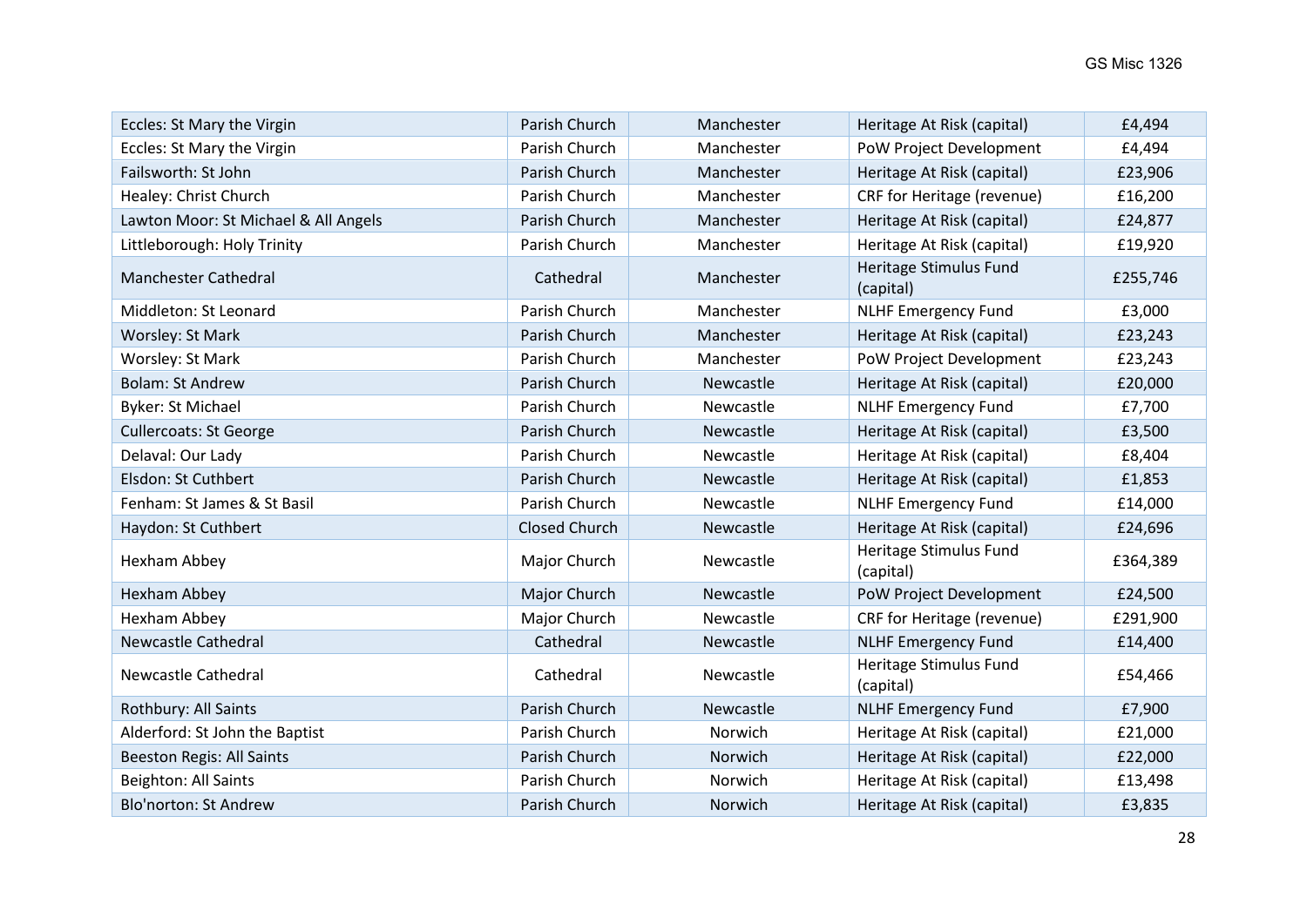| Eccles: St Mary the Virgin | Parish Church | Manchester | Heritage At Risk (capital) | £4,494 |
|---|---|---|---|---|
| Eccles: St Mary the Virgin | Parish Church | Manchester | PoW Project Development | £4,494 |
| Failsworth: St John | Parish Church | Manchester | Heritage At Risk (capital) | £23,906 |
| Healey: Christ Church | Parish Church | Manchester | CRF for Heritage (revenue) | £16,200 |
| Lawton Moor: St Michael & All Angels | Parish Church | Manchester | Heritage At Risk (capital) | £24,877 |
| Littleborough: Holy Trinity | Parish Church | Manchester | Heritage At Risk (capital) | £19,920 |
| Manchester Cathedral | Cathedral | Manchester | Heritage Stimulus Fund (capital) | £255,746 |
| Middleton: St Leonard | Parish Church | Manchester | NLHF Emergency Fund | £3,000 |
| Worsley: St Mark | Parish Church | Manchester | Heritage At Risk (capital) | £23,243 |
| Worsley: St Mark | Parish Church | Manchester | PoW Project Development | £23,243 |
| Bolam: St Andrew | Parish Church | Newcastle | Heritage At Risk (capital) | £20,000 |
| Byker: St Michael | Parish Church | Newcastle | NLHF Emergency Fund | £7,700 |
| Cullercoats: St George | Parish Church | Newcastle | Heritage At Risk (capital) | £3,500 |
| Delaval: Our Lady | Parish Church | Newcastle | Heritage At Risk (capital) | £8,404 |
| Elsdon: St Cuthbert | Parish Church | Newcastle | Heritage At Risk (capital) | £1,853 |
| Fenham: St James & St Basil | Parish Church | Newcastle | NLHF Emergency Fund | £14,000 |
| Haydon: St Cuthbert | Closed Church | Newcastle | Heritage At Risk (capital) | £24,696 |
| Hexham Abbey | Major Church | Newcastle | Heritage Stimulus Fund (capital) | £364,389 |
| Hexham Abbey | Major Church | Newcastle | PoW Project Development | £24,500 |
| Hexham Abbey | Major Church | Newcastle | CRF for Heritage (revenue) | £291,900 |
| Newcastle Cathedral | Cathedral | Newcastle | NLHF Emergency Fund | £14,400 |
| Newcastle Cathedral | Cathedral | Newcastle | Heritage Stimulus Fund (capital) | £54,466 |
| Rothbury: All Saints | Parish Church | Newcastle | NLHF Emergency Fund | £7,900 |
| Alderford: St John the Baptist | Parish Church | Norwich | Heritage At Risk (capital) | £21,000 |
| Beeston Regis: All Saints | Parish Church | Norwich | Heritage At Risk (capital) | £22,000 |
| Beighton: All Saints | Parish Church | Norwich | Heritage At Risk (capital) | £13,498 |
| Blo'norton: St Andrew | Parish Church | Norwich | Heritage At Risk (capital) | £3,835 |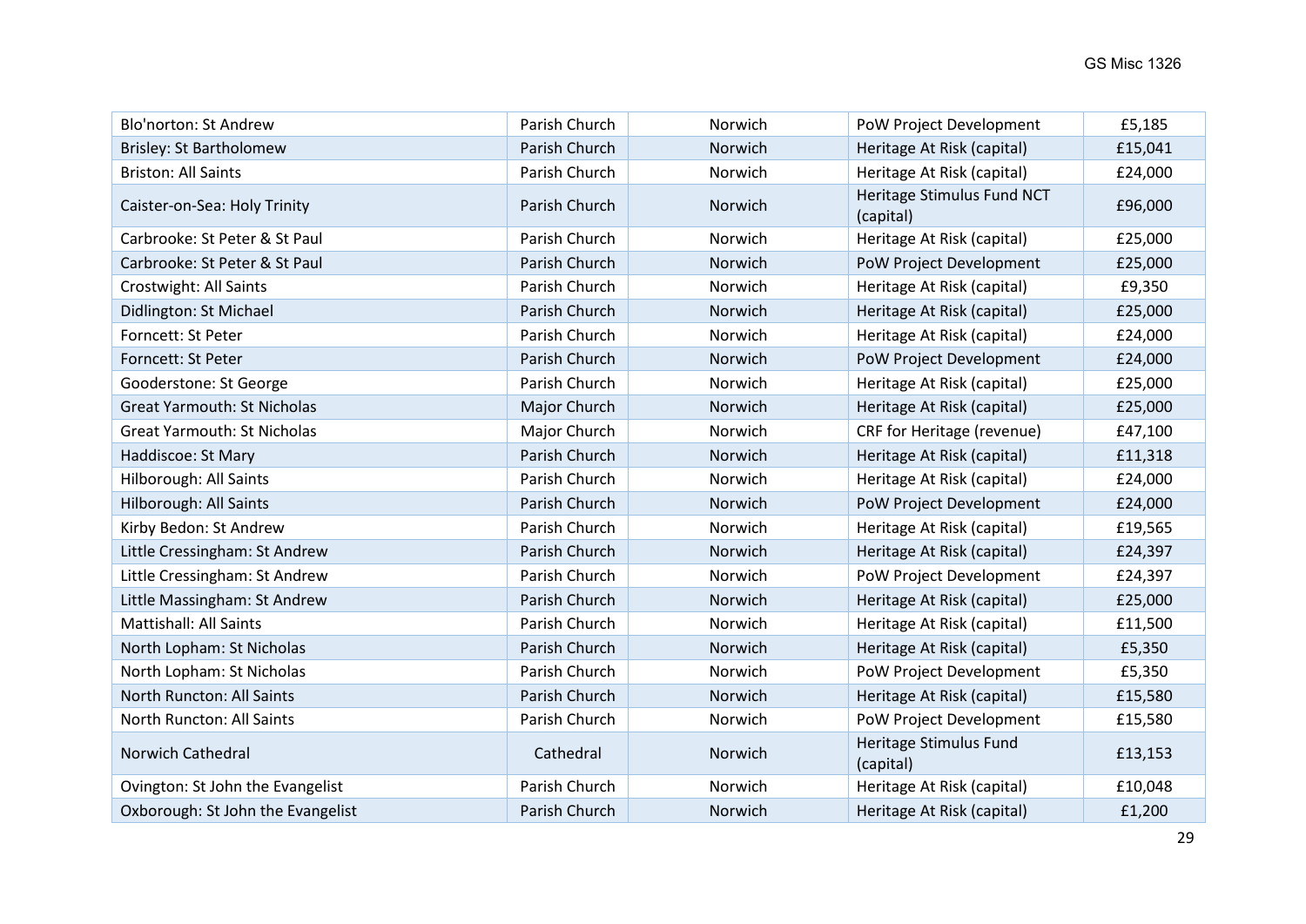| Blo'norton: St Andrew | Parish Church | Norwich | PoW Project Development | £5,185 |
|---|---|---|---|---|
| Brisley: St Bartholomew | Parish Church | Norwich | Heritage At Risk (capital) | £15,041 |
| Briston: All Saints | Parish Church | Norwich | Heritage At Risk (capital) | £24,000 |
| Caister-on-Sea: Holy Trinity | Parish Church | Norwich | Heritage Stimulus Fund NCT (capital) | £96,000 |
| Carbrooke: St Peter & St Paul | Parish Church | Norwich | Heritage At Risk (capital) | £25,000 |
| Carbrooke: St Peter & St Paul | Parish Church | Norwich | PoW Project Development | £25,000 |
| Crostwight: All Saints | Parish Church | Norwich | Heritage At Risk (capital) | £9,350 |
| Didlington: St Michael | Parish Church | Norwich | Heritage At Risk (capital) | £25,000 |
| Forncett: St Peter | Parish Church | Norwich | Heritage At Risk (capital) | £24,000 |
| Forncett: St Peter | Parish Church | Norwich | PoW Project Development | £24,000 |
| Gooderstone: St George | Parish Church | Norwich | Heritage At Risk (capital) | £25,000 |
| Great Yarmouth: St Nicholas | Major Church | Norwich | Heritage At Risk (capital) | £25,000 |
| Great Yarmouth: St Nicholas | Major Church | Norwich | CRF for Heritage (revenue) | £47,100 |
| Haddiscoe: St Mary | Parish Church | Norwich | Heritage At Risk (capital) | £11,318 |
| Hilborough: All Saints | Parish Church | Norwich | Heritage At Risk (capital) | £24,000 |
| Hilborough: All Saints | Parish Church | Norwich | PoW Project Development | £24,000 |
| Kirby Bedon: St Andrew | Parish Church | Norwich | Heritage At Risk (capital) | £19,565 |
| Little Cressingham: St Andrew | Parish Church | Norwich | Heritage At Risk (capital) | £24,397 |
| Little Cressingham: St Andrew | Parish Church | Norwich | PoW Project Development | £24,397 |
| Little Massingham: St Andrew | Parish Church | Norwich | Heritage At Risk (capital) | £25,000 |
| Mattishall: All Saints | Parish Church | Norwich | Heritage At Risk (capital) | £11,500 |
| North Lopham: St Nicholas | Parish Church | Norwich | Heritage At Risk (capital) | £5,350 |
| North Lopham: St Nicholas | Parish Church | Norwich | PoW Project Development | £5,350 |
| North Runcton: All Saints | Parish Church | Norwich | Heritage At Risk (capital) | £15,580 |
| North Runcton: All Saints | Parish Church | Norwich | PoW Project Development | £15,580 |
| Norwich Cathedral | Cathedral | Norwich | Heritage Stimulus Fund (capital) | £13,153 |
| Ovington: St John the Evangelist | Parish Church | Norwich | Heritage At Risk (capital) | £10,048 |
| Oxborough: St John the Evangelist | Parish Church | Norwich | Heritage At Risk (capital) | £1,200 |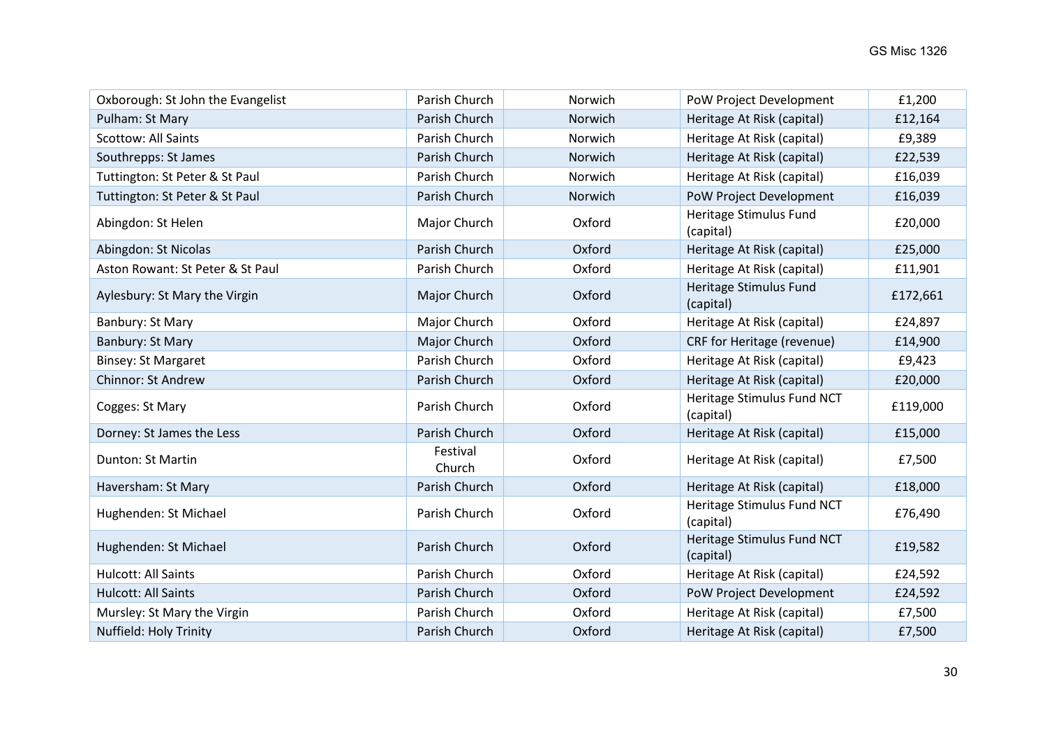| | | | | |
|---|---|---|---|---|
| Oxborough: St John the Evangelist | Parish Church | Norwich | PoW Project Development | £1,200 |
| Pulham: St Mary | Parish Church | Norwich | Heritage At Risk (capital) | £12,164 |
| Scottow: All Saints | Parish Church | Norwich | Heritage At Risk (capital) | £9,389 |
| Southrepps: St James | Parish Church | Norwich | Heritage At Risk (capital) | £22,539 |
| Tuttington: St Peter & St Paul | Parish Church | Norwich | Heritage At Risk (capital) | £16,039 |
| Tuttington: St Peter & St Paul | Parish Church | Norwich | PoW Project Development | £16,039 |
| Abingdon: St Helen | Major Church | Oxford | Heritage Stimulus Fund (capital) | £20,000 |
| Abingdon: St Nicolas | Parish Church | Oxford | Heritage At Risk (capital) | £25,000 |
| Aston Rowant: St Peter & St Paul | Parish Church | Oxford | Heritage At Risk (capital) | £11,901 |
| Aylesbury: St Mary the Virgin | Major Church | Oxford | Heritage Stimulus Fund (capital) | £172,661 |
| Banbury: St Mary | Major Church | Oxford | Heritage At Risk (capital) | £24,897 |
| Banbury: St Mary | Major Church | Oxford | CRF for Heritage (revenue) | £14,900 |
| Binsey: St Margaret | Parish Church | Oxford | Heritage At Risk (capital) | £9,423 |
| Chinnor: St Andrew | Parish Church | Oxford | Heritage At Risk (capital) | £20,000 |
| Cogges: St Mary | Parish Church | Oxford | Heritage Stimulus Fund NCT (capital) | £119,000 |
| Dorney: St James the Less | Parish Church | Oxford | Heritage At Risk (capital) | £15,000 |
| Dunton: St Martin | Festival Church | Oxford | Heritage At Risk (capital) | £7,500 |
| Haversham: St Mary | Parish Church | Oxford | Heritage At Risk (capital) | £18,000 |
| Hughenden: St Michael | Parish Church | Oxford | Heritage Stimulus Fund NCT (capital) | £76,490 |
| Hughenden: St Michael | Parish Church | Oxford | Heritage Stimulus Fund NCT (capital) | £19,582 |
| Hulcott: All Saints | Parish Church | Oxford | Heritage At Risk (capital) | £24,592 |
| Hulcott: All Saints | Parish Church | Oxford | PoW Project Development | £24,592 |
| Mursley: St Mary the Virgin | Parish Church | Oxford | Heritage At Risk (capital) | £7,500 |
| Nuffield: Holy Trinity | Parish Church | Oxford | Heritage At Risk (capital) | £7,500 |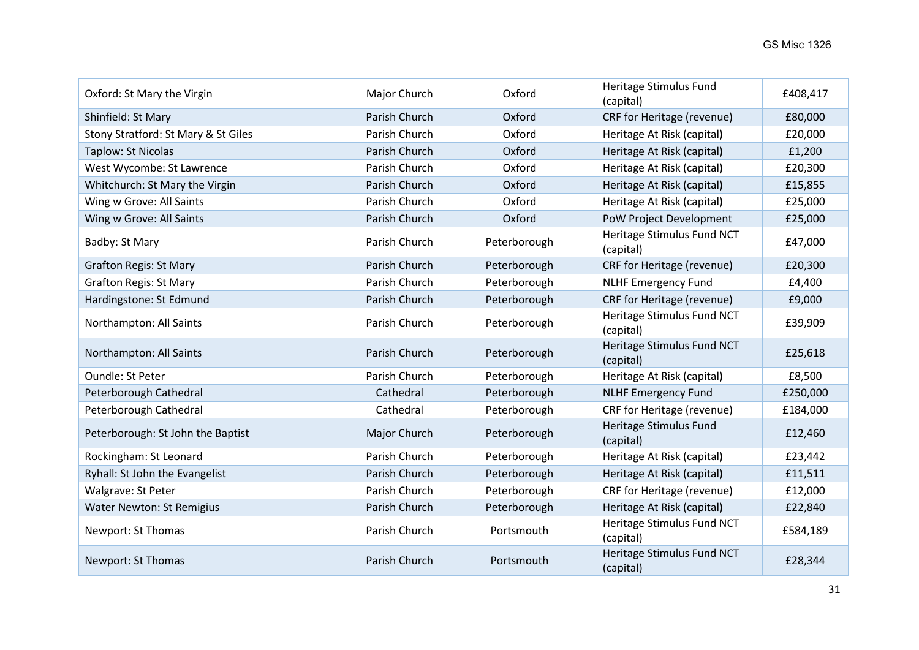| Oxford: St Mary the Virgin | Major Church | Oxford | Heritage Stimulus Fund (capital) | £408,417 |
|---|---|---|---|---|
| Shinfield: St Mary | Parish Church | Oxford | CRF for Heritage (revenue) | £80,000 |
| Stony Stratford: St Mary & St Giles | Parish Church | Oxford | Heritage At Risk (capital) | £20,000 |
| Taplow: St Nicolas | Parish Church | Oxford | Heritage At Risk (capital) | £1,200 |
| West Wycombe: St Lawrence | Parish Church | Oxford | Heritage At Risk (capital) | £20,300 |
| Whitchurch: St Mary the Virgin | Parish Church | Oxford | Heritage At Risk (capital) | £15,855 |
| Wing w Grove: All Saints | Parish Church | Oxford | Heritage At Risk (capital) | £25,000 |
| Wing w Grove: All Saints | Parish Church | Oxford | PoW Project Development | £25,000 |
| Badby: St Mary | Parish Church | Peterborough | Heritage Stimulus Fund NCT (capital) | £47,000 |
| Grafton Regis: St Mary | Parish Church | Peterborough | CRF for Heritage (revenue) | £20,300 |
| Grafton Regis: St Mary | Parish Church | Peterborough | NLHF Emergency Fund | £4,400 |
| Hardingstone: St Edmund | Parish Church | Peterborough | CRF for Heritage (revenue) | £9,000 |
| Northampton: All Saints | Parish Church | Peterborough | Heritage Stimulus Fund NCT (capital) | £39,909 |
| Northampton: All Saints | Parish Church | Peterborough | Heritage Stimulus Fund NCT (capital) | £25,618 |
| Oundle: St Peter | Parish Church | Peterborough | Heritage At Risk (capital) | £8,500 |
| Peterborough Cathedral | Cathedral | Peterborough | NLHF Emergency Fund | £250,000 |
| Peterborough Cathedral | Cathedral | Peterborough | CRF for Heritage (revenue) | £184,000 |
| Peterborough: St John the Baptist | Major Church | Peterborough | Heritage Stimulus Fund (capital) | £12,460 |
| Rockingham: St Leonard | Parish Church | Peterborough | Heritage At Risk (capital) | £23,442 |
| Ryhall: St John the Evangelist | Parish Church | Peterborough | Heritage At Risk (capital) | £11,511 |
| Walgrave: St Peter | Parish Church | Peterborough | CRF for Heritage (revenue) | £12,000 |
| Water Newton: St Remigius | Parish Church | Peterborough | Heritage At Risk (capital) | £22,840 |
| Newport: St Thomas | Parish Church | Portsmouth | Heritage Stimulus Fund NCT (capital) | £584,189 |
| Newport: St Thomas | Parish Church | Portsmouth | Heritage Stimulus Fund NCT (capital) | £28,344 |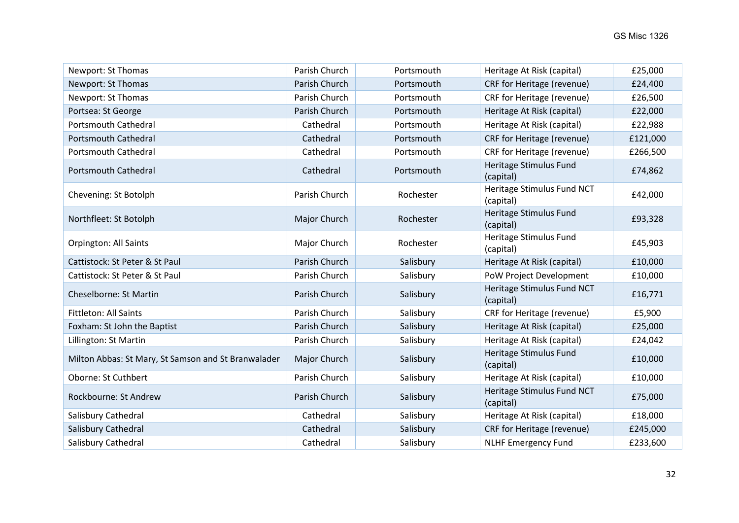| | | | | |
|---|---|---|---|---|
| Newport: St Thomas | Parish Church | Portsmouth | Heritage At Risk (capital) | £25,000 |
| Newport: St Thomas | Parish Church | Portsmouth | CRF for Heritage (revenue) | £24,400 |
| Newport: St Thomas | Parish Church | Portsmouth | CRF for Heritage (revenue) | £26,500 |
| Portsea: St George | Parish Church | Portsmouth | Heritage At Risk (capital) | £22,000 |
| Portsmouth Cathedral | Cathedral | Portsmouth | Heritage At Risk (capital) | £22,988 |
| Portsmouth Cathedral | Cathedral | Portsmouth | CRF for Heritage (revenue) | £121,000 |
| Portsmouth Cathedral | Cathedral | Portsmouth | CRF for Heritage (revenue) | £266,500 |
| Portsmouth Cathedral | Cathedral | Portsmouth | Heritage Stimulus Fund (capital) | £74,862 |
| Chevening: St Botolph | Parish Church | Rochester | Heritage Stimulus Fund NCT (capital) | £42,000 |
| Northfleet: St Botolph | Major Church | Rochester | Heritage Stimulus Fund (capital) | £93,328 |
| Orpington: All Saints | Major Church | Rochester | Heritage Stimulus Fund (capital) | £45,903 |
| Cattistock: St Peter & St Paul | Parish Church | Salisbury | Heritage At Risk (capital) | £10,000 |
| Cattistock: St Peter & St Paul | Parish Church | Salisbury | PoW Project Development | £10,000 |
| Cheselborne: St Martin | Parish Church | Salisbury | Heritage Stimulus Fund NCT (capital) | £16,771 |
| Fittleton: All Saints | Parish Church | Salisbury | CRF for Heritage (revenue) | £5,900 |
| Foxham: St John the Baptist | Parish Church | Salisbury | Heritage At Risk (capital) | £25,000 |
| Lillington: St Martin | Parish Church | Salisbury | Heritage At Risk (capital) | £24,042 |
| Milton Abbas: St Mary, St Samson and St Branwalader | Major Church | Salisbury | Heritage Stimulus Fund (capital) | £10,000 |
| Oborne: St Cuthbert | Parish Church | Salisbury | Heritage At Risk (capital) | £10,000 |
| Rockbourne: St Andrew | Parish Church | Salisbury | Heritage Stimulus Fund NCT (capital) | £75,000 |
| Salisbury Cathedral | Cathedral | Salisbury | Heritage At Risk (capital) | £18,000 |
| Salisbury Cathedral | Cathedral | Salisbury | CRF for Heritage (revenue) | £245,000 |
| Salisbury Cathedral | Cathedral | Salisbury | NLHF Emergency Fund | £233,600 |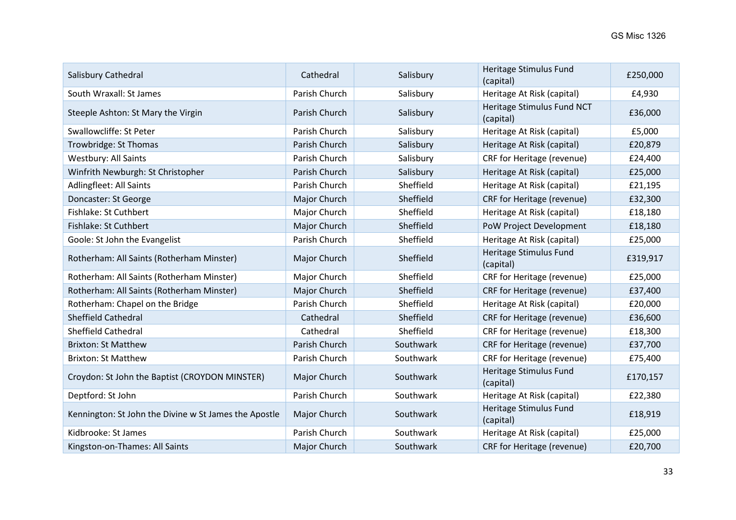| | | | | |
|---|---|---|---|---|
| Salisbury Cathedral | Cathedral | Salisbury | Heritage Stimulus Fund (capital) | £250,000 |
| South Wraxall: St James | Parish Church | Salisbury | Heritage At Risk (capital) | £4,930 |
| Steeple Ashton: St Mary the Virgin | Parish Church | Salisbury | Heritage Stimulus Fund NCT (capital) | £36,000 |
| Swallowcliffe: St Peter | Parish Church | Salisbury | Heritage At Risk (capital) | £5,000 |
| Trowbridge: St Thomas | Parish Church | Salisbury | Heritage At Risk (capital) | £20,879 |
| Westbury: All Saints | Parish Church | Salisbury | CRF for Heritage (revenue) | £24,400 |
| Winfrith Newburgh: St Christopher | Parish Church | Salisbury | Heritage At Risk (capital) | £25,000 |
| Adlingfleet: All Saints | Parish Church | Sheffield | Heritage At Risk (capital) | £21,195 |
| Doncaster: St George | Major Church | Sheffield | CRF for Heritage (revenue) | £32,300 |
| Fishlake: St Cuthbert | Major Church | Sheffield | Heritage At Risk (capital) | £18,180 |
| Fishlake: St Cuthbert | Major Church | Sheffield | PoW Project Development | £18,180 |
| Goole: St John the Evangelist | Parish Church | Sheffield | Heritage At Risk (capital) | £25,000 |
| Rotherham: All Saints (Rotherham Minster) | Major Church | Sheffield | Heritage Stimulus Fund (capital) | £319,917 |
| Rotherham: All Saints (Rotherham Minster) | Major Church | Sheffield | CRF for Heritage (revenue) | £25,000 |
| Rotherham: All Saints (Rotherham Minster) | Major Church | Sheffield | CRF for Heritage (revenue) | £37,400 |
| Rotherham: Chapel on the Bridge | Parish Church | Sheffield | Heritage At Risk (capital) | £20,000 |
| Sheffield Cathedral | Cathedral | Sheffield | CRF for Heritage (revenue) | £36,600 |
| Sheffield Cathedral | Cathedral | Sheffield | CRF for Heritage (revenue) | £18,300 |
| Brixton: St Matthew | Parish Church | Southwark | CRF for Heritage (revenue) | £37,700 |
| Brixton: St Matthew | Parish Church | Southwark | CRF for Heritage (revenue) | £75,400 |
| Croydon: St John the Baptist (CROYDON MINSTER) | Major Church | Southwark | Heritage Stimulus Fund (capital) | £170,157 |
| Deptford: St John | Parish Church | Southwark | Heritage At Risk (capital) | £22,380 |
| Kennington: St John the Divine w St James the Apostle | Major Church | Southwark | Heritage Stimulus Fund (capital) | £18,919 |
| Kidbrooke: St James | Parish Church | Southwark | Heritage At Risk (capital) | £25,000 |
| Kingston-on-Thames: All Saints | Major Church | Southwark | CRF for Heritage (revenue) | £20,700 |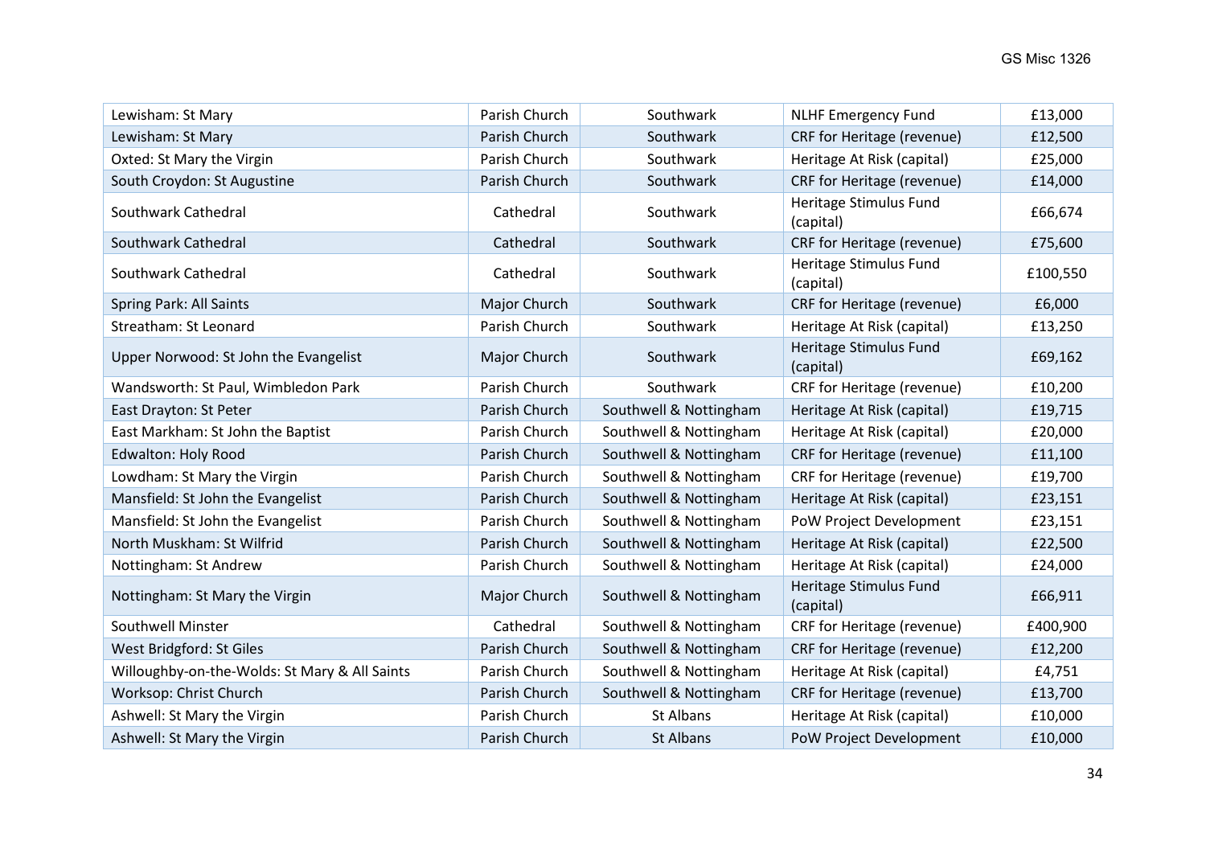| Lewisham: St Mary | Parish Church | Southwark | NLHF Emergency Fund | £13,000 |
|---|---|---|---|---|
| Lewisham: St Mary | Parish Church | Southwark | CRF for Heritage (revenue) | £12,500 |
| Oxted: St Mary the Virgin | Parish Church | Southwark | Heritage At Risk (capital) | £25,000 |
| South Croydon: St Augustine | Parish Church | Southwark | CRF for Heritage (revenue) | £14,000 |
| Southwark Cathedral | Cathedral | Southwark | Heritage Stimulus Fund (capital) | £66,674 |
| Southwark Cathedral | Cathedral | Southwark | CRF for Heritage (revenue) | £75,600 |
| Southwark Cathedral | Cathedral | Southwark | Heritage Stimulus Fund (capital) | £100,550 |
| Spring Park: All Saints | Major Church | Southwark | CRF for Heritage (revenue) | £6,000 |
| Streatham: St Leonard | Parish Church | Southwark | Heritage At Risk (capital) | £13,250 |
| Upper Norwood: St John the Evangelist | Major Church | Southwark | Heritage Stimulus Fund (capital) | £69,162 |
| Wandsworth: St Paul, Wimbledon Park | Parish Church | Southwark | CRF for Heritage (revenue) | £10,200 |
| East Drayton: St Peter | Parish Church | Southwell & Nottingham | Heritage At Risk (capital) | £19,715 |
| East Markham: St John the Baptist | Parish Church | Southwell & Nottingham | Heritage At Risk (capital) | £20,000 |
| Edwalton: Holy Rood | Parish Church | Southwell & Nottingham | CRF for Heritage (revenue) | £11,100 |
| Lowdham: St Mary the Virgin | Parish Church | Southwell & Nottingham | CRF for Heritage (revenue) | £19,700 |
| Mansfield: St John the Evangelist | Parish Church | Southwell & Nottingham | Heritage At Risk (capital) | £23,151 |
| Mansfield: St John the Evangelist | Parish Church | Southwell & Nottingham | PoW Project Development | £23,151 |
| North Muskham: St Wilfrid | Parish Church | Southwell & Nottingham | Heritage At Risk (capital) | £22,500 |
| Nottingham: St Andrew | Parish Church | Southwell & Nottingham | Heritage At Risk (capital) | £24,000 |
| Nottingham: St Mary the Virgin | Major Church | Southwell & Nottingham | Heritage Stimulus Fund (capital) | £66,911 |
| Southwell Minster | Cathedral | Southwell & Nottingham | CRF for Heritage (revenue) | £400,900 |
| West Bridgford: St Giles | Parish Church | Southwell & Nottingham | CRF for Heritage (revenue) | £12,200 |
| Willoughby-on-the-Wolds: St Mary & All Saints | Parish Church | Southwell & Nottingham | Heritage At Risk (capital) | £4,751 |
| Worksop: Christ Church | Parish Church | Southwell & Nottingham | CRF for Heritage (revenue) | £13,700 |
| Ashwell: St Mary the Virgin | Parish Church | St Albans | Heritage At Risk (capital) | £10,000 |
| Ashwell: St Mary the Virgin | Parish Church | St Albans | PoW Project Development | £10,000 |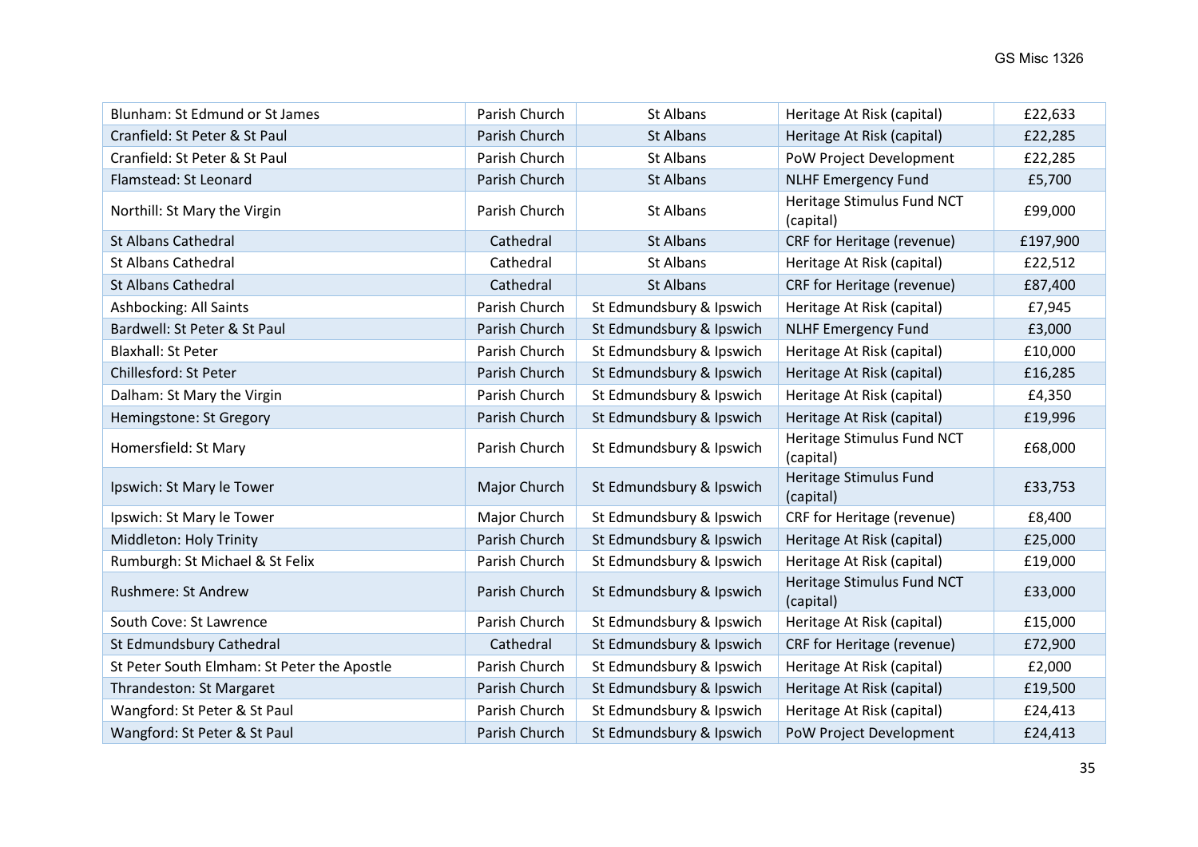| Blunham: St Edmund or St James | Parish Church | St Albans | Heritage At Risk (capital) | £22,633 |
|---|---|---|---|---|
| Cranfield: St Peter & St Paul | Parish Church | St Albans | Heritage At Risk (capital) | £22,285 |
| Cranfield: St Peter & St Paul | Parish Church | St Albans | PoW Project Development | £22,285 |
| Flamstead: St Leonard | Parish Church | St Albans | NLHF Emergency Fund | £5,700 |
| Northill: St Mary the Virgin | Parish Church | St Albans | Heritage Stimulus Fund NCT (capital) | £99,000 |
| St Albans Cathedral | Cathedral | St Albans | CRF for Heritage (revenue) | £197,900 |
| St Albans Cathedral | Cathedral | St Albans | Heritage At Risk (capital) | £22,512 |
| St Albans Cathedral | Cathedral | St Albans | CRF for Heritage (revenue) | £87,400 |
| Ashbocking: All Saints | Parish Church | St Edmundsbury & Ipswich | Heritage At Risk (capital) | £7,945 |
| Bardwell: St Peter & St Paul | Parish Church | St Edmundsbury & Ipswich | NLHF Emergency Fund | £3,000 |
| Blaxhall: St Peter | Parish Church | St Edmundsbury & Ipswich | Heritage At Risk (capital) | £10,000 |
| Chillesford: St Peter | Parish Church | St Edmundsbury & Ipswich | Heritage At Risk (capital) | £16,285 |
| Dalham: St Mary the Virgin | Parish Church | St Edmundsbury & Ipswich | Heritage At Risk (capital) | £4,350 |
| Hemingstone: St Gregory | Parish Church | St Edmundsbury & Ipswich | Heritage At Risk (capital) | £19,996 |
| Homersfield: St Mary | Parish Church | St Edmundsbury & Ipswich | Heritage Stimulus Fund NCT (capital) | £68,000 |
| Ipswich: St Mary le Tower | Major Church | St Edmundsbury & Ipswich | Heritage Stimulus Fund (capital) | £33,753 |
| Ipswich: St Mary le Tower | Major Church | St Edmundsbury & Ipswich | CRF for Heritage (revenue) | £8,400 |
| Middleton: Holy Trinity | Parish Church | St Edmundsbury & Ipswich | Heritage At Risk (capital) | £25,000 |
| Rumburgh: St Michael & St Felix | Parish Church | St Edmundsbury & Ipswich | Heritage At Risk (capital) | £19,000 |
| Rushmere: St Andrew | Parish Church | St Edmundsbury & Ipswich | Heritage Stimulus Fund NCT (capital) | £33,000 |
| South Cove: St Lawrence | Parish Church | St Edmundsbury & Ipswich | Heritage At Risk (capital) | £15,000 |
| St Edmundsbury Cathedral | Cathedral | St Edmundsbury & Ipswich | CRF for Heritage (revenue) | £72,900 |
| St Peter South Elmham: St Peter the Apostle | Parish Church | St Edmundsbury & Ipswich | Heritage At Risk (capital) | £2,000 |
| Thrandeston: St Margaret | Parish Church | St Edmundsbury & Ipswich | Heritage At Risk (capital) | £19,500 |
| Wangford: St Peter & St Paul | Parish Church | St Edmundsbury & Ipswich | Heritage At Risk (capital) | £24,413 |
| Wangford: St Peter & St Paul | Parish Church | St Edmundsbury & Ipswich | PoW Project Development | £24,413 |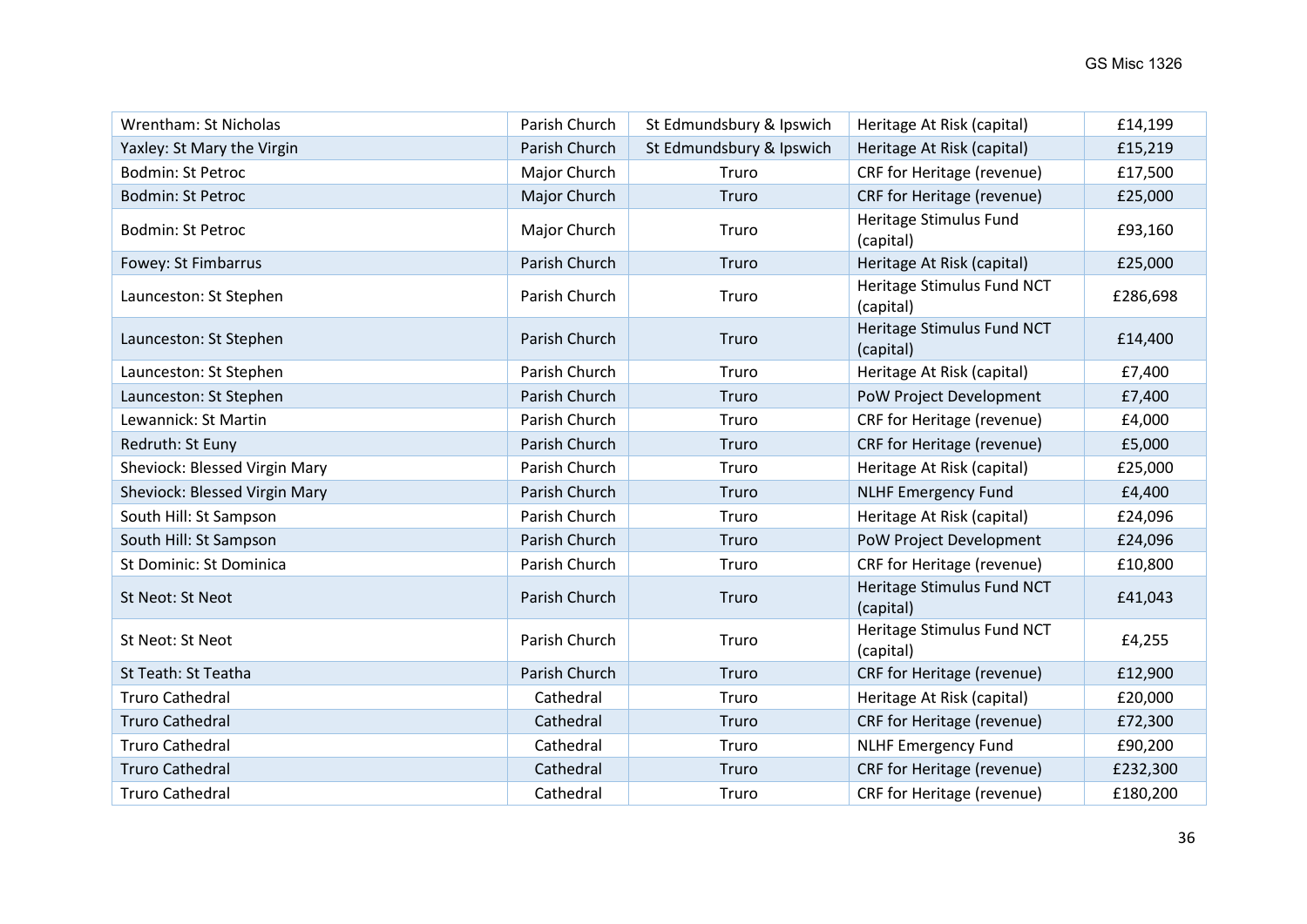| Wrentham: St Nicholas | Parish Church | St Edmundsbury & Ipswich | Heritage At Risk (capital) | £14,199 |
|---|---|---|---|---|
| Yaxley: St Mary the Virgin | Parish Church | St Edmundsbury & Ipswich | Heritage At Risk (capital) | £15,219 |
| Bodmin: St Petroc | Major Church | Truro | CRF for Heritage (revenue) | £17,500 |
| Bodmin: St Petroc | Major Church | Truro | CRF for Heritage (revenue) | £25,000 |
| Bodmin: St Petroc | Major Church | Truro | Heritage Stimulus Fund (capital) | £93,160 |
| Fowey: St Fimbarrus | Parish Church | Truro | Heritage At Risk (capital) | £25,000 |
| Launceston: St Stephen | Parish Church | Truro | Heritage Stimulus Fund NCT (capital) | £286,698 |
| Launceston: St Stephen | Parish Church | Truro | Heritage Stimulus Fund NCT (capital) | £14,400 |
| Launceston: St Stephen | Parish Church | Truro | Heritage At Risk (capital) | £7,400 |
| Launceston: St Stephen | Parish Church | Truro | PoW Project Development | £7,400 |
| Lewannick: St Martin | Parish Church | Truro | CRF for Heritage (revenue) | £4,000 |
| Redruth: St Euny | Parish Church | Truro | CRF for Heritage (revenue) | £5,000 |
| Sheviock: Blessed Virgin Mary | Parish Church | Truro | Heritage At Risk (capital) | £25,000 |
| Sheviock: Blessed Virgin Mary | Parish Church | Truro | NLHF Emergency Fund | £4,400 |
| South Hill: St Sampson | Parish Church | Truro | Heritage At Risk (capital) | £24,096 |
| South Hill: St Sampson | Parish Church | Truro | PoW Project Development | £24,096 |
| St Dominic: St Dominica | Parish Church | Truro | CRF for Heritage (revenue) | £10,800 |
| St Neot: St Neot | Parish Church | Truro | Heritage Stimulus Fund NCT (capital) | £41,043 |
| St Neot: St Neot | Parish Church | Truro | Heritage Stimulus Fund NCT (capital) | £4,255 |
| St Teath: St Teatha | Parish Church | Truro | CRF for Heritage (revenue) | £12,900 |
| Truro Cathedral | Cathedral | Truro | Heritage At Risk (capital) | £20,000 |
| Truro Cathedral | Cathedral | Truro | CRF for Heritage (revenue) | £72,300 |
| Truro Cathedral | Cathedral | Truro | NLHF Emergency Fund | £90,200 |
| Truro Cathedral | Cathedral | Truro | CRF for Heritage (revenue) | £232,300 |
| Truro Cathedral | Cathedral | Truro | CRF for Heritage (revenue) | £180,200 |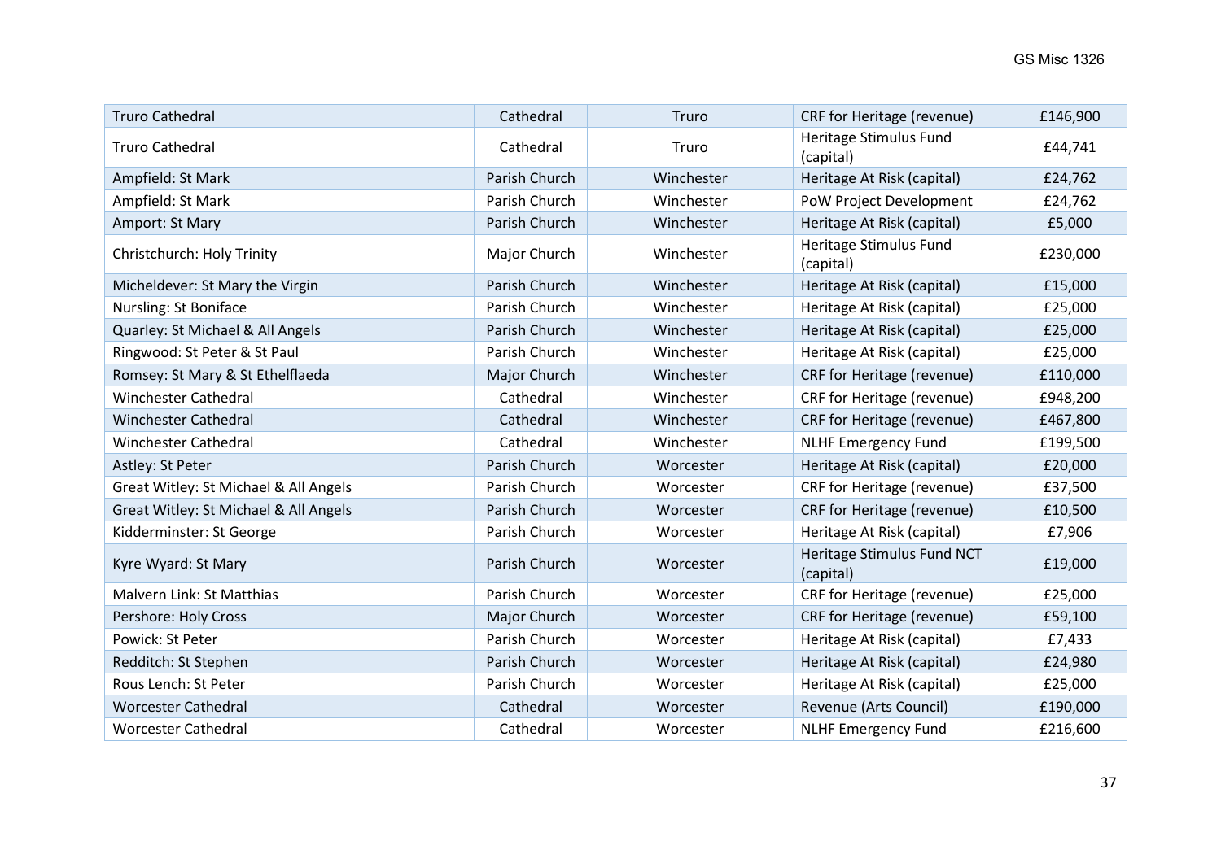| | | | | |
|---|---|---|---|---|
| Truro Cathedral | Cathedral | Truro | CRF for Heritage (revenue) | £146,900 |
| Truro Cathedral | Cathedral | Truro | Heritage Stimulus Fund (capital) | £44,741 |
| Ampfield: St Mark | Parish Church | Winchester | Heritage At Risk (capital) | £24,762 |
| Ampfield: St Mark | Parish Church | Winchester | PoW Project Development | £24,762 |
| Amport: St Mary | Parish Church | Winchester | Heritage At Risk (capital) | £5,000 |
| Christchurch: Holy Trinity | Major Church | Winchester | Heritage Stimulus Fund (capital) | £230,000 |
| Micheldever: St Mary the Virgin | Parish Church | Winchester | Heritage At Risk (capital) | £15,000 |
| Nursling: St Boniface | Parish Church | Winchester | Heritage At Risk (capital) | £25,000 |
| Quarley: St Michael & All Angels | Parish Church | Winchester | Heritage At Risk (capital) | £25,000 |
| Ringwood: St Peter & St Paul | Parish Church | Winchester | Heritage At Risk (capital) | £25,000 |
| Romsey: St Mary & St Ethelflaeda | Major Church | Winchester | CRF for Heritage (revenue) | £110,000 |
| Winchester Cathedral | Cathedral | Winchester | CRF for Heritage (revenue) | £948,200 |
| Winchester Cathedral | Cathedral | Winchester | CRF for Heritage (revenue) | £467,800 |
| Winchester Cathedral | Cathedral | Winchester | NLHF Emergency Fund | £199,500 |
| Astley: St Peter | Parish Church | Worcester | Heritage At Risk (capital) | £20,000 |
| Great Witley: St Michael & All Angels | Parish Church | Worcester | CRF for Heritage (revenue) | £37,500 |
| Great Witley: St Michael & All Angels | Parish Church | Worcester | CRF for Heritage (revenue) | £10,500 |
| Kidderminster: St George | Parish Church | Worcester | Heritage At Risk (capital) | £7,906 |
| Kyre Wyard: St Mary | Parish Church | Worcester | Heritage Stimulus Fund NCT (capital) | £19,000 |
| Malvern Link: St Matthias | Parish Church | Worcester | CRF for Heritage (revenue) | £25,000 |
| Pershore: Holy Cross | Major Church | Worcester | CRF for Heritage (revenue) | £59,100 |
| Powick: St Peter | Parish Church | Worcester | Heritage At Risk (capital) | £7,433 |
| Redditch: St Stephen | Parish Church | Worcester | Heritage At Risk (capital) | £24,980 |
| Rous Lench: St Peter | Parish Church | Worcester | Heritage At Risk (capital) | £25,000 |
| Worcester Cathedral | Cathedral | Worcester | Revenue (Arts Council) | £190,000 |
| Worcester Cathedral | Cathedral | Worcester | NLHF Emergency Fund | £216,600 |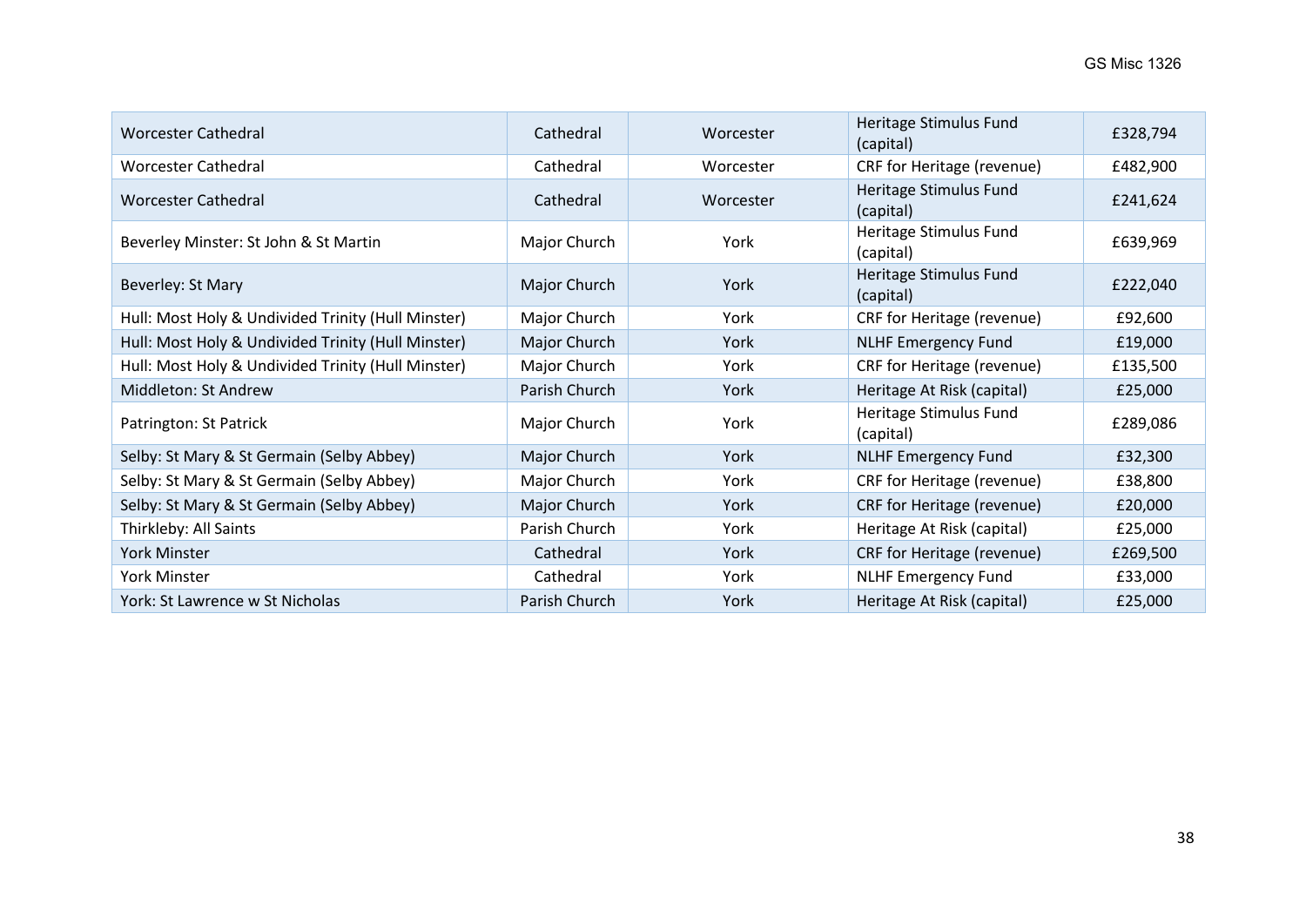| | | | | |
|---|---|---|---|---|
| Worcester Cathedral | Cathedral | Worcester | Heritage Stimulus Fund (capital) | £328,794 |
| Worcester Cathedral | Cathedral | Worcester | CRF for Heritage (revenue) | £482,900 |
| Worcester Cathedral | Cathedral | Worcester | Heritage Stimulus Fund (capital) | £241,624 |
| Beverley Minster: St John & St Martin | Major Church | York | Heritage Stimulus Fund (capital) | £639,969 |
| Beverley: St Mary | Major Church | York | Heritage Stimulus Fund (capital) | £222,040 |
| Hull: Most Holy & Undivided Trinity (Hull Minster) | Major Church | York | CRF for Heritage (revenue) | £92,600 |
| Hull: Most Holy & Undivided Trinity (Hull Minster) | Major Church | York | NLHF Emergency Fund | £19,000 |
| Hull: Most Holy & Undivided Trinity (Hull Minster) | Major Church | York | CRF for Heritage (revenue) | £135,500 |
| Middleton: St Andrew | Parish Church | York | Heritage At Risk (capital) | £25,000 |
| Patrington: St Patrick | Major Church | York | Heritage Stimulus Fund (capital) | £289,086 |
| Selby: St Mary & St Germain (Selby Abbey) | Major Church | York | NLHF Emergency Fund | £32,300 |
| Selby: St Mary & St Germain (Selby Abbey) | Major Church | York | CRF for Heritage (revenue) | £38,800 |
| Selby: St Mary & St Germain (Selby Abbey) | Major Church | York | CRF for Heritage (revenue) | £20,000 |
| Thirkleby: All Saints | Parish Church | York | Heritage At Risk (capital) | £25,000 |
| York Minster | Cathedral | York | CRF for Heritage (revenue) | £269,500 |
| York Minster | Cathedral | York | NLHF Emergency Fund | £33,000 |
| York: St Lawrence w St Nicholas | Parish Church | York | Heritage At Risk (capital) | £25,000 |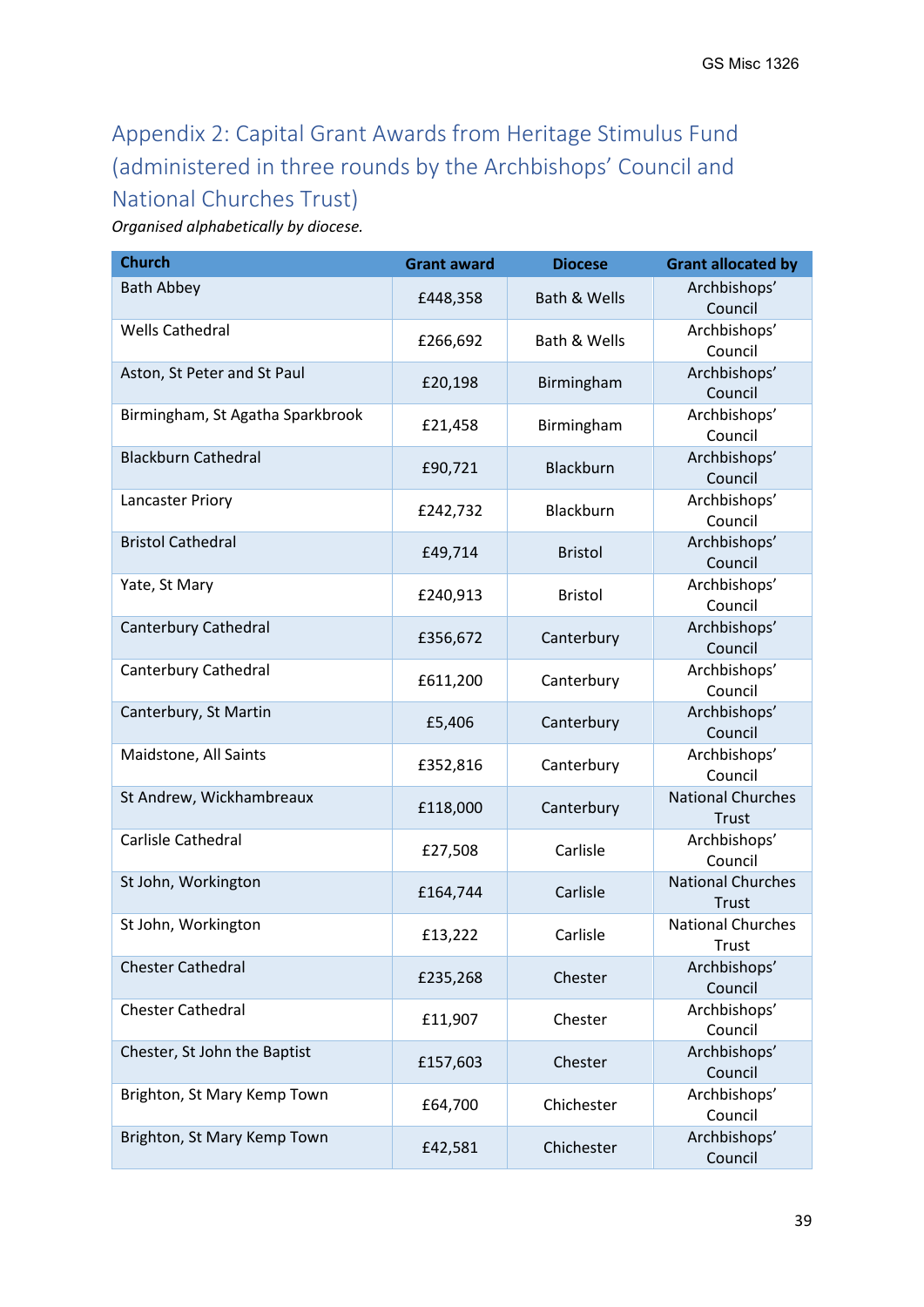## Appendix 2: Capital Grant Awards from Heritage Stimulus Fund (administered in three rounds by the Archbishops' Council and National Churches Trust)

*Organised alphabetically by diocese.*

| Church | Grant award | Diocese | Grant allocated by |
|---|---|---|---|
| Bath Abbey | £448,358 | Bath & Wells | Archbishops' Council |
| Wells Cathedral | £266,692 | Bath & Wells | Archbishops' Council |
| Aston, St Peter and St Paul | £20,198 | Birmingham | Archbishops' Council |
| Birmingham, St Agatha Sparkbrook | £21,458 | Birmingham | Archbishops' Council |
| Blackburn Cathedral | £90,721 | Blackburn | Archbishops' Council |
| Lancaster Priory | £242,732 | Blackburn | Archbishops' Council |
| Bristol Cathedral | £49,714 | Bristol | Archbishops' Council |
| Yate, St Mary | £240,913 | Bristol | Archbishops' Council |
| Canterbury Cathedral | £356,672 | Canterbury | Archbishops' Council |
| Canterbury Cathedral | £611,200 | Canterbury | Archbishops' Council |
| Canterbury, St Martin | £5,406 | Canterbury | Archbishops' Council |
| Maidstone, All Saints | £352,816 | Canterbury | Archbishops' Council |
| St Andrew, Wickhambreaux | £118,000 | Canterbury | National Churches Trust |
| Carlisle Cathedral | £27,508 | Carlisle | Archbishops' Council |
| St John, Workington | £164,744 | Carlisle | National Churches Trust |
| St John, Workington | £13,222 | Carlisle | National Churches Trust |
| Chester Cathedral | £235,268 | Chester | Archbishops' Council |
| Chester Cathedral | £11,907 | Chester | Archbishops' Council |
| Chester, St John the Baptist | £157,603 | Chester | Archbishops' Council |
| Brighton, St Mary Kemp Town | £64,700 | Chichester | Archbishops' Council |
| Brighton, St Mary Kemp Town | £42,581 | Chichester | Archbishops' Council |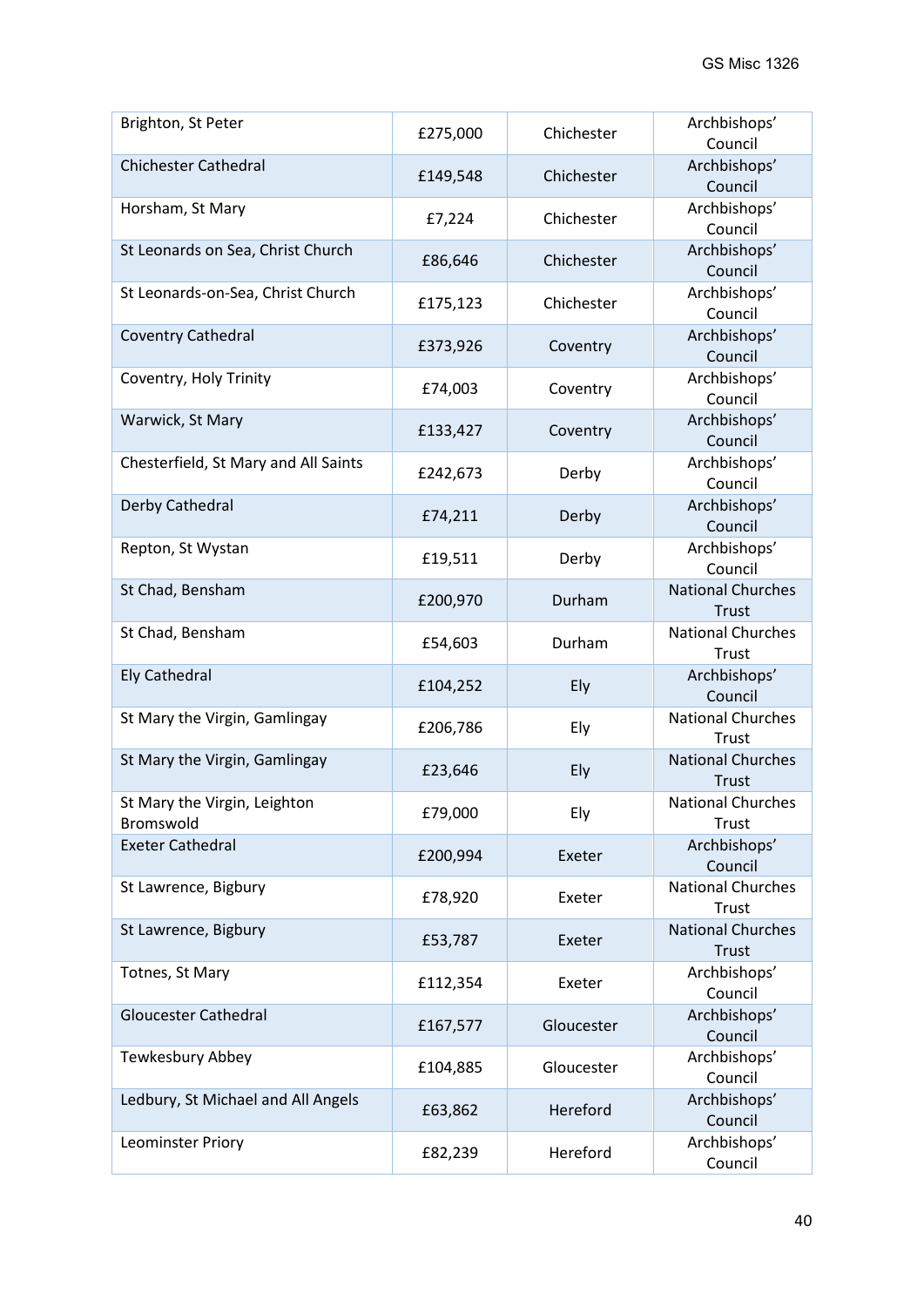| | | | |
|---|---|---|---|
| Brighton, St Peter | £275,000 | Chichester | Archbishops' Council |
| Chichester Cathedral | £149,548 | Chichester | Archbishops' Council |
| Horsham, St Mary | £7,224 | Chichester | Archbishops' Council |
| St Leonards on Sea, Christ Church | £86,646 | Chichester | Archbishops' Council |
| St Leonards-on-Sea, Christ Church | £175,123 | Chichester | Archbishops' Council |
| Coventry Cathedral | £373,926 | Coventry | Archbishops' Council |
| Coventry, Holy Trinity | £74,003 | Coventry | Archbishops' Council |
| Warwick, St Mary | £133,427 | Coventry | Archbishops' Council |
| Chesterfield, St Mary and All Saints | £242,673 | Derby | Archbishops' Council |
| Derby Cathedral | £74,211 | Derby | Archbishops' Council |
| Repton, St Wystan | £19,511 | Derby | Archbishops' Council |
| St Chad, Bensham | £200,970 | Durham | National Churches Trust |
| St Chad, Bensham | £54,603 | Durham | National Churches Trust |
| Ely Cathedral | £104,252 | Ely | Archbishops' Council |
| St Mary the Virgin, Gamlingay | £206,786 | Ely | National Churches Trust |
| St Mary the Virgin, Gamlingay | £23,646 | Ely | National Churches Trust |
| St Mary the Virgin, Leighton Bromswold | £79,000 | Ely | National Churches Trust |
| Exeter Cathedral | £200,994 | Exeter | Archbishops' Council |
| St Lawrence, Bigbury | £78,920 | Exeter | National Churches Trust |
| St Lawrence, Bigbury | £53,787 | Exeter | National Churches Trust |
| Totnes, St Mary | £112,354 | Exeter | Archbishops' Council |
| Gloucester Cathedral | £167,577 | Gloucester | Archbishops' Council |
| Tewkesbury Abbey | £104,885 | Gloucester | Archbishops' Council |
| Ledbury, St Michael and All Angels | £63,862 | Hereford | Archbishops' Council |
| Leominster Priory | £82,239 | Hereford | Archbishops' Council |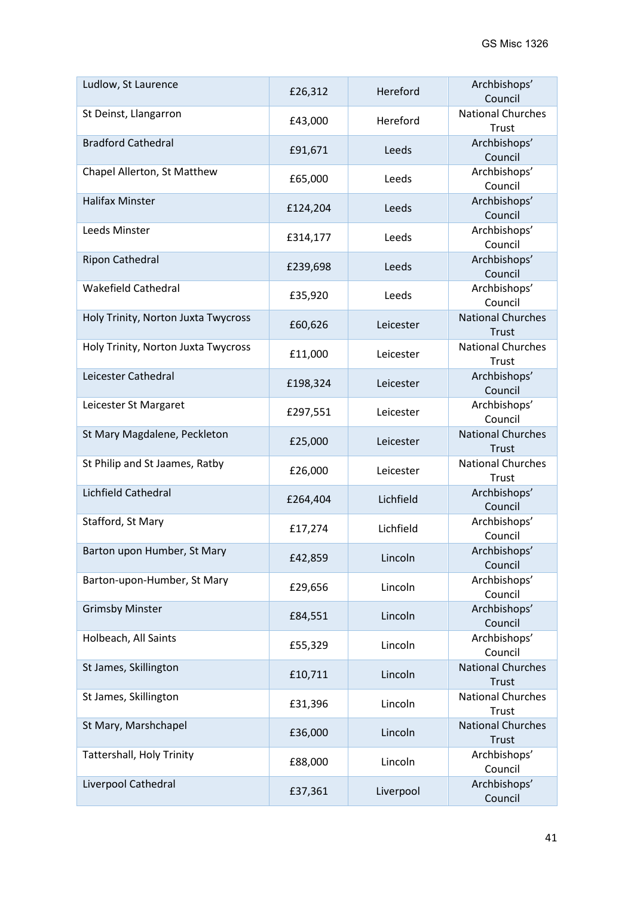| Ludlow, St Laurence | £26,312 | Hereford | Archbishops' Council |
|---|---|---|---|
| St Deinst, Llangarron | £43,000 | Hereford | National Churches Trust |
| Bradford Cathedral | £91,671 | Leeds | Archbishops' Council |
| Chapel Allerton, St Matthew | £65,000 | Leeds | Archbishops' Council |
| Halifax Minster | £124,204 | Leeds | Archbishops' Council |
| Leeds Minster | £314,177 | Leeds | Archbishops' Council |
| Ripon Cathedral | £239,698 | Leeds | Archbishops' Council |
| Wakefield Cathedral | £35,920 | Leeds | Archbishops' Council |
| Holy Trinity, Norton Juxta Twycross | £60,626 | Leicester | National Churches Trust |
| Holy Trinity, Norton Juxta Twycross | £11,000 | Leicester | National Churches Trust |
| Leicester Cathedral | £198,324 | Leicester | Archbishops' Council |
| Leicester St Margaret | £297,551 | Leicester | Archbishops' Council |
| St Mary Magdalene, Peckleton | £25,000 | Leicester | National Churches Trust |
| St Philip and St Jaames, Ratby | £26,000 | Leicester | National Churches Trust |
| Lichfield Cathedral | £264,404 | Lichfield | Archbishops' Council |
| Stafford, St Mary | £17,274 | Lichfield | Archbishops' Council |
| Barton upon Humber, St Mary | £42,859 | Lincoln | Archbishops' Council |
| Barton-upon-Humber, St Mary | £29,656 | Lincoln | Archbishops' Council |
| Grimsby Minster | £84,551 | Lincoln | Archbishops' Council |
| Holbeach, All Saints | £55,329 | Lincoln | Archbishops' Council |
| St James, Skillington | £10,711 | Lincoln | National Churches Trust |
| St James, Skillington | £31,396 | Lincoln | National Churches Trust |
| St Mary, Marshchapel | £36,000 | Lincoln | National Churches Trust |
| Tattershall, Holy Trinity | £88,000 | Lincoln | Archbishops' Council |
| Liverpool Cathedral | £37,361 | Liverpool | Archbishops' Council |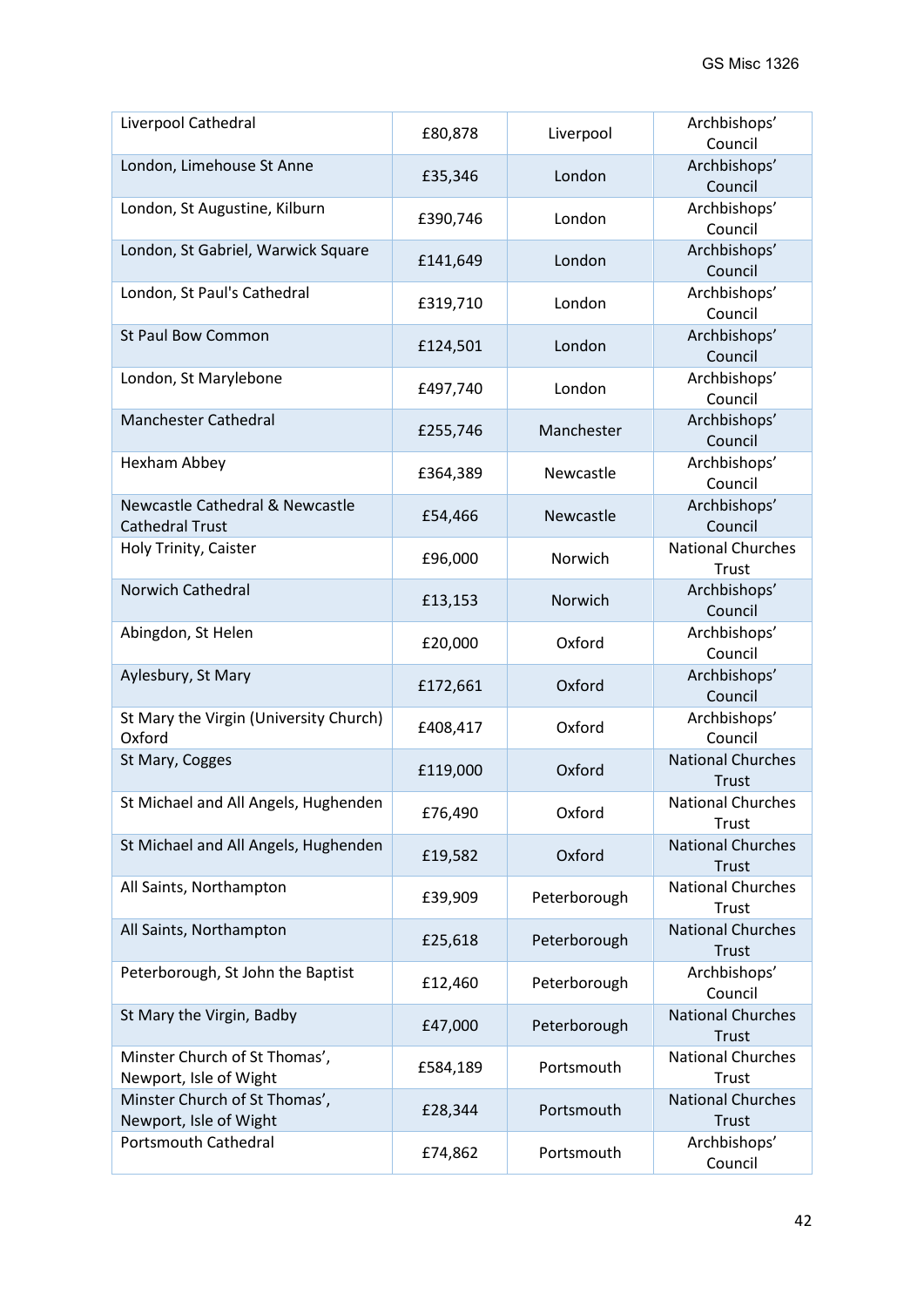| Liverpool Cathedral | £80,878 | Liverpool | Archbishops' Council |
|---|---|---|---|
| London, Limehouse St Anne | £35,346 | London | Archbishops' Council |
| London, St Augustine, Kilburn | £390,746 | London | Archbishops' Council |
| London, St Gabriel, Warwick Square | £141,649 | London | Archbishops' Council |
| London, St Paul's Cathedral | £319,710 | London | Archbishops' Council |
| St Paul Bow Common | £124,501 | London | Archbishops' Council |
| London, St Marylebone | £497,740 | London | Archbishops' Council |
| Manchester Cathedral | £255,746 | Manchester | Archbishops' Council |
| Hexham Abbey | £364,389 | Newcastle | Archbishops' Council |
| Newcastle Cathedral & Newcastle Cathedral Trust | £54,466 | Newcastle | Archbishops' Council |
| Holy Trinity, Caister | £96,000 | Norwich | National Churches Trust |
| Norwich Cathedral | £13,153 | Norwich | Archbishops' Council |
| Abingdon, St Helen | £20,000 | Oxford | Archbishops' Council |
| Aylesbury, St Mary | £172,661 | Oxford | Archbishops' Council |
| St Mary the Virgin (University Church) Oxford | £408,417 | Oxford | Archbishops' Council |
| St Mary, Cogges | £119,000 | Oxford | National Churches Trust |
| St Michael and All Angels, Hughenden | £76,490 | Oxford | National Churches Trust |
| St Michael and All Angels, Hughenden | £19,582 | Oxford | National Churches Trust |
| All Saints, Northampton | £39,909 | Peterborough | National Churches Trust |
| All Saints, Northampton | £25,618 | Peterborough | National Churches Trust |
| Peterborough, St John the Baptist | £12,460 | Peterborough | Archbishops' Council |
| St Mary the Virgin, Badby | £47,000 | Peterborough | National Churches Trust |
| Minster Church of St Thomas', Newport, Isle of Wight | £584,189 | Portsmouth | National Churches Trust |
| Minster Church of St Thomas', Newport, Isle of Wight | £28,344 | Portsmouth | National Churches Trust |
| Portsmouth Cathedral | £74,862 | Portsmouth | Archbishops' Council |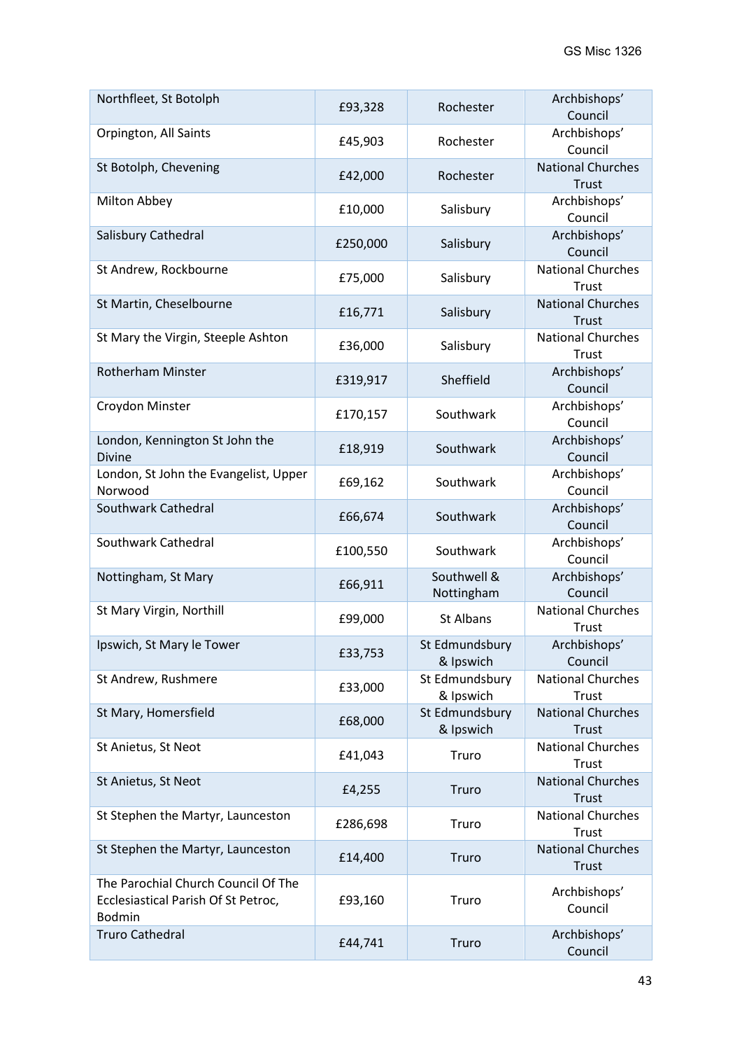| Northfleet, St Botolph | £93,328 | Rochester | Archbishops' Council |
|---|---|---|---|
| Orpington, All Saints | £45,903 | Rochester | Archbishops' Council |
| St Botolph, Chevening | £42,000 | Rochester | National Churches Trust |
| Milton Abbey | £10,000 | Salisbury | Archbishops' Council |
| Salisbury Cathedral | £250,000 | Salisbury | Archbishops' Council |
| St Andrew, Rockbourne | £75,000 | Salisbury | National Churches Trust |
| St Martin, Cheselbourne | £16,771 | Salisbury | National Churches Trust |
| St Mary the Virgin, Steeple Ashton | £36,000 | Salisbury | National Churches Trust |
| Rotherham Minster | £319,917 | Sheffield | Archbishops' Council |
| Croydon Minster | £170,157 | Southwark | Archbishops' Council |
| London, Kennington St John the Divine | £18,919 | Southwark | Archbishops' Council |
| London, St John the Evangelist, Upper Norwood | £69,162 | Southwark | Archbishops' Council |
| Southwark Cathedral | £66,674 | Southwark | Archbishops' Council |
| Southwark Cathedral | £100,550 | Southwark | Archbishops' Council |
| Nottingham, St Mary | £66,911 | Southwell & Nottingham | Archbishops' Council |
| St Mary Virgin, Northill | £99,000 | St Albans | National Churches Trust |
| Ipswich, St Mary le Tower | £33,753 | St Edmundsbury & Ipswich | Archbishops' Council |
| St Andrew, Rushmere | £33,000 | St Edmundsbury & Ipswich | National Churches Trust |
| St Mary, Homersfield | £68,000 | St Edmundsbury & Ipswich | National Churches Trust |
| St Anietus, St Neot | £41,043 | Truro | National Churches Trust |
| St Anietus, St Neot | £4,255 | Truro | National Churches Trust |
| St Stephen the Martyr, Launceston | £286,698 | Truro | National Churches Trust |
| St Stephen the Martyr, Launceston | £14,400 | Truro | National Churches Trust |
| The Parochial Church Council Of The Ecclesiastical Parish Of St Petroc, Bodmin | £93,160 | Truro | Archbishops' Council |
| Truro Cathedral | £44,741 | Truro | Archbishops' Council |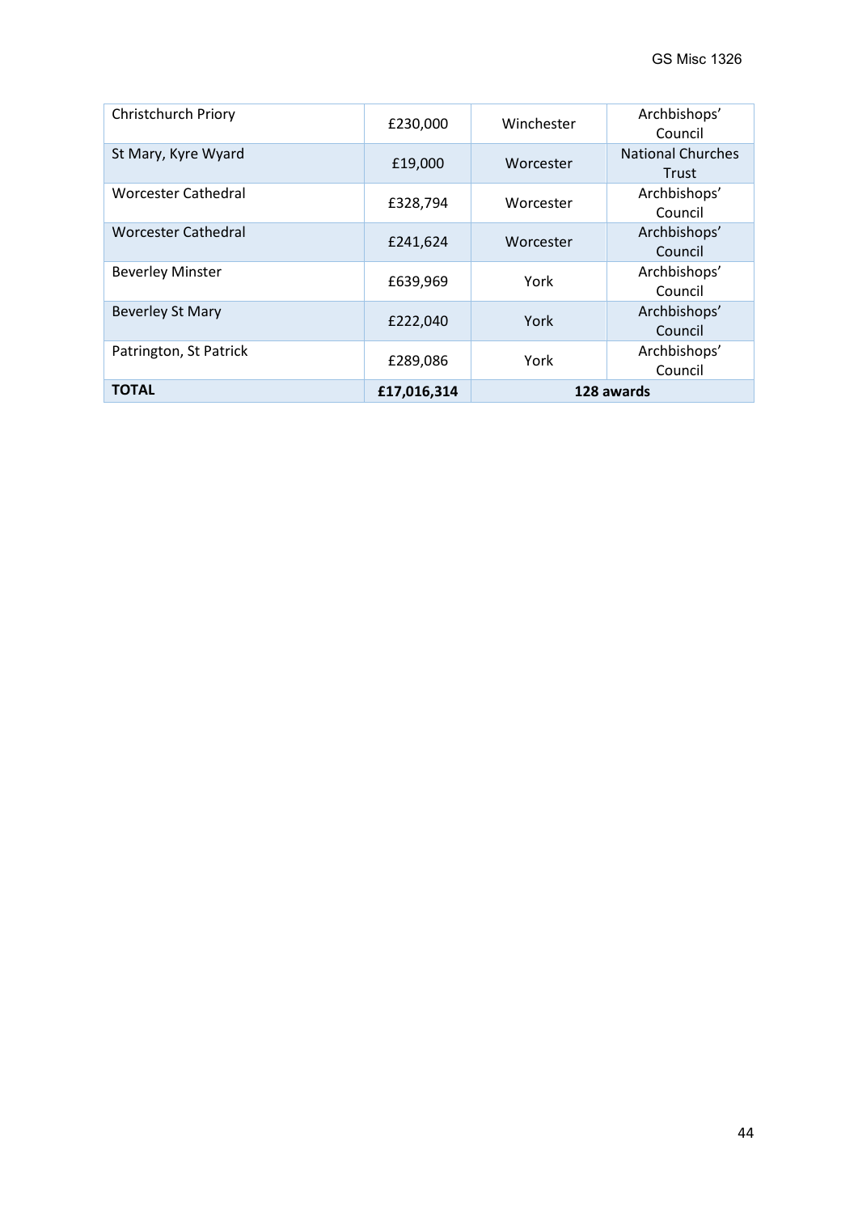| | | | |
|---|---|---|---|
| Christchurch Priory | £230,000 | Winchester | Archbishops' Council |
| St Mary, Kyre Wyard | £19,000 | Worcester | National Churches Trust |
| Worcester Cathedral | £328,794 | Worcester | Archbishops' Council |
| Worcester Cathedral | £241,624 | Worcester | Archbishops' Council |
| Beverley Minster | £639,969 | York | Archbishops' Council |
| Beverley St Mary | £222,040 | York | Archbishops' Council |
| Patrington, St Patrick | £289,086 | York | Archbishops' Council |
| **TOTAL** | **£17,016,314** | **128 awards** | |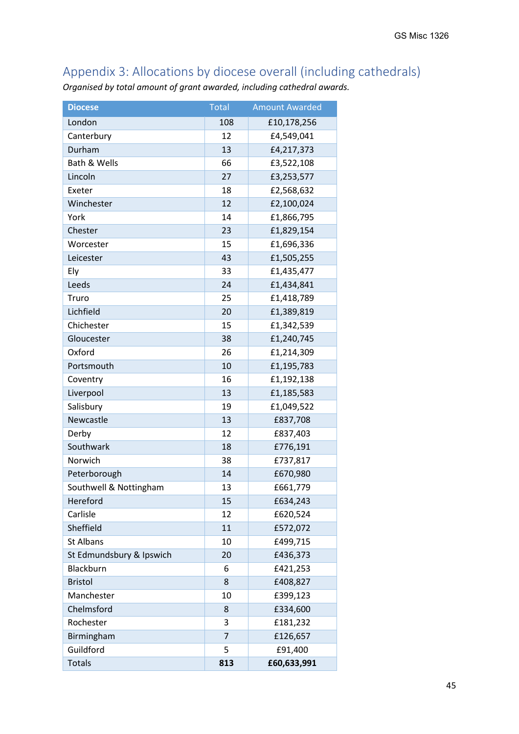## Appendix 3: Allocations by diocese overall (including cathedrals)

*Organised by total amount of grant awarded, including cathedral awards.*

| Diocese | Total | Amount Awarded |
|---|---|---|
| London | 108 | £10,178,256 |
| Canterbury | 12 | £4,549,041 |
| Durham | 13 | £4,217,373 |
| Bath & Wells | 66 | £3,522,108 |
| Lincoln | 27 | £3,253,577 |
| Exeter | 18 | £2,568,632 |
| Winchester | 12 | £2,100,024 |
| York | 14 | £1,866,795 |
| Chester | 23 | £1,829,154 |
| Worcester | 15 | £1,696,336 |
| Leicester | 43 | £1,505,255 |
| Ely | 33 | £1,435,477 |
| Leeds | 24 | £1,434,841 |
| Truro | 25 | £1,418,789 |
| Lichfield | 20 | £1,389,819 |
| Chichester | 15 | £1,342,539 |
| Gloucester | 38 | £1,240,745 |
| Oxford | 26 | £1,214,309 |
| Portsmouth | 10 | £1,195,783 |
| Coventry | 16 | £1,192,138 |
| Liverpool | 13 | £1,185,583 |
| Salisbury | 19 | £1,049,522 |
| Newcastle | 13 | £837,708 |
| Derby | 12 | £837,403 |
| Southwark | 18 | £776,191 |
| Norwich | 38 | £737,817 |
| Peterborough | 14 | £670,980 |
| Southwell & Nottingham | 13 | £661,779 |
| Hereford | 15 | £634,243 |
| Carlisle | 12 | £620,524 |
| Sheffield | 11 | £572,072 |
| St Albans | 10 | £499,715 |
| St Edmundsbury & Ipswich | 20 | £436,373 |
| Blackburn | 6 | £421,253 |
| Bristol | 8 | £408,827 |
| Manchester | 10 | £399,123 |
| Chelmsford | 8 | £334,600 |
| Rochester | 3 | £181,232 |
| Birmingham | 7 | £126,657 |
| Guildford | 5 | £91,400 |
| Totals | **813** | **£60,633,991** |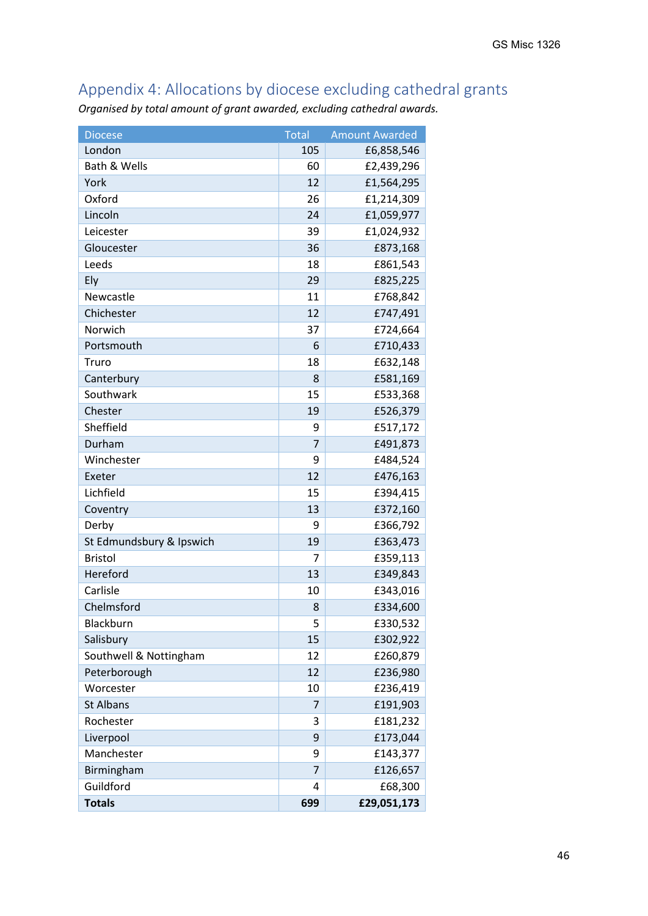## Appendix 4: Allocations by diocese excluding cathedral grants

*Organised by total amount of grant awarded, excluding cathedral awards.*

| Diocese | Total | Amount Awarded |
|---|---|---|
| London | 105 | £6,858,546 |
| Bath & Wells | 60 | £2,439,296 |
| York | 12 | £1,564,295 |
| Oxford | 26 | £1,214,309 |
| Lincoln | 24 | £1,059,977 |
| Leicester | 39 | £1,024,932 |
| Gloucester | 36 | £873,168 |
| Leeds | 18 | £861,543 |
| Ely | 29 | £825,225 |
| Newcastle | 11 | £768,842 |
| Chichester | 12 | £747,491 |
| Norwich | 37 | £724,664 |
| Portsmouth | 6 | £710,433 |
| Truro | 18 | £632,148 |
| Canterbury | 8 | £581,169 |
| Southwark | 15 | £533,368 |
| Chester | 19 | £526,379 |
| Sheffield | 9 | £517,172 |
| Durham | 7 | £491,873 |
| Winchester | 9 | £484,524 |
| Exeter | 12 | £476,163 |
| Lichfield | 15 | £394,415 |
| Coventry | 13 | £372,160 |
| Derby | 9 | £366,792 |
| St Edmundsbury & Ipswich | 19 | £363,473 |
| Bristol | 7 | £359,113 |
| Hereford | 13 | £349,843 |
| Carlisle | 10 | £343,016 |
| Chelmsford | 8 | £334,600 |
| Blackburn | 5 | £330,532 |
| Salisbury | 15 | £302,922 |
| Southwell & Nottingham | 12 | £260,879 |
| Peterborough | 12 | £236,980 |
| Worcester | 10 | £236,419 |
| St Albans | 7 | £191,903 |
| Rochester | 3 | £181,232 |
| Liverpool | 9 | £173,044 |
| Manchester | 9 | £143,377 |
| Birmingham | 7 | £126,657 |
| Guildford | 4 | £68,300 |
| **Totals** | **699** | **£29,051,173** |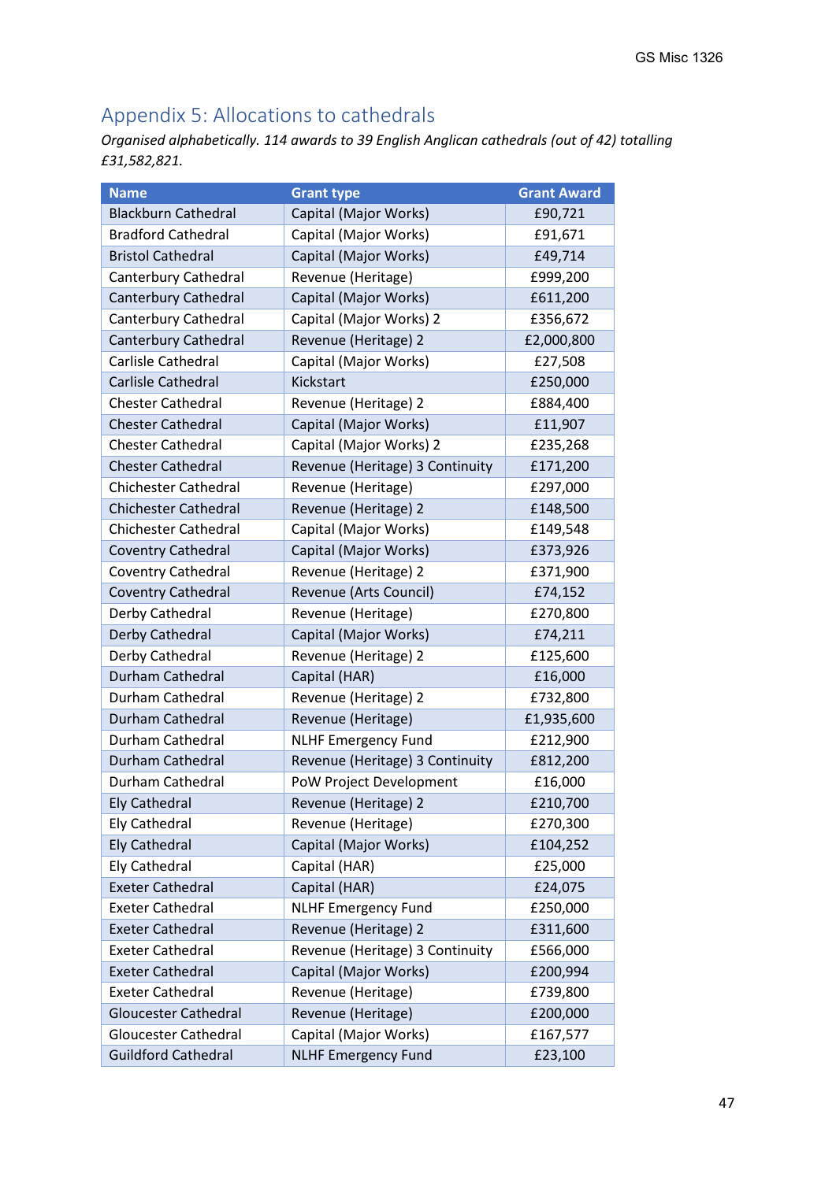## Appendix 5: Allocations to cathedrals

*Organised alphabetically. 114 awards to 39 English Anglican cathedrals (out of 42) totalling £31,582,821.*

| Name | Grant type | Grant Award |
|---|---|---|
| Blackburn Cathedral | Capital (Major Works) | £90,721 |
| Bradford Cathedral | Capital (Major Works) | £91,671 |
| Bristol Cathedral | Capital (Major Works) | £49,714 |
| Canterbury Cathedral | Revenue (Heritage) | £999,200 |
| Canterbury Cathedral | Capital (Major Works) | £611,200 |
| Canterbury Cathedral | Capital (Major Works) 2 | £356,672 |
| Canterbury Cathedral | Revenue (Heritage) 2 | £2,000,800 |
| Carlisle Cathedral | Capital (Major Works) | £27,508 |
| Carlisle Cathedral | Kickstart | £250,000 |
| Chester Cathedral | Revenue (Heritage) 2 | £884,400 |
| Chester Cathedral | Capital (Major Works) | £11,907 |
| Chester Cathedral | Capital (Major Works) 2 | £235,268 |
| Chester Cathedral | Revenue (Heritage) 3 Continuity | £171,200 |
| Chichester Cathedral | Revenue (Heritage) | £297,000 |
| Chichester Cathedral | Revenue (Heritage) 2 | £148,500 |
| Chichester Cathedral | Capital (Major Works) | £149,548 |
| Coventry Cathedral | Capital (Major Works) | £373,926 |
| Coventry Cathedral | Revenue (Heritage) 2 | £371,900 |
| Coventry Cathedral | Revenue (Arts Council) | £74,152 |
| Derby Cathedral | Revenue (Heritage) | £270,800 |
| Derby Cathedral | Capital (Major Works) | £74,211 |
| Derby Cathedral | Revenue (Heritage) 2 | £125,600 |
| Durham Cathedral | Capital (HAR) | £16,000 |
| Durham Cathedral | Revenue (Heritage) 2 | £732,800 |
| Durham Cathedral | Revenue (Heritage) | £1,935,600 |
| Durham Cathedral | NLHF Emergency Fund | £212,900 |
| Durham Cathedral | Revenue (Heritage) 3 Continuity | £812,200 |
| Durham Cathedral | PoW Project Development | £16,000 |
| Ely Cathedral | Revenue (Heritage) 2 | £210,700 |
| Ely Cathedral | Revenue (Heritage) | £270,300 |
| Ely Cathedral | Capital (Major Works) | £104,252 |
| Ely Cathedral | Capital (HAR) | £25,000 |
| Exeter Cathedral | Capital (HAR) | £24,075 |
| Exeter Cathedral | NLHF Emergency Fund | £250,000 |
| Exeter Cathedral | Revenue (Heritage) 2 | £311,600 |
| Exeter Cathedral | Revenue (Heritage) 3 Continuity | £566,000 |
| Exeter Cathedral | Capital (Major Works) | £200,994 |
| Exeter Cathedral | Revenue (Heritage) | £739,800 |
| Gloucester Cathedral | Revenue (Heritage) | £200,000 |
| Gloucester Cathedral | Capital (Major Works) | £167,577 |
| Guildford Cathedral | NLHF Emergency Fund | £23,100 |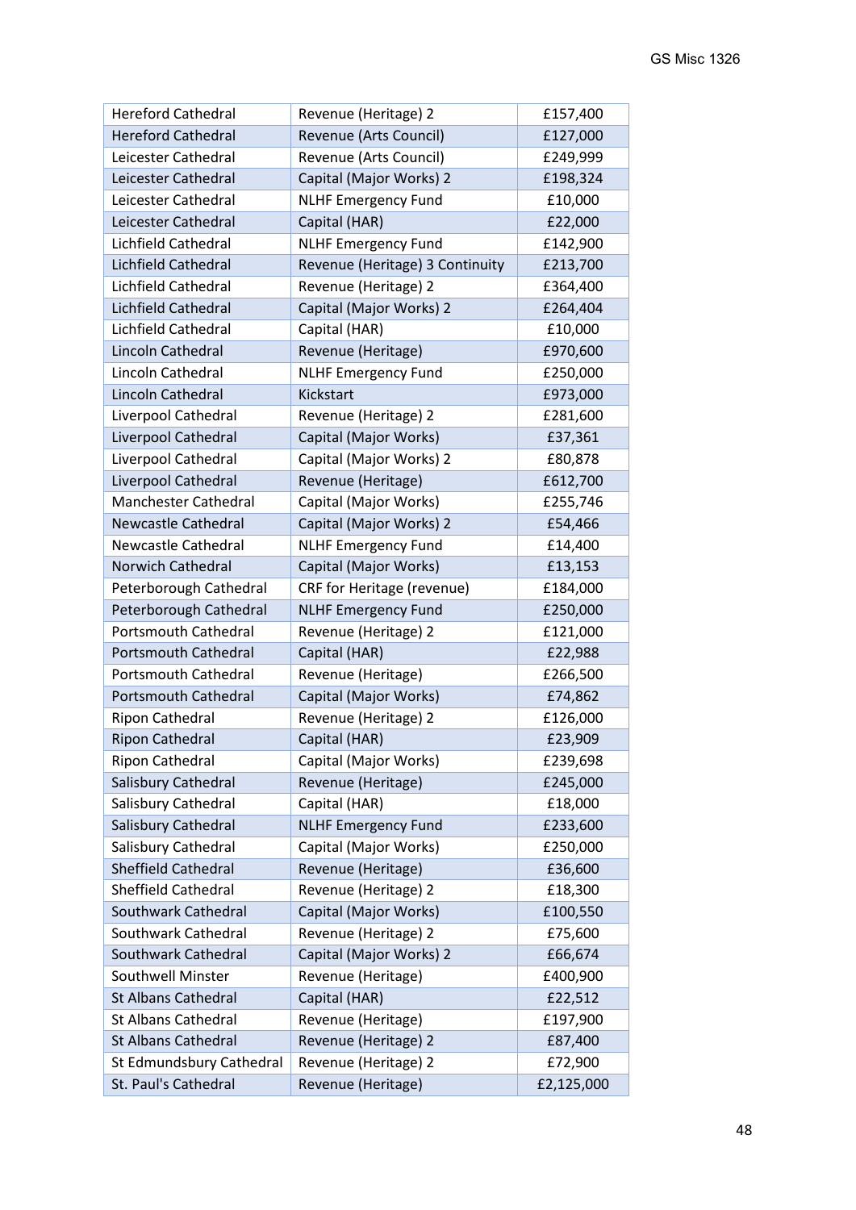| Hereford Cathedral | Revenue (Heritage) 2 | £157,400 |
|---|---|---|
| Hereford Cathedral | Revenue (Arts Council) | £127,000 |
| Leicester Cathedral | Revenue (Arts Council) | £249,999 |
| Leicester Cathedral | Capital (Major Works) 2 | £198,324 |
| Leicester Cathedral | NLHF Emergency Fund | £10,000 |
| Leicester Cathedral | Capital (HAR) | £22,000 |
| Lichfield Cathedral | NLHF Emergency Fund | £142,900 |
| Lichfield Cathedral | Revenue (Heritage) 3 Continuity | £213,700 |
| Lichfield Cathedral | Revenue (Heritage) 2 | £364,400 |
| Lichfield Cathedral | Capital (Major Works) 2 | £264,404 |
| Lichfield Cathedral | Capital (HAR) | £10,000 |
| Lincoln Cathedral | Revenue (Heritage) | £970,600 |
| Lincoln Cathedral | NLHF Emergency Fund | £250,000 |
| Lincoln Cathedral | Kickstart | £973,000 |
| Liverpool Cathedral | Revenue (Heritage) 2 | £281,600 |
| Liverpool Cathedral | Capital (Major Works) | £37,361 |
| Liverpool Cathedral | Capital (Major Works) 2 | £80,878 |
| Liverpool Cathedral | Revenue (Heritage) | £612,700 |
| Manchester Cathedral | Capital (Major Works) | £255,746 |
| Newcastle Cathedral | Capital (Major Works) 2 | £54,466 |
| Newcastle Cathedral | NLHF Emergency Fund | £14,400 |
| Norwich Cathedral | Capital (Major Works) | £13,153 |
| Peterborough Cathedral | CRF for Heritage (revenue) | £184,000 |
| Peterborough Cathedral | NLHF Emergency Fund | £250,000 |
| Portsmouth Cathedral | Revenue (Heritage) 2 | £121,000 |
| Portsmouth Cathedral | Capital (HAR) | £22,988 |
| Portsmouth Cathedral | Revenue (Heritage) | £266,500 |
| Portsmouth Cathedral | Capital (Major Works) | £74,862 |
| Ripon Cathedral | Revenue (Heritage) 2 | £126,000 |
| Ripon Cathedral | Capital (HAR) | £23,909 |
| Ripon Cathedral | Capital (Major Works) | £239,698 |
| Salisbury Cathedral | Revenue (Heritage) | £245,000 |
| Salisbury Cathedral | Capital (HAR) | £18,000 |
| Salisbury Cathedral | NLHF Emergency Fund | £233,600 |
| Salisbury Cathedral | Capital (Major Works) | £250,000 |
| Sheffield Cathedral | Revenue (Heritage) | £36,600 |
| Sheffield Cathedral | Revenue (Heritage) 2 | £18,300 |
| Southwark Cathedral | Capital (Major Works) | £100,550 |
| Southwark Cathedral | Revenue (Heritage) 2 | £75,600 |
| Southwark Cathedral | Capital (Major Works) 2 | £66,674 |
| Southwell Minster | Revenue (Heritage) | £400,900 |
| St Albans Cathedral | Capital (HAR) | £22,512 |
| St Albans Cathedral | Revenue (Heritage) | £197,900 |
| St Albans Cathedral | Revenue (Heritage) 2 | £87,400 |
| St Edmundsbury Cathedral | Revenue (Heritage) 2 | £72,900 |
| St. Paul's Cathedral | Revenue (Heritage) | £2,125,000 |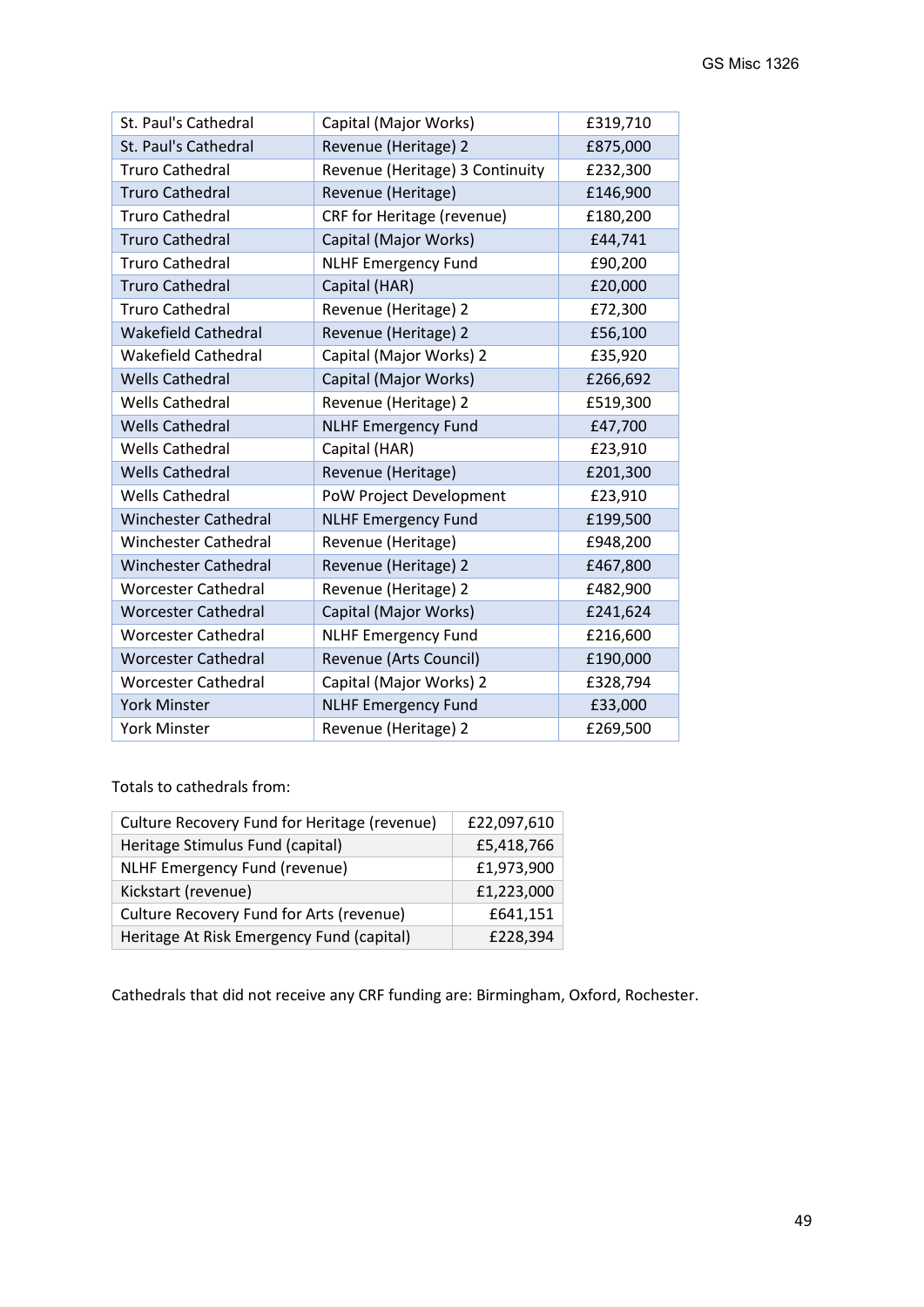| | | |
|---|---|---|
| St. Paul's Cathedral | Capital (Major Works) | £319,710 |
| St. Paul's Cathedral | Revenue (Heritage) 2 | £875,000 |
| Truro Cathedral | Revenue (Heritage) 3 Continuity | £232,300 |
| Truro Cathedral | Revenue (Heritage) | £146,900 |
| Truro Cathedral | CRF for Heritage (revenue) | £180,200 |
| Truro Cathedral | Capital (Major Works) | £44,741 |
| Truro Cathedral | NLHF Emergency Fund | £90,200 |
| Truro Cathedral | Capital (HAR) | £20,000 |
| Truro Cathedral | Revenue (Heritage) 2 | £72,300 |
| Wakefield Cathedral | Revenue (Heritage) 2 | £56,100 |
| Wakefield Cathedral | Capital (Major Works) 2 | £35,920 |
| Wells Cathedral | Capital (Major Works) | £266,692 |
| Wells Cathedral | Revenue (Heritage) 2 | £519,300 |
| Wells Cathedral | NLHF Emergency Fund | £47,700 |
| Wells Cathedral | Capital (HAR) | £23,910 |
| Wells Cathedral | Revenue (Heritage) | £201,300 |
| Wells Cathedral | PoW Project Development | £23,910 |
| Winchester Cathedral | NLHF Emergency Fund | £199,500 |
| Winchester Cathedral | Revenue (Heritage) | £948,200 |
| Winchester Cathedral | Revenue (Heritage) 2 | £467,800 |
| Worcester Cathedral | Revenue (Heritage) 2 | £482,900 |
| Worcester Cathedral | Capital (Major Works) | £241,624 |
| Worcester Cathedral | NLHF Emergency Fund | £216,600 |
| Worcester Cathedral | Revenue (Arts Council) | £190,000 |
| Worcester Cathedral | Capital (Major Works) 2 | £328,794 |
| York Minster | NLHF Emergency Fund | £33,000 |
| York Minster | Revenue (Heritage) 2 | £269,500 |

Totals to cathedrals from:

| | |
|---|---|
| Culture Recovery Fund for Heritage (revenue) | £22,097,610 |
| Heritage Stimulus Fund (capital) | £5,418,766 |
| NLHF Emergency Fund (revenue) | £1,973,900 |
| Kickstart (revenue) | £1,223,000 |
| Culture Recovery Fund for Arts (revenue) | £641,151 |
| Heritage At Risk Emergency Fund (capital) | £228,394 |

Cathedrals that did not receive any CRF funding are: Birmingham, Oxford, Rochester.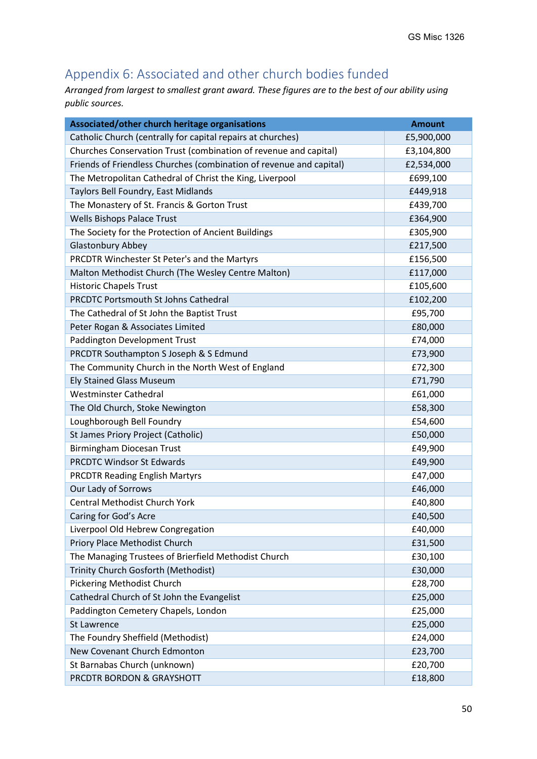## Appendix 6: Associated and other church bodies funded

*Arranged from largest to smallest grant award. These figures are to the best of our ability using public sources.*

| Associated/other church heritage organisations | Amount |
|---|---|
| Catholic Church (centrally for capital repairs at churches) | £5,900,000 |
| Churches Conservation Trust (combination of revenue and capital) | £3,104,800 |
| Friends of Friendless Churches (combination of revenue and capital) | £2,534,000 |
| The Metropolitan Cathedral of Christ the King, Liverpool | £699,100 |
| Taylors Bell Foundry, East Midlands | £449,918 |
| The Monastery of St. Francis & Gorton Trust | £439,700 |
| Wells Bishops Palace Trust | £364,900 |
| The Society for the Protection of Ancient Buildings | £305,900 |
| Glastonbury Abbey | £217,500 |
| PRCDTR Winchester St Peter's and the Martyrs | £156,500 |
| Malton Methodist Church (The Wesley Centre Malton) | £117,000 |
| Historic Chapels Trust | £105,600 |
| PRCDTC Portsmouth St Johns Cathedral | £102,200 |
| The Cathedral of St John the Baptist Trust | £95,700 |
| Peter Rogan & Associates Limited | £80,000 |
| Paddington Development Trust | £74,000 |
| PRCDTR Southampton S Joseph & S Edmund | £73,900 |
| The Community Church in the North West of England | £72,300 |
| Ely Stained Glass Museum | £71,790 |
| Westminster Cathedral | £61,000 |
| The Old Church, Stoke Newington | £58,300 |
| Loughborough Bell Foundry | £54,600 |
| St James Priory Project (Catholic) | £50,000 |
| Birmingham Diocesan Trust | £49,900 |
| PRCDTC Windsor St Edwards | £49,900 |
| PRCDTR Reading English Martyrs | £47,000 |
| Our Lady of Sorrows | £46,000 |
| Central Methodist Church York | £40,800 |
| Caring for God's Acre | £40,500 |
| Liverpool Old Hebrew Congregation | £40,000 |
| Priory Place Methodist Church | £31,500 |
| The Managing Trustees of Brierfield Methodist Church | £30,100 |
| Trinity Church Gosforth (Methodist) | £30,000 |
| Pickering Methodist Church | £28,700 |
| Cathedral Church of St John the Evangelist | £25,000 |
| Paddington Cemetery Chapels, London | £25,000 |
| St Lawrence | £25,000 |
| The Foundry Sheffield (Methodist) | £24,000 |
| New Covenant Church Edmonton | £23,700 |
| St Barnabas Church (unknown) | £20,700 |
| PRCDTR BORDON & GRAYSHOTT | £18,800 |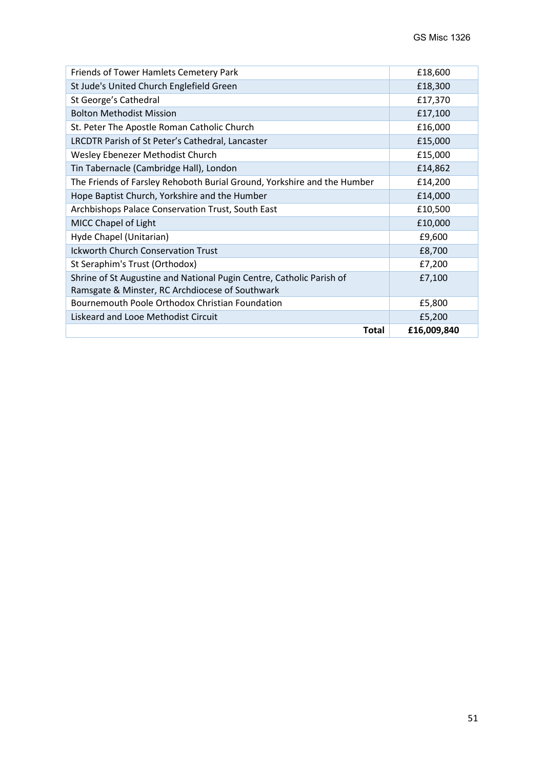| | |
|---|---|
| Friends of Tower Hamlets Cemetery Park | £18,600 |
| St Jude's United Church Englefield Green | £18,300 |
| St George's Cathedral | £17,370 |
| Bolton Methodist Mission | £17,100 |
| St. Peter The Apostle Roman Catholic Church | £16,000 |
| LRCDTR Parish of St Peter's Cathedral, Lancaster | £15,000 |
| Wesley Ebenezer Methodist Church | £15,000 |
| Tin Tabernacle (Cambridge Hall), London | £14,862 |
| The Friends of Farsley Rehoboth Burial Ground, Yorkshire and the Humber | £14,200 |
| Hope Baptist Church, Yorkshire and the Humber | £14,000 |
| Archbishops Palace Conservation Trust, South East | £10,500 |
| MICC Chapel of Light | £10,000 |
| Hyde Chapel (Unitarian) | £9,600 |
| Ickworth Church Conservation Trust | £8,700 |
| St Seraphim's Trust (Orthodox) | £7,200 |
| Shrine of St Augustine and National Pugin Centre, Catholic Parish of Ramsgate & Minster, RC Archdiocese of Southwark | £7,100 |
| Bournemouth Poole Orthodox Christian Foundation | £5,800 |
| Liskeard and Looe Methodist Circuit | £5,200 |
| **Total** | **£16,009,840** |